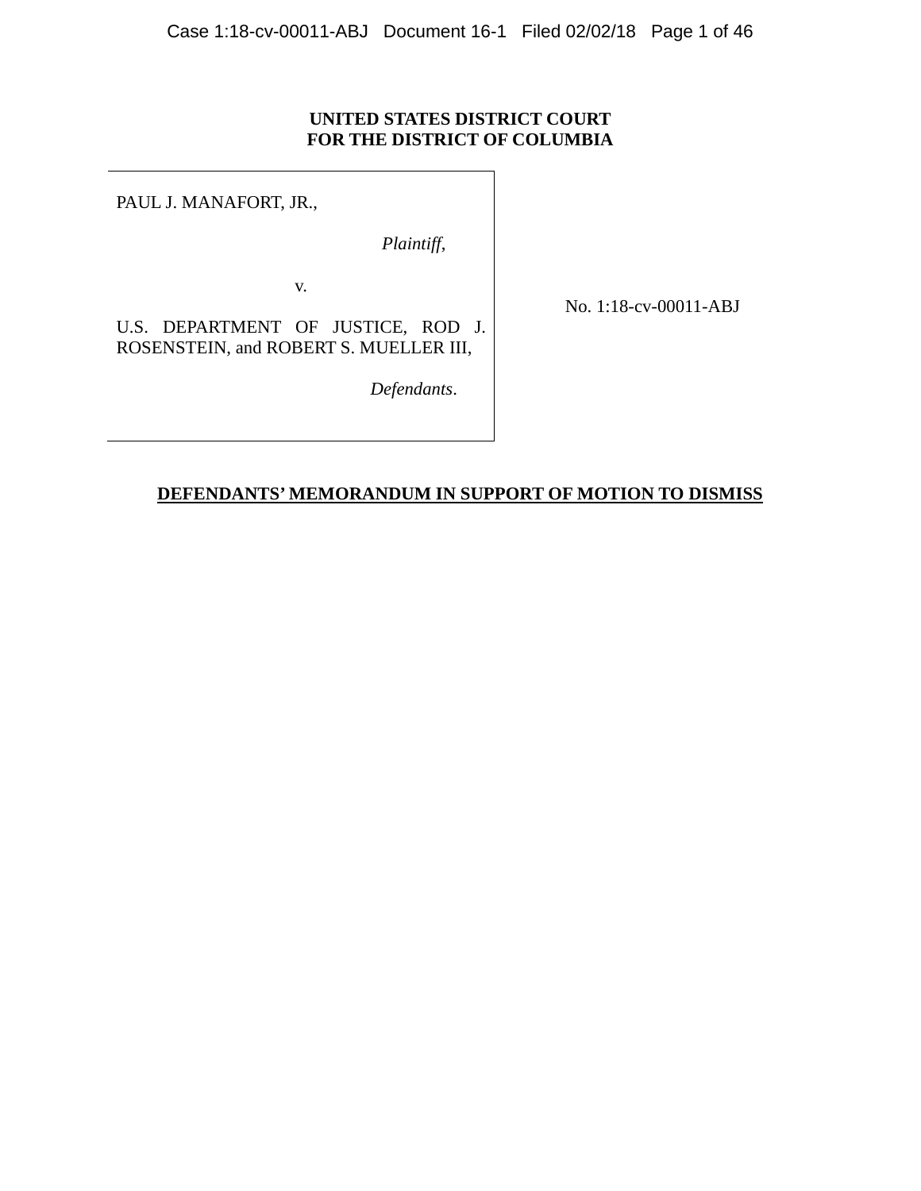**UNITED STATES DISTRICT COURT**
**FOR THE DISTRICT OF COLUMBIA**

| | |
|---|---|
| PAUL J. MANAFORT, JR.,<br><br>*Plaintiff*,<br><br>v.<br><br>U.S. DEPARTMENT OF JUSTICE, ROD J. ROSENSTEIN, and ROBERT S. MUELLER III,<br><br>*Defendants*. | No. 1:18-cv-00011-ABJ |

**DEFENDANTS' MEMORANDUM IN SUPPORT OF MOTION TO DISMISS**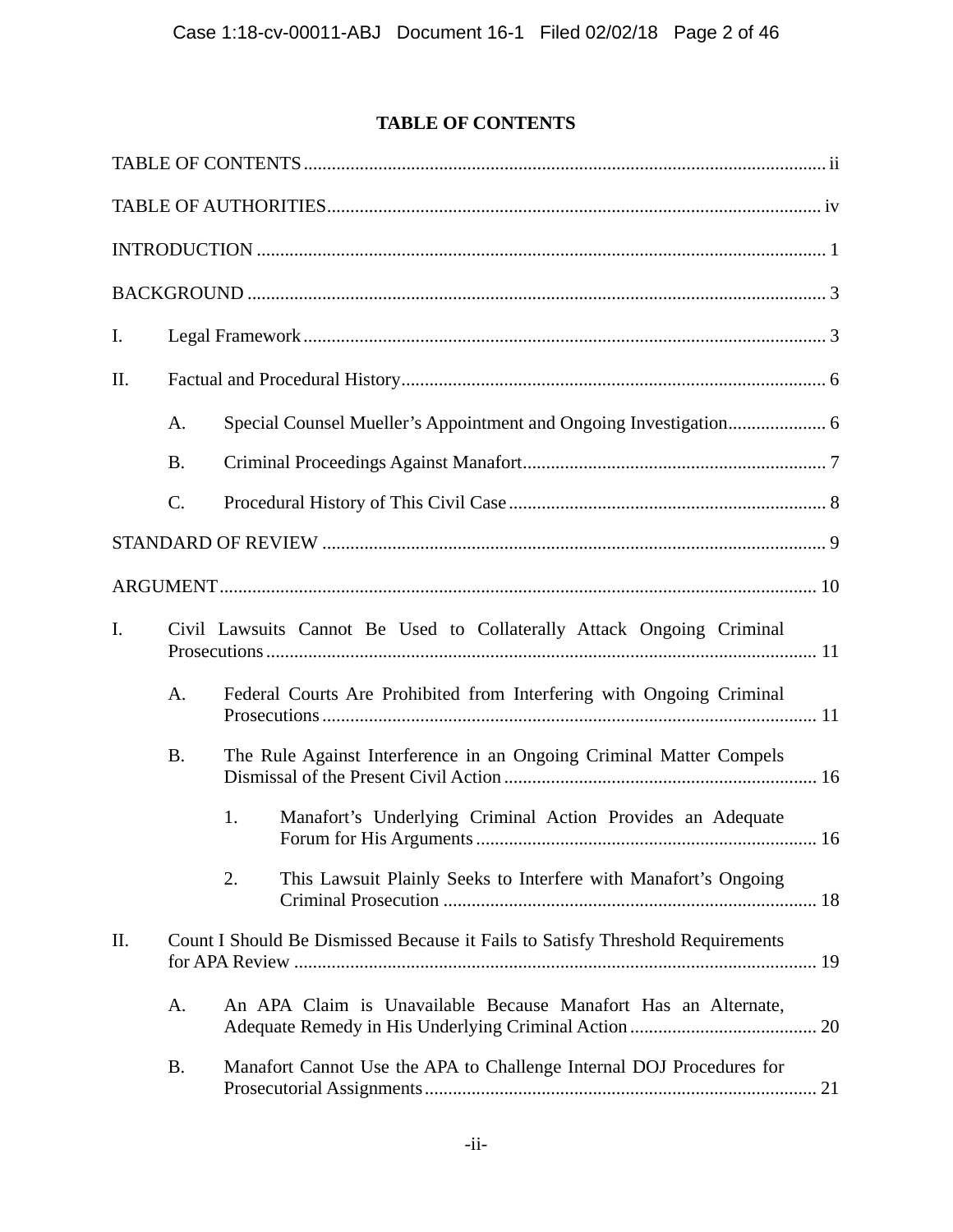## TABLE OF CONTENTS

TABLE OF CONTENTS ........................................................................................................... ii

TABLE OF AUTHORITIES ....................................................................................................... iv

INTRODUCTION ...................................................................................................................... 1

BACKGROUND ........................................................................................................................ 3

I. Legal Framework ................................................................................................................ 3

II. Factual and Procedural History ........................................................................................... 6

  A. Special Counsel Mueller's Appointment and Ongoing Investigation ..................... 6

  B. Criminal Proceedings Against Manafort ................................................................ 7

  C. Procedural History of This Civil Case .................................................................... 8

STANDARD OF REVIEW ........................................................................................................ 9

ARGUMENT ............................................................................................................................. 10

I. Civil Lawsuits Cannot Be Used to Collaterally Attack Ongoing Criminal Prosecutions ........................................................................................................................ 11

  A. Federal Courts Are Prohibited from Interfering with Ongoing Criminal Prosecutions ......................................................................................................... 11

  B. The Rule Against Interference in an Ongoing Criminal Matter Compels Dismissal of the Present Civil Action ................................................................... 16

    1. Manafort's Underlying Criminal Action Provides an Adequate Forum for His Arguments ........................................................................ 16

    2. This Lawsuit Plainly Seeks to Interfere with Manafort's Ongoing Criminal Prosecution ............................................................................... 18

II. Count I Should Be Dismissed Because it Fails to Satisfy Threshold Requirements for APA Review ................................................................................................................ 19

  A. An APA Claim is Unavailable Because Manafort Has an Alternate, Adequate Remedy in His Underlying Criminal Action ........................................ 20

  B. Manafort Cannot Use the APA to Challenge Internal DOJ Procedures for Prosecutorial Assignments .................................................................................... 21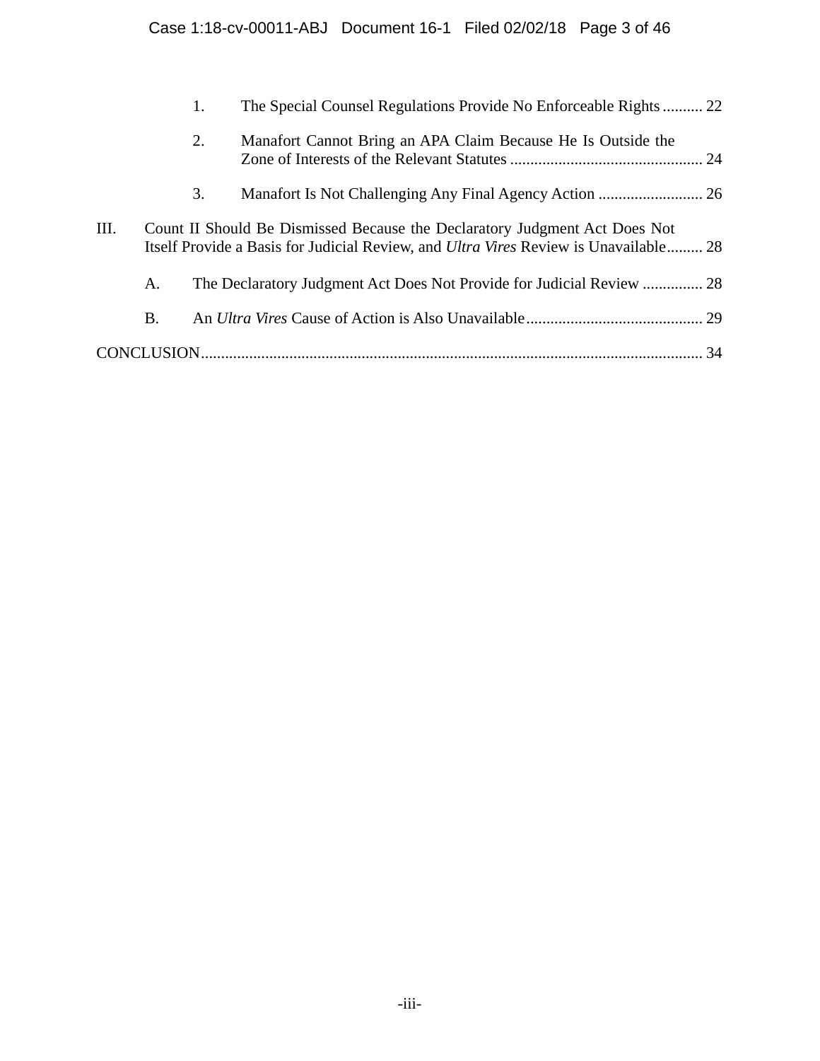1. The Special Counsel Regulations Provide No Enforceable Rights .......... 22

2. Manafort Cannot Bring an APA Claim Because He Is Outside the Zone of Interests of the Relevant Statutes ................................................ 24

3. Manafort Is Not Challenging Any Final Agency Action .......................... 26

III. Count II Should Be Dismissed Because the Declaratory Judgment Act Does Not Itself Provide a Basis for Judicial Review, and *Ultra Vires* Review is Unavailable......... 28

A. The Declaratory Judgment Act Does Not Provide for Judicial Review ............... 28

B. An *Ultra Vires* Cause of Action is Also Unavailable............................................ 29

CONCLUSION............................................................................................................................ 34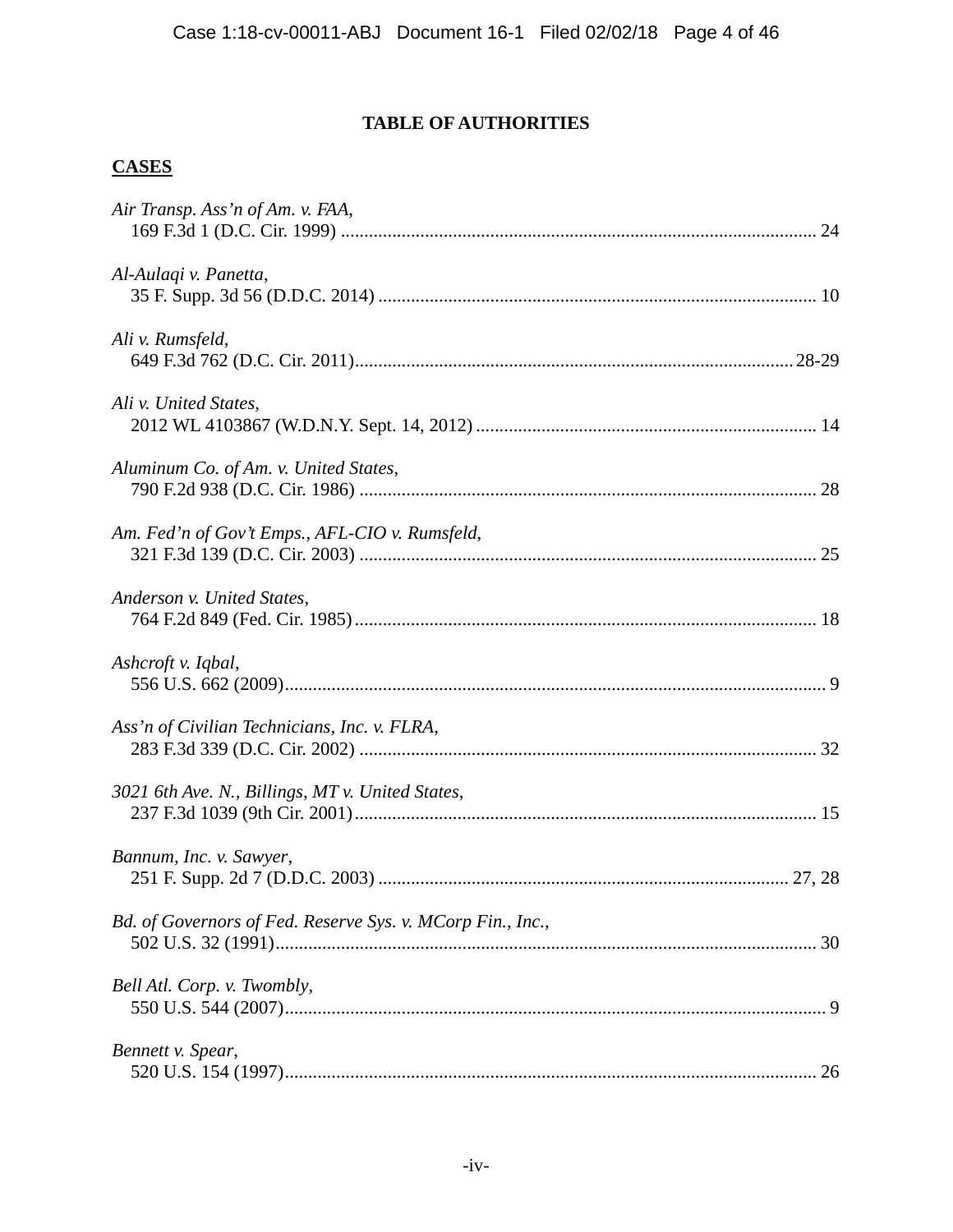## TABLE OF AUTHORITIES

### CASES

*Air Transp. Ass'n of Am. v. FAA*,
169 F.3d 1 (D.C. Cir. 1999) ..................................................................................................... 24

*Al-Aulaqi v. Panetta*,
35 F. Supp. 3d 56 (D.D.C. 2014) ............................................................................................. 10

*Ali v. Rumsfeld*,
649 F.3d 762 (D.C. Cir. 2011).............................................................................................28-29

*Ali v. United States*,
2012 WL 4103867 (W.D.N.Y. Sept. 14, 2012) ........................................................................ 14

*Aluminum Co. of Am. v. United States*,
790 F.2d 938 (D.C. Cir. 1986) ................................................................................................. 28

*Am. Fed'n of Gov't Emps., AFL-CIO v. Rumsfeld*,
321 F.3d 139 (D.C. Cir. 2003) ................................................................................................. 25

*Anderson v. United States*,
764 F.2d 849 (Fed. Cir. 1985).................................................................................................. 18

*Ashcroft v. Iqbal*,
556 U.S. 662 (2009)................................................................................................................... 9

*Ass'n of Civilian Technicians, Inc. v. FLRA*,
283 F.3d 339 (D.C. Cir. 2002) ................................................................................................. 32

*3021 6th Ave. N., Billings, MT v. United States*,
237 F.3d 1039 (9th Cir. 2001).................................................................................................. 15

*Bannum, Inc. v. Sawyer*,
251 F. Supp. 2d 7 (D.D.C. 2003) ........................................................................................ 27, 28

*Bd. of Governors of Fed. Reserve Sys. v. MCorp Fin., Inc.*,
502 U.S. 32 (1991)................................................................................................................... 30

*Bell Atl. Corp. v. Twombly*,
550 U.S. 544 (2007)................................................................................................................... 9

*Bennett v. Spear*,
520 U.S. 154 (1997)................................................................................................................. 26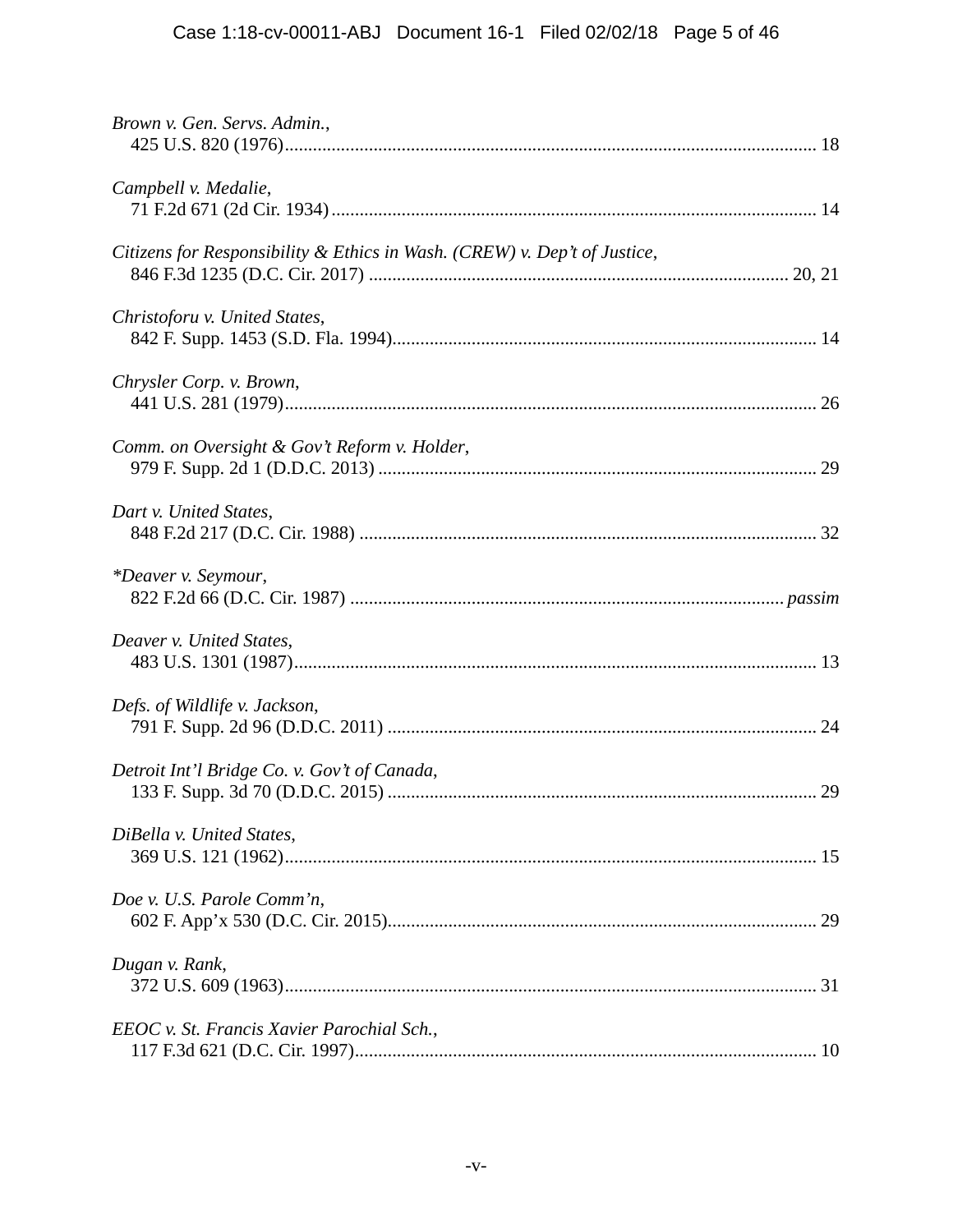*Brown v. Gen. Servs. Admin.*,
425 U.S. 820 (1976) ........................................................................................................ 18

*Campbell v. Medalie*,
71 F.2d 671 (2d Cir. 1934) ............................................................................................... 14

*Citizens for Responsibility & Ethics in Wash. (CREW) v. Dep't of Justice*,
846 F.3d 1235 (D.C. Cir. 2017) ................................................................................... 20, 21

*Christoforu v. United States*,
842 F. Supp. 1453 (S.D. Fla. 1994) .................................................................................. 14

*Chrysler Corp. v. Brown*,
441 U.S. 281 (1979) ........................................................................................................ 26

*Comm. on Oversight & Gov't Reform v. Holder*,
979 F. Supp. 2d 1 (D.D.C. 2013) ..................................................................................... 29

*Dart v. United States*,
848 F.2d 217 (D.C. Cir. 1988) ......................................................................................... 32

*\*Deaver v. Seymour*,
822 F.2d 66 (D.C. Cir. 1987) ..................................................................................... *passim*

*Deaver v. United States*,
483 U.S. 1301 (1987) ...................................................................................................... 13

*Defs. of Wildlife v. Jackson*,
791 F. Supp. 2d 96 (D.D.C. 2011) ................................................................................... 24

*Detroit Int'l Bridge Co. v. Gov't of Canada*,
133 F. Supp. 3d 70 (D.D.C. 2015) ................................................................................... 29

*DiBella v. United States*,
369 U.S. 121 (1962) ........................................................................................................ 15

*Doe v. U.S. Parole Comm'n*,
602 F. App'x 530 (D.C. Cir. 2015) .................................................................................. 29

*Dugan v. Rank*,
372 U.S. 609 (1963) ........................................................................................................ 31

*EEOC v. St. Francis Xavier Parochial Sch.*,
117 F.3d 621 (D.C. Cir. 1997) ......................................................................................... 10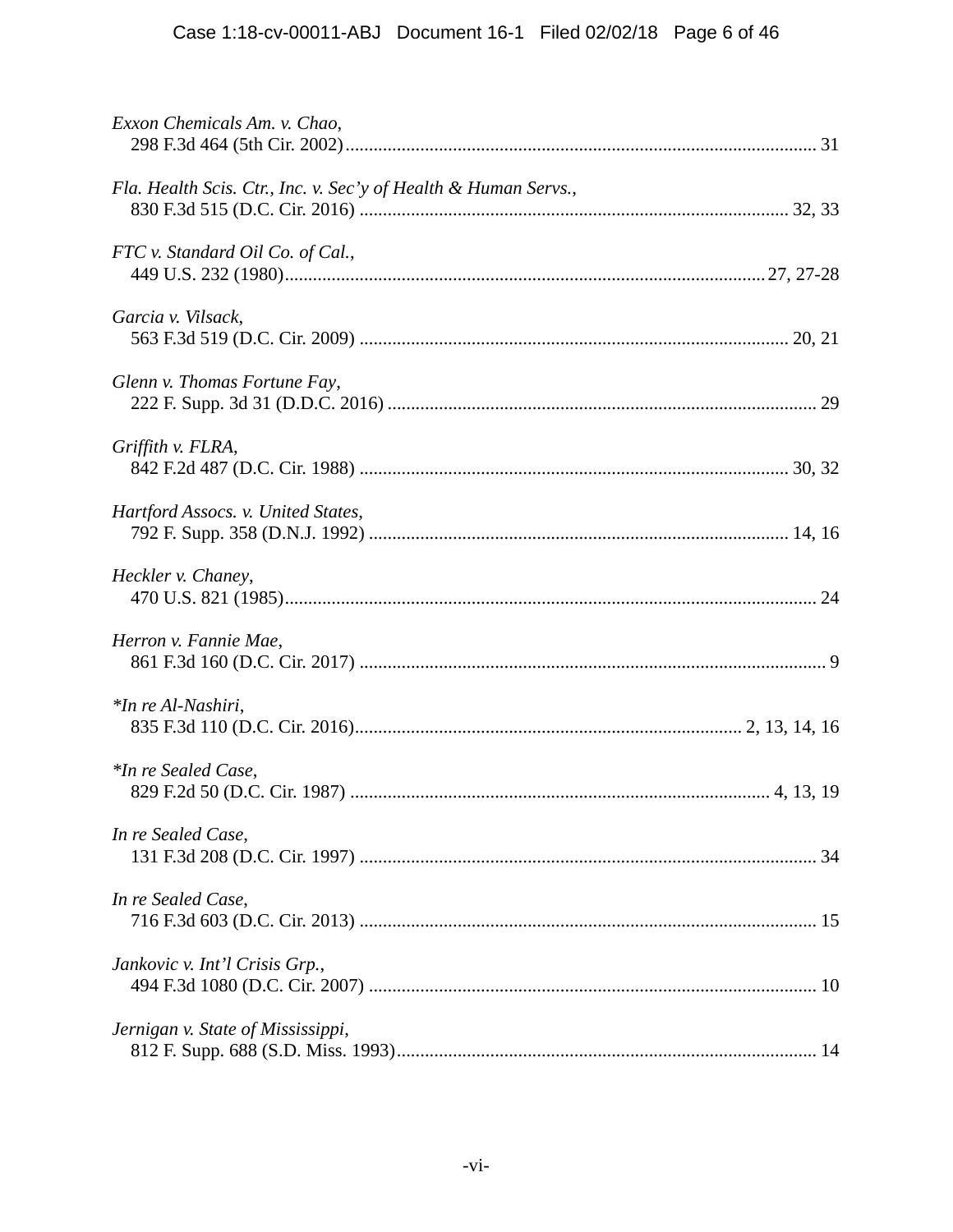*Exxon Chemicals Am. v. Chao*,
298 F.3d 464 (5th Cir. 2002) ..................................................................................................... 31

*Fla. Health Scis. Ctr., Inc. v. Sec'y of Health & Human Servs.*,
830 F.3d 515 (D.C. Cir. 2016) ........................................................................................... 32, 33

*FTC v. Standard Oil Co. of Cal.*,
449 U.S. 232 (1980) ....................................................................................................... 27, 27-28

*Garcia v. Vilsack*,
563 F.3d 519 (D.C. Cir. 2009) ........................................................................................... 20, 21

*Glenn v. Thomas Fortune Fay*,
222 F. Supp. 3d 31 (D.D.C. 2016) ........................................................................................... 29

*Griffith v. FLRA*,
842 F.2d 487 (D.C. Cir. 1988) ........................................................................................... 30, 32

*Hartford Assocs. v. United States*,
792 F. Supp. 358 (D.N.J. 1992) ......................................................................................... 14, 16

*Heckler v. Chaney*,
470 U.S. 821 (1985) ................................................................................................................. 24

*Herron v. Fannie Mae*,
861 F.3d 160 (D.C. Cir. 2017) .................................................................................................... 9

**In re Al-Nashiri*,
835 F.3d 110 (D.C. Cir. 2016) ................................................................................... 2, 13, 14, 16

**In re Sealed Case*,
829 F.2d 50 (D.C. Cir. 1987) ......................................................................................... 4, 13, 19

*In re Sealed Case*,
131 F.3d 208 (D.C. Cir. 1997) .................................................................................................. 34

*In re Sealed Case*,
716 F.3d 603 (D.C. Cir. 2013) .................................................................................................. 15

*Jankovic v. Int'l Crisis Grp.*,
494 F.3d 1080 (D.C. Cir. 2007) ................................................................................................ 10

*Jernigan v. State of Mississippi*,
812 F. Supp. 688 (S.D. Miss. 1993) .......................................................................................... 14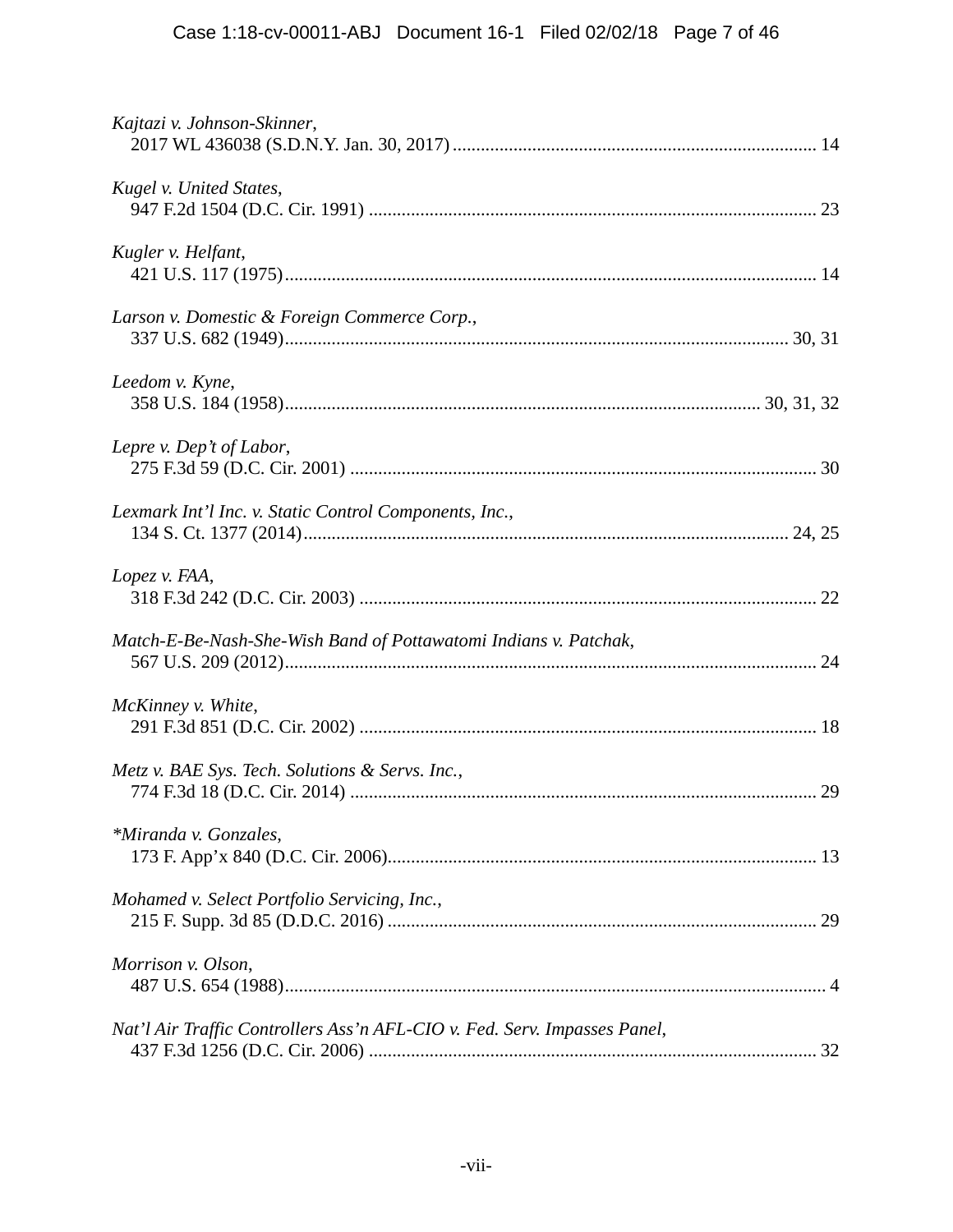*Kajtazi v. Johnson-Skinner*,
2017 WL 436038 (S.D.N.Y. Jan. 30, 2017) ............................................................................... 14

*Kugel v. United States*,
947 F.2d 1504 (D.C. Cir. 1991) ............................................................................................... 23

*Kugler v. Helfant*,
421 U.S. 117 (1975)................................................................................................................. 14

*Larson v. Domestic & Foreign Commerce Corp.*,
337 U.S. 682 (1949)........................................................................................................... 30, 31

*Leedom v. Kyne*,
358 U.S. 184 (1958)..................................................................................................... 30, 31, 32

*Lepre v. Dep't of Labor*,
275 F.3d 59 (D.C. Cir. 2001) ................................................................................................... 30

*Lexmark Int'l Inc. v. Static Control Components, Inc.*,
134 S. Ct. 1377 (2014)........................................................................................................ 24, 25

*Lopez v. FAA*,
318 F.3d 242 (D.C. Cir. 2003) ................................................................................................. 22

*Match-E-Be-Nash-She-Wish Band of Pottawatomi Indians v. Patchak*,
567 U.S. 209 (2012)................................................................................................................. 24

*McKinney v. White*,
291 F.3d 851 (D.C. Cir. 2002) ................................................................................................. 18

*Metz v. BAE Sys. Tech. Solutions & Servs. Inc.*,
774 F.3d 18 (D.C. Cir. 2014) ................................................................................................... 29

*\*Miranda v. Gonzales*,
173 F. App'x 840 (D.C. Cir. 2006)........................................................................................... 13

*Mohamed v. Select Portfolio Servicing, Inc.*,
215 F. Supp. 3d 85 (D.D.C. 2016) ........................................................................................... 29

*Morrison v. Olson*,
487 U.S. 654 (1988)................................................................................................................... 4

*Nat'l Air Traffic Controllers Ass'n AFL-CIO v. Fed. Serv. Impasses Panel*,
437 F.3d 1256 (D.C. Cir. 2006) ............................................................................................... 32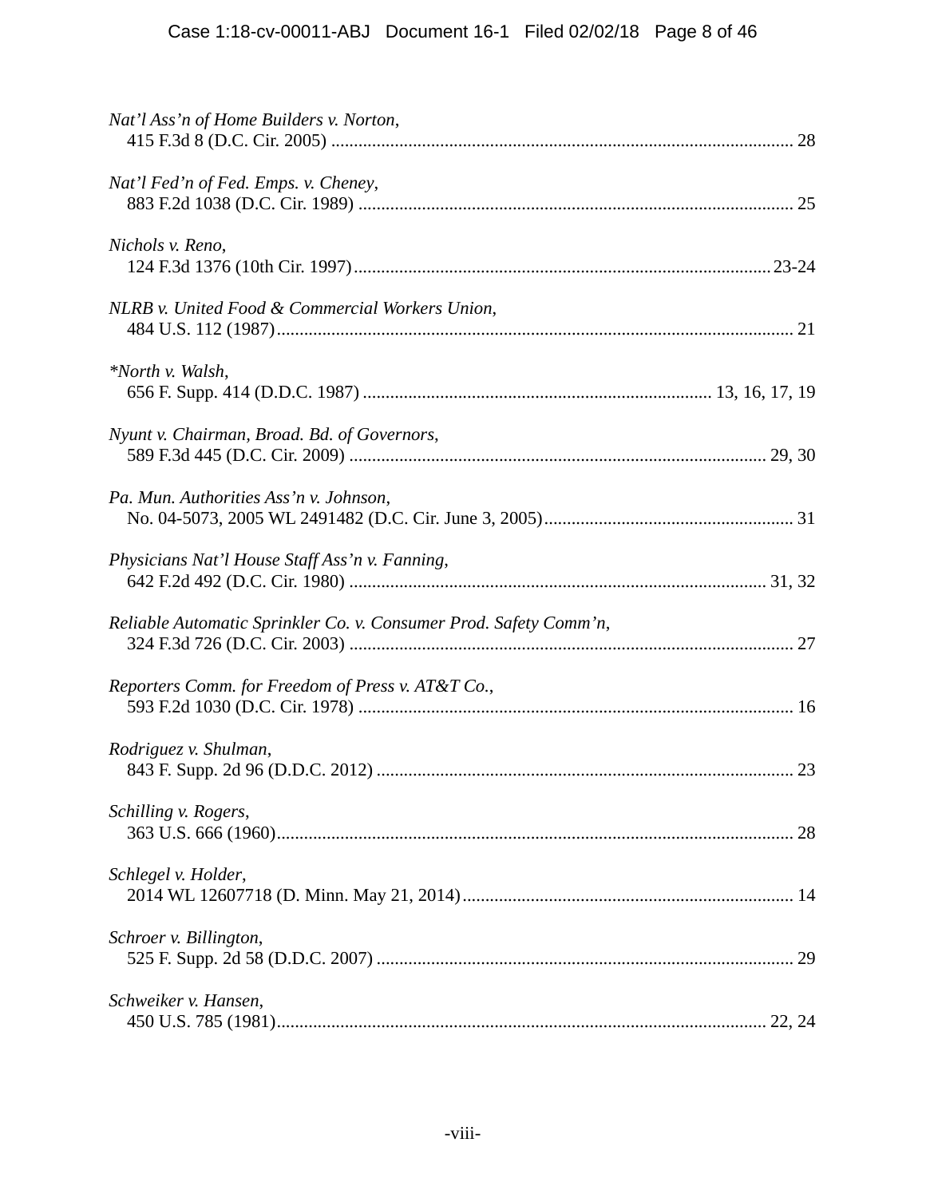*Nat'l Ass'n of Home Builders v. Norton*,
415 F.3d 8 (D.C. Cir. 2005) ........................................................................................................ 28

*Nat'l Fed'n of Fed. Emps. v. Cheney*,
883 F.2d 1038 (D.C. Cir. 1989) ................................................................................................ 25

*Nichols v. Reno*,
124 F.3d 1376 (10th Cir. 1997)............................................................................................23-24

*NLRB v. United Food & Commercial Workers Union*,
484 U.S. 112 (1987)................................................................................................................... 21

*\*North v. Walsh*,
656 F. Supp. 414 (D.D.C. 1987) ............................................................................ 13, 16, 17, 19

*Nyunt v. Chairman, Broad. Bd. of Governors*,
589 F.3d 445 (D.C. Cir. 2009) ............................................................................................ 29, 30

*Pa. Mun. Authorities Ass'n v. Johnson*,
No. 04-5073, 2005 WL 2491482 (D.C. Cir. June 3, 2005)....................................................... 31

*Physicians Nat'l House Staff Ass'n v. Fanning*,
642 F.2d 492 (D.C. Cir. 1980) ............................................................................................ 31, 32

*Reliable Automatic Sprinkler Co. v. Consumer Prod. Safety Comm'n*,
324 F.3d 726 (D.C. Cir. 2003) .................................................................................................. 27

*Reporters Comm. for Freedom of Press v. AT&T Co.*,
593 F.2d 1030 (D.C. Cir. 1978) ................................................................................................ 16

*Rodriguez v. Shulman*,
843 F. Supp. 2d 96 (D.D.C. 2012) ............................................................................................ 23

*Schilling v. Rogers*,
363 U.S. 666 (1960)................................................................................................................... 28

*Schlegel v. Holder*,
2014 WL 12607718 (D. Minn. May 21, 2014)......................................................................... 14

*Schroer v. Billington*,
525 F. Supp. 2d 58 (D.D.C. 2007) ............................................................................................ 29

*Schweiker v. Hansen*,
450 U.S. 785 (1981)............................................................................................................ 22, 24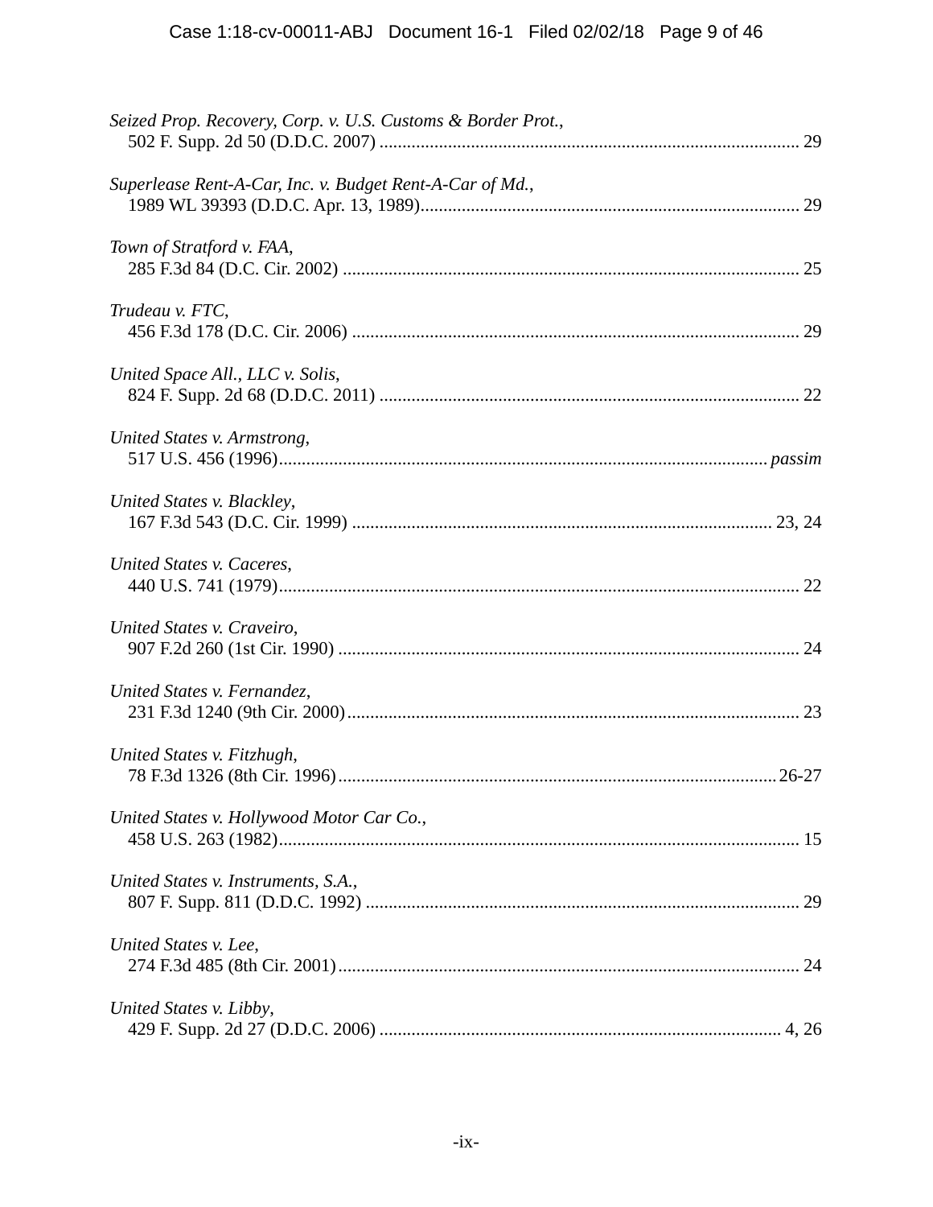*Seized Prop. Recovery, Corp. v. U.S. Customs & Border Prot.*,
502 F. Supp. 2d 50 (D.D.C. 2007) .......... 29

*Superlease Rent-A-Car, Inc. v. Budget Rent-A-Car of Md.*,
1989 WL 39393 (D.D.C. Apr. 13, 1989) .......... 29

*Town of Stratford v. FAA*,
285 F.3d 84 (D.C. Cir. 2002) .......... 25

*Trudeau v. FTC*,
456 F.3d 178 (D.C. Cir. 2006) .......... 29

*United Space All., LLC v. Solis*,
824 F. Supp. 2d 68 (D.D.C. 2011) .......... 22

*United States v. Armstrong*,
517 U.S. 456 (1996) .......... *passim*

*United States v. Blackley*,
167 F.3d 543 (D.C. Cir. 1999) .......... 23, 24

*United States v. Caceres*,
440 U.S. 741 (1979) .......... 22

*United States v. Craveiro*,
907 F.2d 260 (1st Cir. 1990) .......... 24

*United States v. Fernandez*,
231 F.3d 1240 (9th Cir. 2000) .......... 23

*United States v. Fitzhugh*,
78 F.3d 1326 (8th Cir. 1996) .......... 26-27

*United States v. Hollywood Motor Car Co.*,
458 U.S. 263 (1982) .......... 15

*United States v. Instruments, S.A.*,
807 F. Supp. 811 (D.D.C. 1992) .......... 29

*United States v. Lee*,
274 F.3d 485 (8th Cir. 2001) .......... 24

*United States v. Libby*,
429 F. Supp. 2d 27 (D.D.C. 2006) .......... 4, 26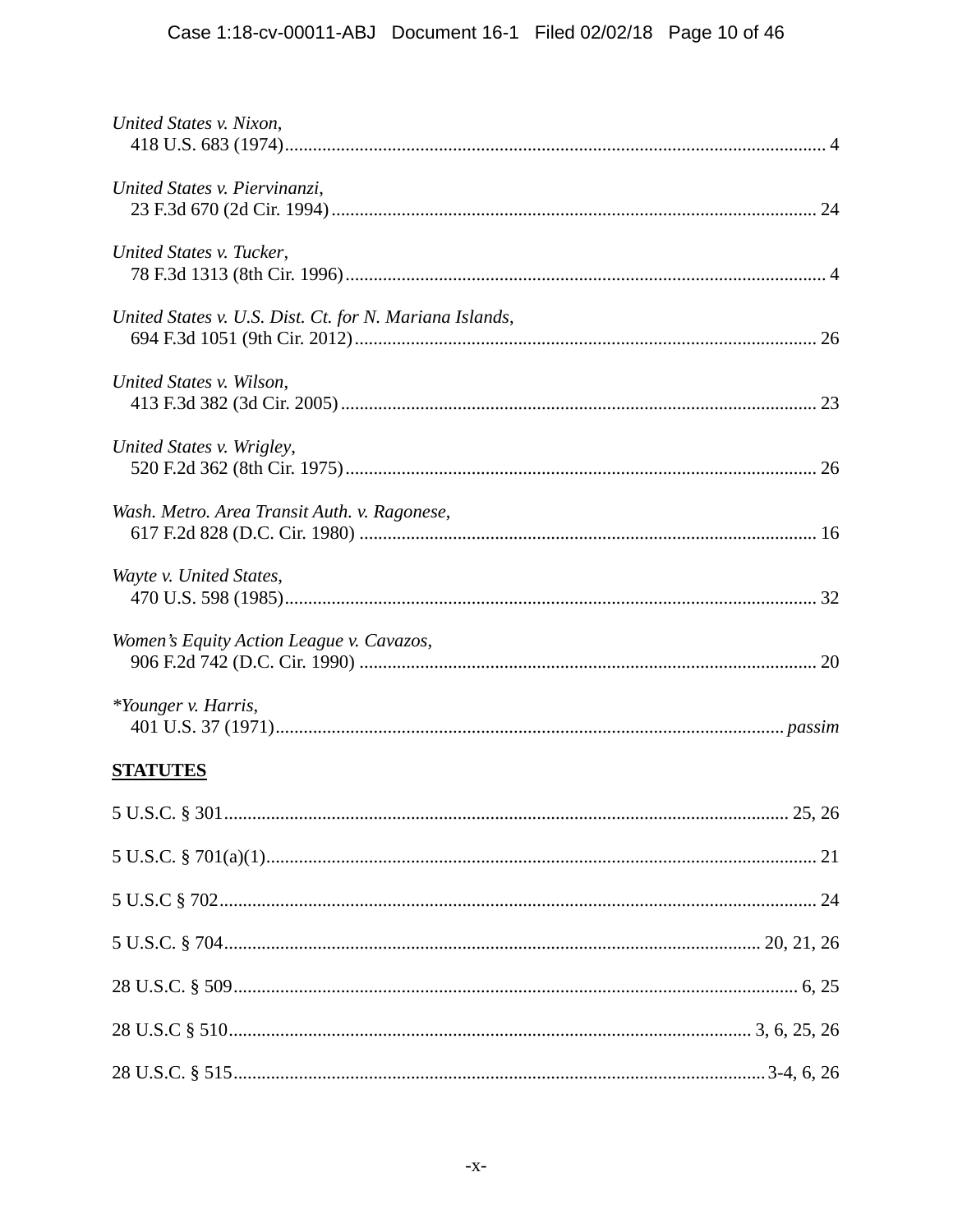*United States v. Nixon*,
418 U.S. 683 (1974) .......... 4

*United States v. Piervinanzi*,
23 F.3d 670 (2d Cir. 1994) .......... 24

*United States v. Tucker*,
78 F.3d 1313 (8th Cir. 1996) .......... 4

*United States v. U.S. Dist. Ct. for N. Mariana Islands*,
694 F.3d 1051 (9th Cir. 2012) .......... 26

*United States v. Wilson*,
413 F.3d 382 (3d Cir. 2005) .......... 23

*United States v. Wrigley*,
520 F.2d 362 (8th Cir. 1975) .......... 26

*Wash. Metro. Area Transit Auth. v. Ragonese*,
617 F.2d 828 (D.C. Cir. 1980) .......... 16

*Wayte v. United States*,
470 U.S. 598 (1985) .......... 32

*Women's Equity Action League v. Cavazos*,
906 F.2d 742 (D.C. Cir. 1990) .......... 20

**Younger v. Harris*,
401 U.S. 37 (1971) .......... *passim*

**STATUTES**

5 U.S.C. § 301 .......... 25, 26

5 U.S.C. § 701(a)(1) .......... 21

5 U.S.C § 702 .......... 24

5 U.S.C. § 704 .......... 20, 21, 26

28 U.S.C. § 509 .......... 6, 25

28 U.S.C § 510 .......... 3, 6, 25, 26

28 U.S.C. § 515 .......... 3-4, 6, 26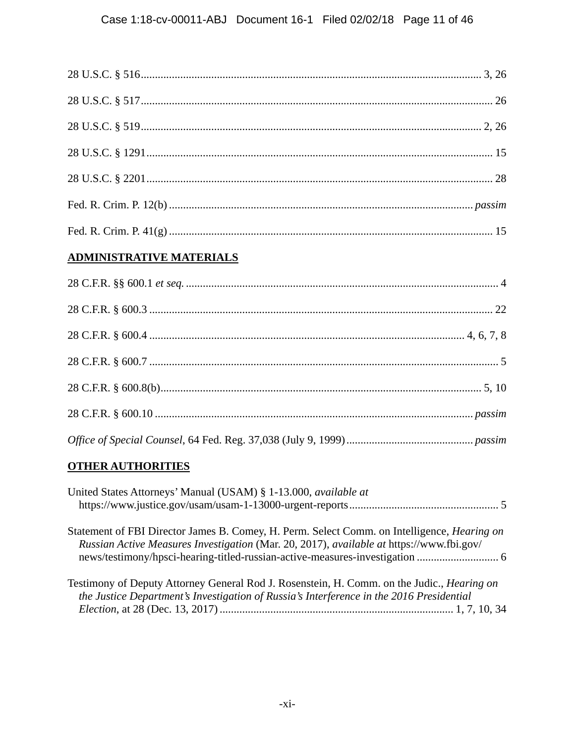28 U.S.C. § 516 .......................................................................................................... 3, 26

28 U.S.C. § 517 ................................................................................................................ 26

28 U.S.C. § 519 .......................................................................................................... 2, 26

28 U.S.C. § 1291 .............................................................................................................. 15

28 U.S.C. § 2201 .............................................................................................................. 28

Fed. R. Crim. P. 12(b) ............................................................................................... *passim*

Fed. R. Crim. P. 41(g) ...................................................................................................... 15

**ADMINISTRATIVE MATERIALS**

28 C.F.R. §§ 600.1 *et seq.* ................................................................................................ 4

28 C.F.R. § 600.3 ............................................................................................................. 22

28 C.F.R. § 600.4 ................................................................................................ 4, 6, 7, 8

28 C.F.R. § 600.7 ............................................................................................................... 5

28 C.F.R. § 600.8(b) ..................................................................................................... 5, 10

28 C.F.R. § 600.10 .................................................................................................... *passim*

*Office of Special Counsel*, 64 Fed. Reg. 37,038 (July 9, 1999) ................................... *passim*

**OTHER AUTHORITIES**

United States Attorneys' Manual (USAM) § 1-13.000, *available at* https://www.justice.gov/usam/usam-1-13000-urgent-reports ....................................................... 5

Statement of FBI Director James B. Comey, H. Perm. Select Comm. on Intelligence, *Hearing on Russian Active Measures Investigation* (Mar. 20, 2017), *available at* https://www.fbi.gov/news/testimony/hpsci-hearing-titled-russian-active-measures-investigation ............................ 6

Testimony of Deputy Attorney General Rod J. Rosenstein, H. Comm. on the Judic., *Hearing on the Justice Department's Investigation of Russia's Interference in the 2016 Presidential Election*, at 28 (Dec. 13, 2017) .................................................................................. 1, 7, 10, 34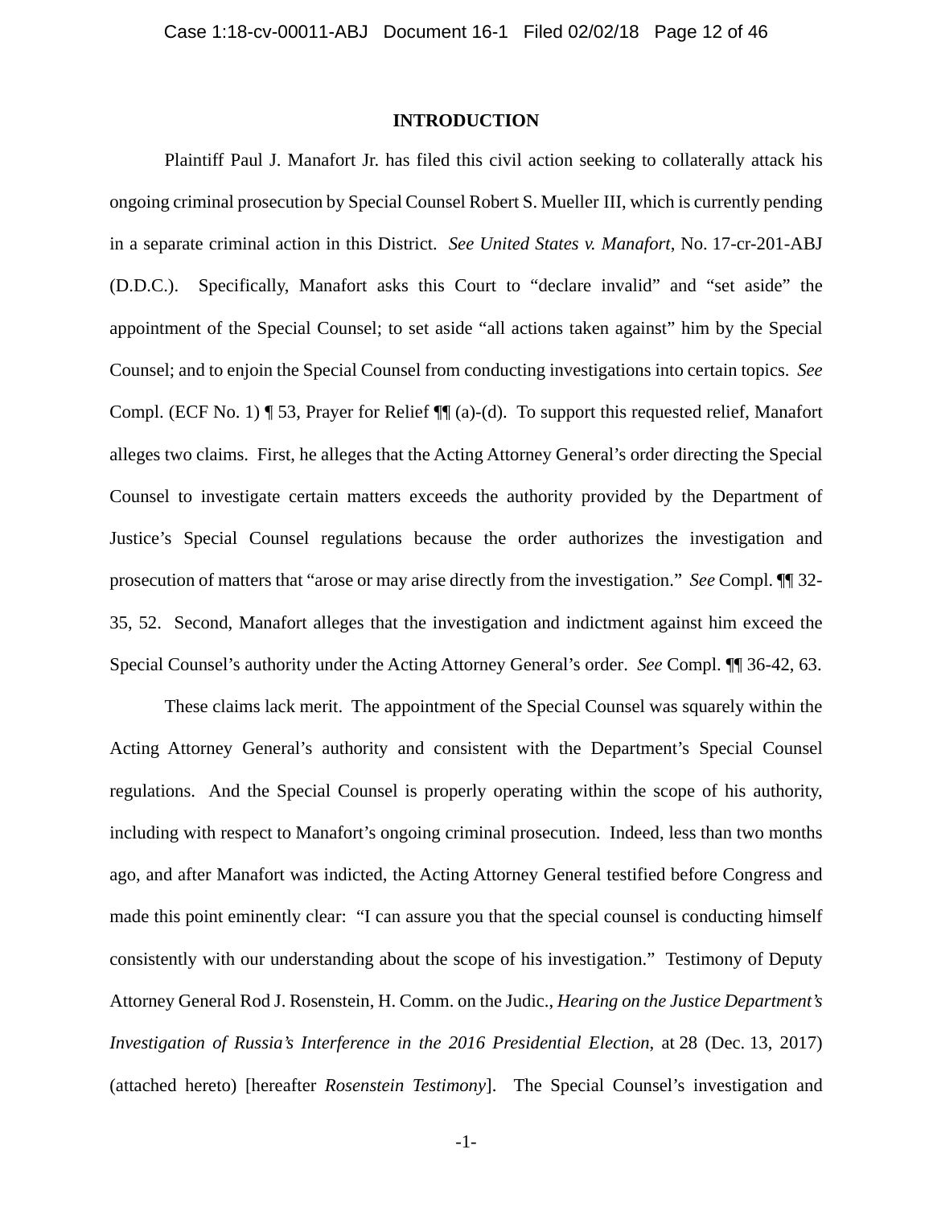## INTRODUCTION

Plaintiff Paul J. Manafort Jr. has filed this civil action seeking to collaterally attack his ongoing criminal prosecution by Special Counsel Robert S. Mueller III, which is currently pending in a separate criminal action in this District. *See United States v. Manafort*, No. 17-cr-201-ABJ (D.D.C.). Specifically, Manafort asks this Court to "declare invalid" and "set aside" the appointment of the Special Counsel; to set aside "all actions taken against" him by the Special Counsel; and to enjoin the Special Counsel from conducting investigations into certain topics. *See* Compl. (ECF No. 1) ¶ 53, Prayer for Relief ¶¶ (a)-(d). To support this requested relief, Manafort alleges two claims. First, he alleges that the Acting Attorney General's order directing the Special Counsel to investigate certain matters exceeds the authority provided by the Department of Justice's Special Counsel regulations because the order authorizes the investigation and prosecution of matters that "arose or may arise directly from the investigation." *See* Compl. ¶¶ 32-35, 52. Second, Manafort alleges that the investigation and indictment against him exceed the Special Counsel's authority under the Acting Attorney General's order. *See* Compl. ¶¶ 36-42, 63.

These claims lack merit. The appointment of the Special Counsel was squarely within the Acting Attorney General's authority and consistent with the Department's Special Counsel regulations. And the Special Counsel is properly operating within the scope of his authority, including with respect to Manafort's ongoing criminal prosecution. Indeed, less than two months ago, and after Manafort was indicted, the Acting Attorney General testified before Congress and made this point eminently clear: "I can assure you that the special counsel is conducting himself consistently with our understanding about the scope of his investigation." Testimony of Deputy Attorney General Rod J. Rosenstein, H. Comm. on the Judic., *Hearing on the Justice Department's Investigation of Russia's Interference in the 2016 Presidential Election*, at 28 (Dec. 13, 2017) (attached hereto) [hereafter *Rosenstein Testimony*]. The Special Counsel's investigation and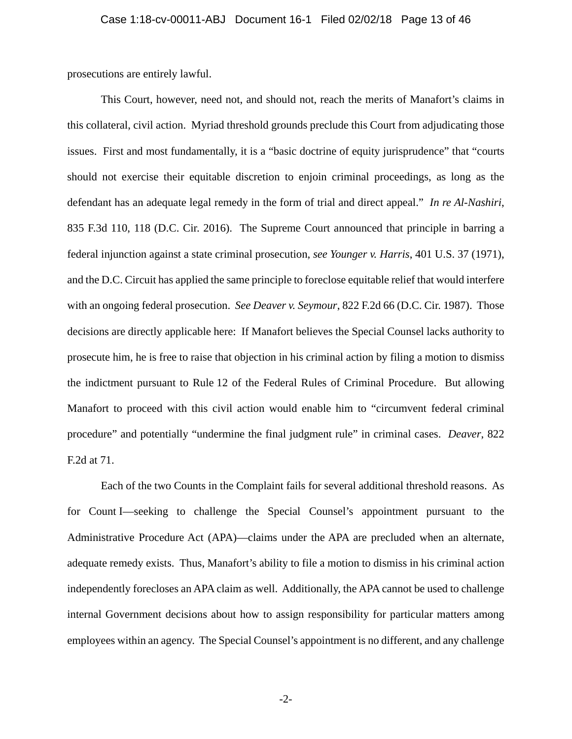prosecutions are entirely lawful.

This Court, however, need not, and should not, reach the merits of Manafort's claims in this collateral, civil action. Myriad threshold grounds preclude this Court from adjudicating those issues. First and most fundamentally, it is a "basic doctrine of equity jurisprudence" that "courts should not exercise their equitable discretion to enjoin criminal proceedings, as long as the defendant has an adequate legal remedy in the form of trial and direct appeal." *In re Al-Nashiri*, 835 F.3d 110, 118 (D.C. Cir. 2016). The Supreme Court announced that principle in barring a federal injunction against a state criminal prosecution, *see Younger v. Harris*, 401 U.S. 37 (1971), and the D.C. Circuit has applied the same principle to foreclose equitable relief that would interfere with an ongoing federal prosecution. *See Deaver v. Seymour*, 822 F.2d 66 (D.C. Cir. 1987). Those decisions are directly applicable here: If Manafort believes the Special Counsel lacks authority to prosecute him, he is free to raise that objection in his criminal action by filing a motion to dismiss the indictment pursuant to Rule 12 of the Federal Rules of Criminal Procedure. But allowing Manafort to proceed with this civil action would enable him to "circumvent federal criminal procedure" and potentially "undermine the final judgment rule" in criminal cases. *Deaver*, 822 F.2d at 71.

Each of the two Counts in the Complaint fails for several additional threshold reasons. As for Count I—seeking to challenge the Special Counsel's appointment pursuant to the Administrative Procedure Act (APA)—claims under the APA are precluded when an alternate, adequate remedy exists. Thus, Manafort's ability to file a motion to dismiss in his criminal action independently forecloses an APA claim as well. Additionally, the APA cannot be used to challenge internal Government decisions about how to assign responsibility for particular matters among employees within an agency. The Special Counsel's appointment is no different, and any challenge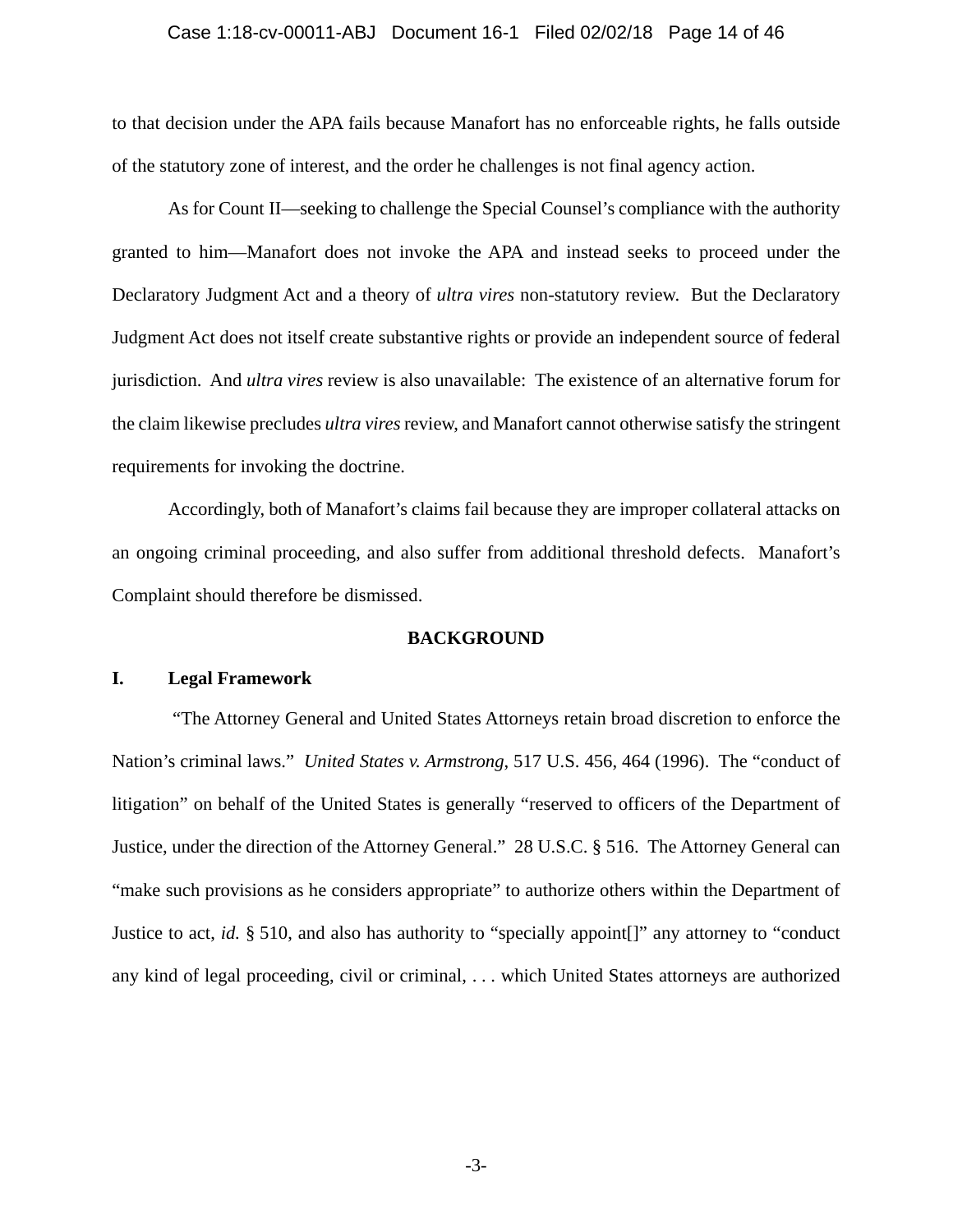to that decision under the APA fails because Manafort has no enforceable rights, he falls outside of the statutory zone of interest, and the order he challenges is not final agency action.

As for Count II—seeking to challenge the Special Counsel's compliance with the authority granted to him—Manafort does not invoke the APA and instead seeks to proceed under the Declaratory Judgment Act and a theory of *ultra vires* non-statutory review. But the Declaratory Judgment Act does not itself create substantive rights or provide an independent source of federal jurisdiction. And *ultra vires* review is also unavailable: The existence of an alternative forum for the claim likewise precludes *ultra vires* review, and Manafort cannot otherwise satisfy the stringent requirements for invoking the doctrine.

Accordingly, both of Manafort's claims fail because they are improper collateral attacks on an ongoing criminal proceeding, and also suffer from additional threshold defects. Manafort's Complaint should therefore be dismissed.

## BACKGROUND

### I. Legal Framework

"The Attorney General and United States Attorneys retain broad discretion to enforce the Nation's criminal laws." *United States v. Armstrong*, 517 U.S. 456, 464 (1996). The "conduct of litigation" on behalf of the United States is generally "reserved to officers of the Department of Justice, under the direction of the Attorney General." 28 U.S.C. § 516. The Attorney General can "make such provisions as he considers appropriate" to authorize others within the Department of Justice to act, *id.* § 510, and also has authority to "specially appoint[]" any attorney to "conduct any kind of legal proceeding, civil or criminal, . . . which United States attorneys are authorized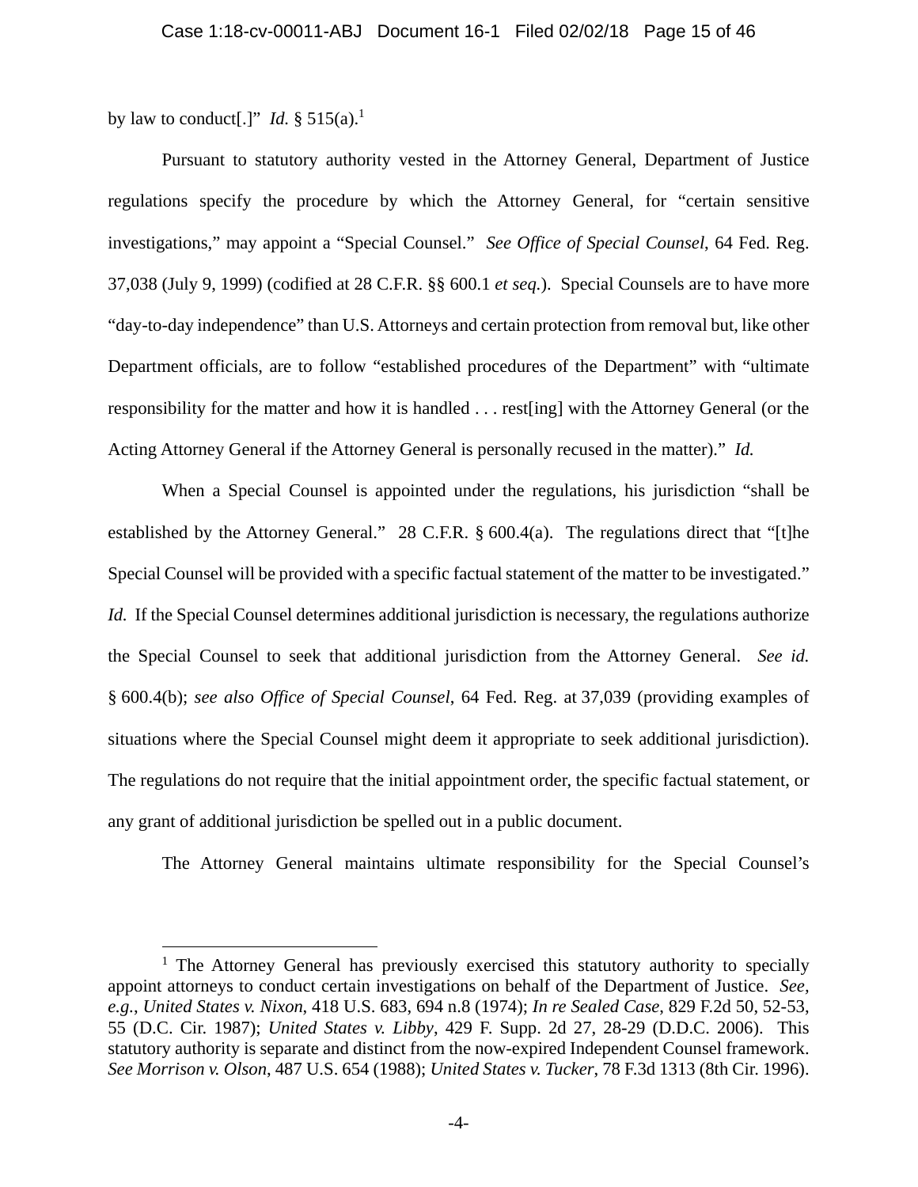by law to conduct[.]" *Id.* § 515(a).[1]

Pursuant to statutory authority vested in the Attorney General, Department of Justice regulations specify the procedure by which the Attorney General, for "certain sensitive investigations," may appoint a "Special Counsel." *See Office of Special Counsel*, 64 Fed. Reg. 37,038 (July 9, 1999) (codified at 28 C.F.R. §§ 600.1 *et seq.*). Special Counsels are to have more "day-to-day independence" than U.S. Attorneys and certain protection from removal but, like other Department officials, are to follow "established procedures of the Department" with "ultimate responsibility for the matter and how it is handled . . . rest[ing] with the Attorney General (or the Acting Attorney General if the Attorney General is personally recused in the matter)." *Id.*

When a Special Counsel is appointed under the regulations, his jurisdiction "shall be established by the Attorney General." 28 C.F.R. § 600.4(a). The regulations direct that "[t]he Special Counsel will be provided with a specific factual statement of the matter to be investigated." *Id.* If the Special Counsel determines additional jurisdiction is necessary, the regulations authorize the Special Counsel to seek that additional jurisdiction from the Attorney General. *See id.* § 600.4(b); *see also Office of Special Counsel*, 64 Fed. Reg. at 37,039 (providing examples of situations where the Special Counsel might deem it appropriate to seek additional jurisdiction). The regulations do not require that the initial appointment order, the specific factual statement, or any grant of additional jurisdiction be spelled out in a public document.

The Attorney General maintains ultimate responsibility for the Special Counsel's

---

[1] The Attorney General has previously exercised this statutory authority to specially appoint attorneys to conduct certain investigations on behalf of the Department of Justice. *See, e.g.*, *United States v. Nixon*, 418 U.S. 683, 694 n.8 (1974); *In re Sealed Case*, 829 F.2d 50, 52-53, 55 (D.C. Cir. 1987); *United States v. Libby*, 429 F. Supp. 2d 27, 28-29 (D.D.C. 2006). This statutory authority is separate and distinct from the now-expired Independent Counsel framework. *See Morrison v. Olson*, 487 U.S. 654 (1988); *United States v. Tucker*, 78 F.3d 1313 (8th Cir. 1996).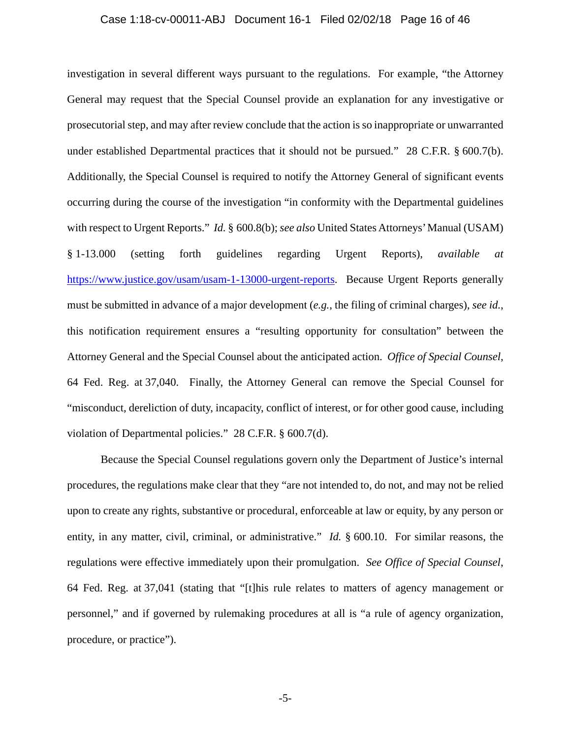investigation in several different ways pursuant to the regulations. For example, "the Attorney General may request that the Special Counsel provide an explanation for any investigative or prosecutorial step, and may after review conclude that the action is so inappropriate or unwarranted under established Departmental practices that it should not be pursued." 28 C.F.R. § 600.7(b). Additionally, the Special Counsel is required to notify the Attorney General of significant events occurring during the course of the investigation "in conformity with the Departmental guidelines with respect to Urgent Reports." *Id.* § 600.8(b); *see also* United States Attorneys' Manual (USAM) § 1-13.000 (setting forth guidelines regarding Urgent Reports), *available at* [https://www.justice.gov/usam/usam-1-13000-urgent-reports](https://www.justice.gov/usam/usam-1-13000-urgent-reports). Because Urgent Reports generally must be submitted in advance of a major development (*e.g.*, the filing of criminal charges), *see id.*, this notification requirement ensures a "resulting opportunity for consultation" between the Attorney General and the Special Counsel about the anticipated action. *Office of Special Counsel*, 64 Fed. Reg. at 37,040. Finally, the Attorney General can remove the Special Counsel for "misconduct, dereliction of duty, incapacity, conflict of interest, or for other good cause, including violation of Departmental policies." 28 C.F.R. § 600.7(d).

Because the Special Counsel regulations govern only the Department of Justice's internal procedures, the regulations make clear that they "are not intended to, do not, and may not be relied upon to create any rights, substantive or procedural, enforceable at law or equity, by any person or entity, in any matter, civil, criminal, or administrative." *Id.* § 600.10. For similar reasons, the regulations were effective immediately upon their promulgation. *See Office of Special Counsel*, 64 Fed. Reg. at 37,041 (stating that "[t]his rule relates to matters of agency management or personnel," and if governed by rulemaking procedures at all is "a rule of agency organization, procedure, or practice").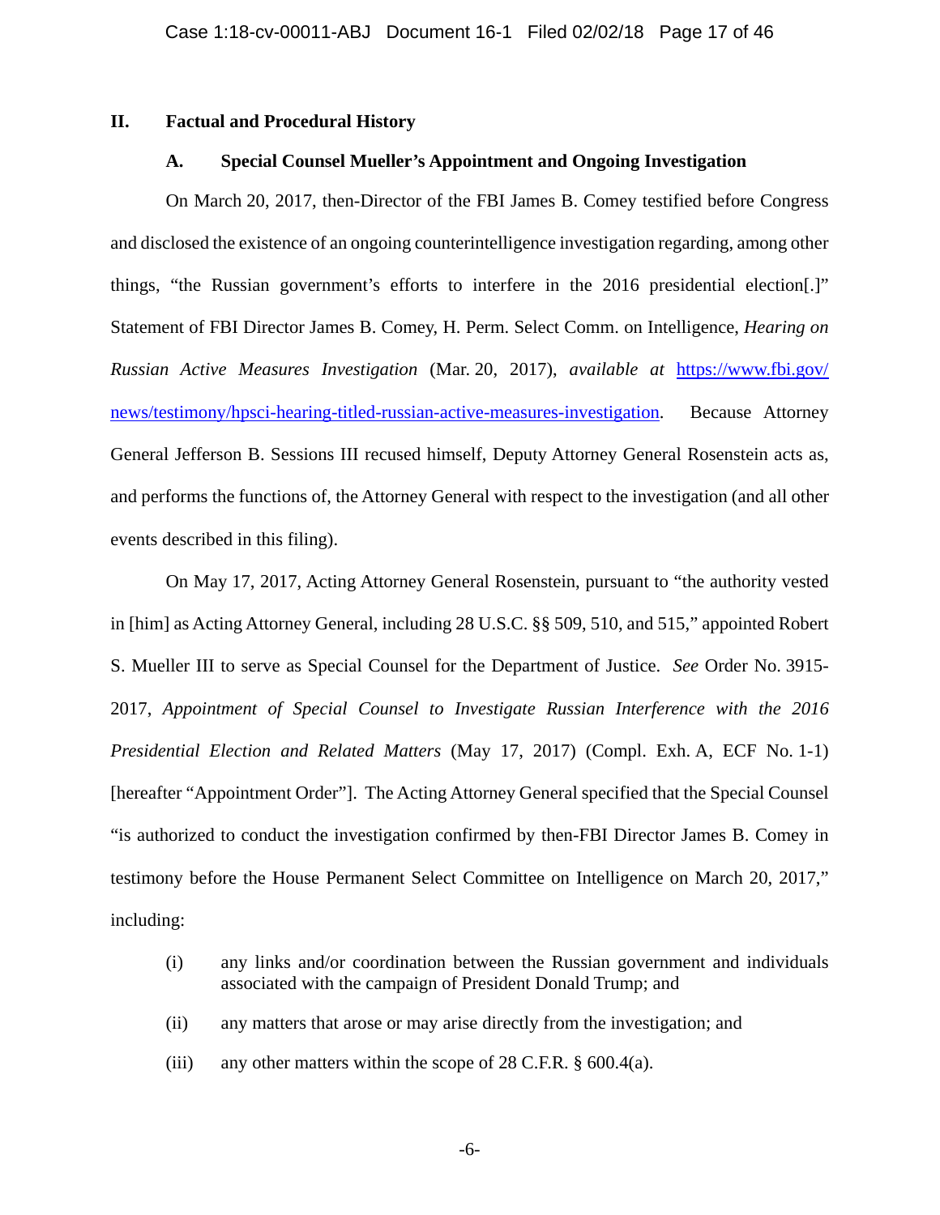## II. Factual and Procedural History

### A. Special Counsel Mueller's Appointment and Ongoing Investigation

On March 20, 2017, then-Director of the FBI James B. Comey testified before Congress and disclosed the existence of an ongoing counterintelligence investigation regarding, among other things, "the Russian government's efforts to interfere in the 2016 presidential election[.]" Statement of FBI Director James B. Comey, H. Perm. Select Comm. on Intelligence, *Hearing on Russian Active Measures Investigation* (Mar. 20, 2017), *available at* https://www.fbi.gov/news/testimony/hpsci-hearing-titled-russian-active-measures-investigation. Because Attorney General Jefferson B. Sessions III recused himself, Deputy Attorney General Rosenstein acts as, and performs the functions of, the Attorney General with respect to the investigation (and all other events described in this filing).

On May 17, 2017, Acting Attorney General Rosenstein, pursuant to "the authority vested in [him] as Acting Attorney General, including 28 U.S.C. §§ 509, 510, and 515," appointed Robert S. Mueller III to serve as Special Counsel for the Department of Justice. *See* Order No. 3915-2017, *Appointment of Special Counsel to Investigate Russian Interference with the 2016 Presidential Election and Related Matters* (May 17, 2017) (Compl. Exh. A, ECF No. 1-1) [hereafter "Appointment Order"]. The Acting Attorney General specified that the Special Counsel "is authorized to conduct the investigation confirmed by then-FBI Director James B. Comey in testimony before the House Permanent Select Committee on Intelligence on March 20, 2017," including:

(i) any links and/or coordination between the Russian government and individuals associated with the campaign of President Donald Trump; and

(ii) any matters that arose or may arise directly from the investigation; and

(iii) any other matters within the scope of 28 C.F.R. § 600.4(a).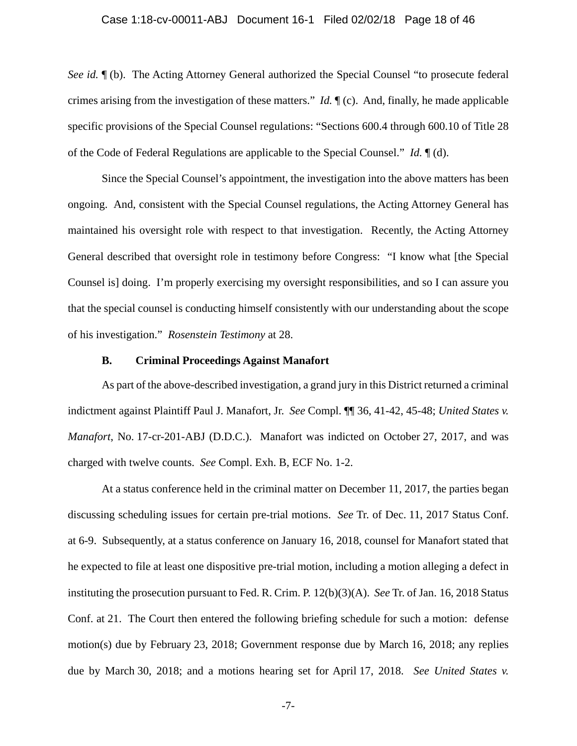*See id.* ¶ (b). The Acting Attorney General authorized the Special Counsel "to prosecute federal crimes arising from the investigation of these matters." *Id.* ¶ (c). And, finally, he made applicable specific provisions of the Special Counsel regulations: "Sections 600.4 through 600.10 of Title 28 of the Code of Federal Regulations are applicable to the Special Counsel." *Id.* ¶ (d).

Since the Special Counsel's appointment, the investigation into the above matters has been ongoing. And, consistent with the Special Counsel regulations, the Acting Attorney General has maintained his oversight role with respect to that investigation. Recently, the Acting Attorney General described that oversight role in testimony before Congress: "I know what [the Special Counsel is] doing. I'm properly exercising my oversight responsibilities, and so I can assure you that the special counsel is conducting himself consistently with our understanding about the scope of his investigation." *Rosenstein Testimony* at 28.

### B. Criminal Proceedings Against Manafort

As part of the above-described investigation, a grand jury in this District returned a criminal indictment against Plaintiff Paul J. Manafort, Jr. *See* Compl. ¶¶ 36, 41-42, 45-48; *United States v. Manafort*, No. 17-cr-201-ABJ (D.D.C.). Manafort was indicted on October 27, 2017, and was charged with twelve counts. *See* Compl. Exh. B, ECF No. 1-2.

At a status conference held in the criminal matter on December 11, 2017, the parties began discussing scheduling issues for certain pre-trial motions. *See* Tr. of Dec. 11, 2017 Status Conf. at 6-9. Subsequently, at a status conference on January 16, 2018, counsel for Manafort stated that he expected to file at least one dispositive pre-trial motion, including a motion alleging a defect in instituting the prosecution pursuant to Fed. R. Crim. P. 12(b)(3)(A). *See* Tr. of Jan. 16, 2018 Status Conf. at 21. The Court then entered the following briefing schedule for such a motion: defense motion(s) due by February 23, 2018; Government response due by March 16, 2018; any replies due by March 30, 2018; and a motions hearing set for April 17, 2018. *See United States v.*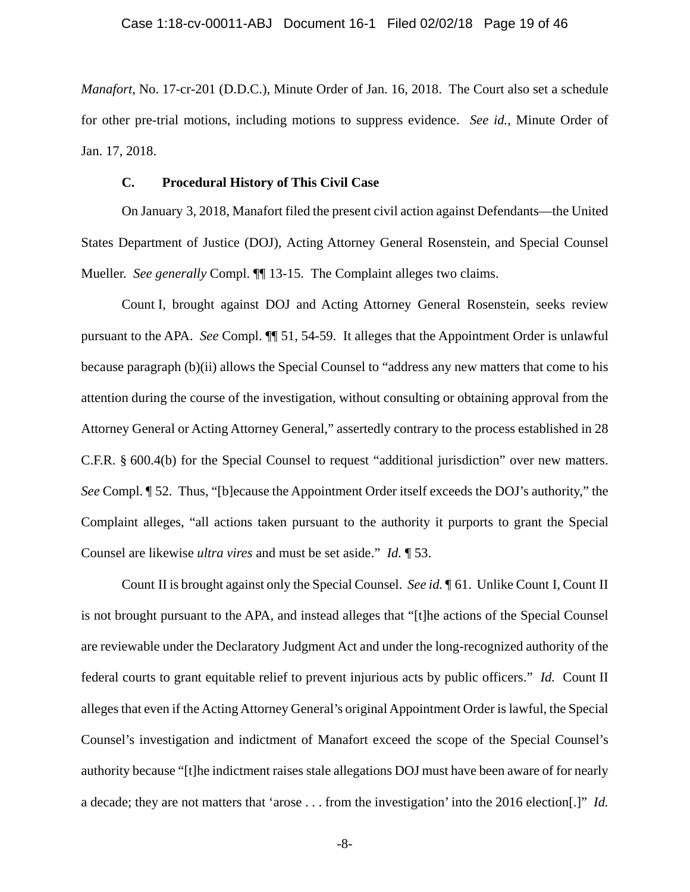*Manafort*, No. 17-cr-201 (D.D.C.), Minute Order of Jan. 16, 2018. The Court also set a schedule for other pre-trial motions, including motions to suppress evidence. *See id.*, Minute Order of Jan. 17, 2018.

### C. Procedural History of This Civil Case

On January 3, 2018, Manafort filed the present civil action against Defendants—the United States Department of Justice (DOJ), Acting Attorney General Rosenstein, and Special Counsel Mueller. *See generally* Compl. ¶¶ 13-15. The Complaint alleges two claims.

Count I, brought against DOJ and Acting Attorney General Rosenstein, seeks review pursuant to the APA. *See* Compl. ¶¶ 51, 54-59. It alleges that the Appointment Order is unlawful because paragraph (b)(ii) allows the Special Counsel to "address any new matters that come to his attention during the course of the investigation, without consulting or obtaining approval from the Attorney General or Acting Attorney General," assertedly contrary to the process established in 28 C.F.R. § 600.4(b) for the Special Counsel to request "additional jurisdiction" over new matters. *See* Compl. ¶ 52. Thus, "[b]ecause the Appointment Order itself exceeds the DOJ's authority," the Complaint alleges, "all actions taken pursuant to the authority it purports to grant the Special Counsel are likewise *ultra vires* and must be set aside." *Id.* ¶ 53.

Count II is brought against only the Special Counsel. *See id.* ¶ 61. Unlike Count I, Count II is not brought pursuant to the APA, and instead alleges that "[t]he actions of the Special Counsel are reviewable under the Declaratory Judgment Act and under the long-recognized authority of the federal courts to grant equitable relief to prevent injurious acts by public officers." *Id.* Count II alleges that even if the Acting Attorney General's original Appointment Order is lawful, the Special Counsel's investigation and indictment of Manafort exceed the scope of the Special Counsel's authority because "[t]he indictment raises stale allegations DOJ must have been aware of for nearly a decade; they are not matters that 'arose . . . from the investigation' into the 2016 election[.]" *Id.*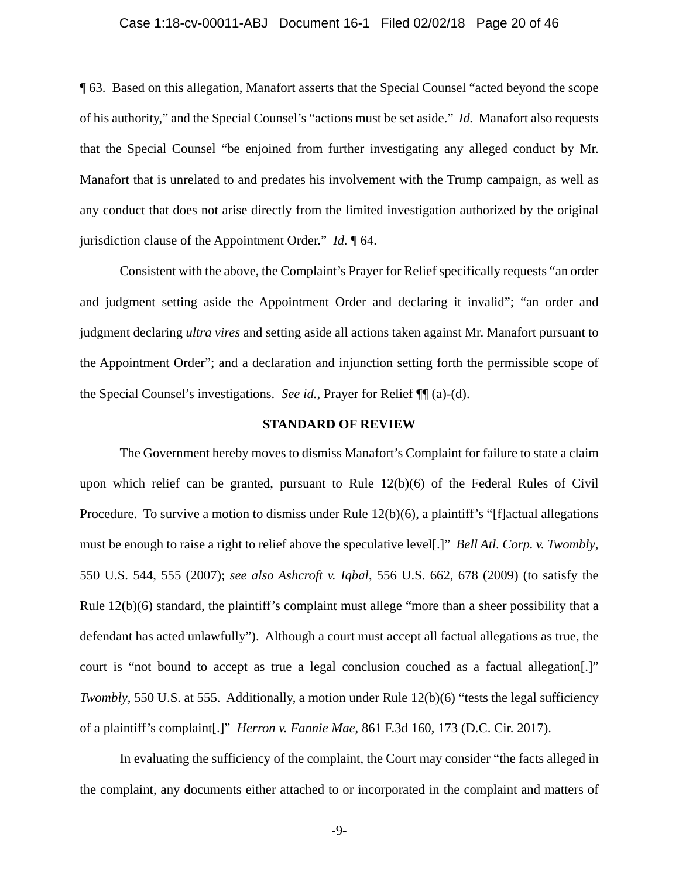¶ 63. Based on this allegation, Manafort asserts that the Special Counsel "acted beyond the scope of his authority," and the Special Counsel's "actions must be set aside." *Id.* Manafort also requests that the Special Counsel "be enjoined from further investigating any alleged conduct by Mr. Manafort that is unrelated to and predates his involvement with the Trump campaign, as well as any conduct that does not arise directly from the limited investigation authorized by the original jurisdiction clause of the Appointment Order." *Id.* ¶ 64.

Consistent with the above, the Complaint's Prayer for Relief specifically requests "an order and judgment setting aside the Appointment Order and declaring it invalid"; "an order and judgment declaring *ultra vires* and setting aside all actions taken against Mr. Manafort pursuant to the Appointment Order"; and a declaration and injunction setting forth the permissible scope of the Special Counsel's investigations. *See id.*, Prayer for Relief ¶¶ (a)-(d).

## STANDARD OF REVIEW

The Government hereby moves to dismiss Manafort's Complaint for failure to state a claim upon which relief can be granted, pursuant to Rule 12(b)(6) of the Federal Rules of Civil Procedure. To survive a motion to dismiss under Rule 12(b)(6), a plaintiff's "[f]actual allegations must be enough to raise a right to relief above the speculative level[.]" *Bell Atl. Corp. v. Twombly*, 550 U.S. 544, 555 (2007); *see also Ashcroft v. Iqbal*, 556 U.S. 662, 678 (2009) (to satisfy the Rule 12(b)(6) standard, the plaintiff's complaint must allege "more than a sheer possibility that a defendant has acted unlawfully"). Although a court must accept all factual allegations as true, the court is "not bound to accept as true a legal conclusion couched as a factual allegation[.]" *Twombly*, 550 U.S. at 555. Additionally, a motion under Rule 12(b)(6) "tests the legal sufficiency of a plaintiff's complaint[.]" *Herron v. Fannie Mae*, 861 F.3d 160, 173 (D.C. Cir. 2017).

In evaluating the sufficiency of the complaint, the Court may consider "the facts alleged in the complaint, any documents either attached to or incorporated in the complaint and matters of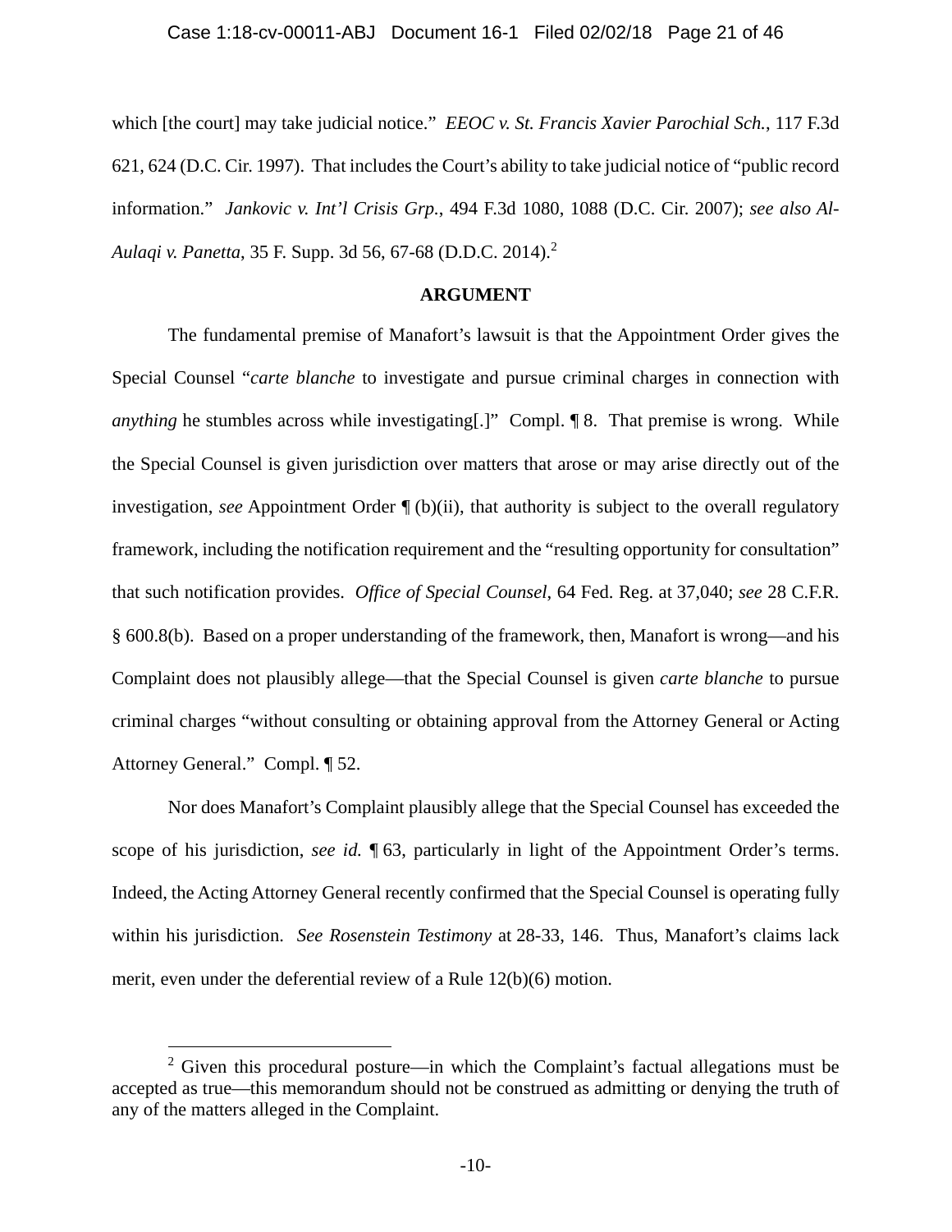which [the court] may take judicial notice." *EEOC v. St. Francis Xavier Parochial Sch.*, 117 F.3d 621, 624 (D.C. Cir. 1997). That includes the Court's ability to take judicial notice of "public record information." *Jankovic v. Int'l Crisis Grp.*, 494 F.3d 1080, 1088 (D.C. Cir. 2007); *see also Al-Aulaqi v. Panetta*, 35 F. Supp. 3d 56, 67-68 (D.D.C. 2014).[2]

## ARGUMENT

The fundamental premise of Manafort's lawsuit is that the Appointment Order gives the Special Counsel "*carte blanche* to investigate and pursue criminal charges in connection with *anything* he stumbles across while investigating[.]" Compl. ¶ 8. That premise is wrong. While the Special Counsel is given jurisdiction over matters that arose or may arise directly out of the investigation, *see* Appointment Order ¶ (b)(ii), that authority is subject to the overall regulatory framework, including the notification requirement and the "resulting opportunity for consultation" that such notification provides. *Office of Special Counsel*, 64 Fed. Reg. at 37,040; *see* 28 C.F.R. § 600.8(b). Based on a proper understanding of the framework, then, Manafort is wrong—and his Complaint does not plausibly allege—that the Special Counsel is given *carte blanche* to pursue criminal charges "without consulting or obtaining approval from the Attorney General or Acting Attorney General." Compl. ¶ 52.

Nor does Manafort's Complaint plausibly allege that the Special Counsel has exceeded the scope of his jurisdiction, *see id.* ¶ 63, particularly in light of the Appointment Order's terms. Indeed, the Acting Attorney General recently confirmed that the Special Counsel is operating fully within his jurisdiction. *See Rosenstein Testimony* at 28-33, 146. Thus, Manafort's claims lack merit, even under the deferential review of a Rule 12(b)(6) motion.

---

[2] Given this procedural posture—in which the Complaint's factual allegations must be accepted as true—this memorandum should not be construed as admitting or denying the truth of any of the matters alleged in the Complaint.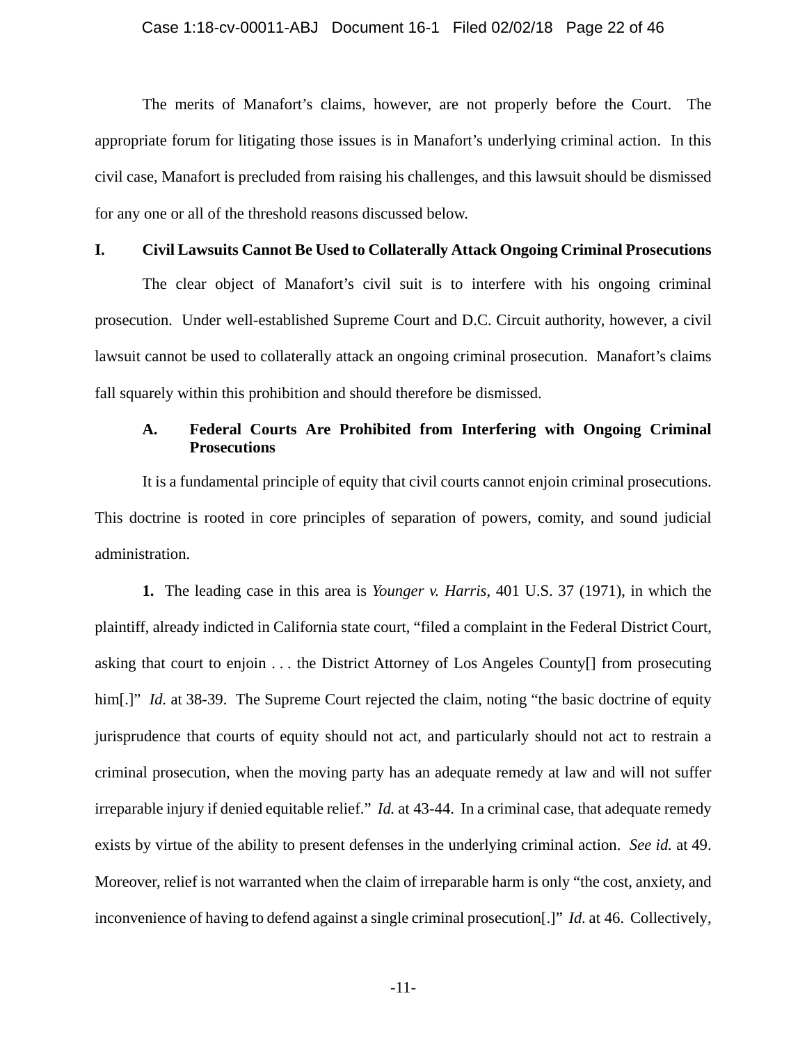The merits of Manafort's claims, however, are not properly before the Court. The appropriate forum for litigating those issues is in Manafort's underlying criminal action. In this civil case, Manafort is precluded from raising his challenges, and this lawsuit should be dismissed for any one or all of the threshold reasons discussed below.

## I. Civil Lawsuits Cannot Be Used to Collaterally Attack Ongoing Criminal Prosecutions

The clear object of Manafort's civil suit is to interfere with his ongoing criminal prosecution. Under well-established Supreme Court and D.C. Circuit authority, however, a civil lawsuit cannot be used to collaterally attack an ongoing criminal prosecution. Manafort's claims fall squarely within this prohibition and should therefore be dismissed.

### A. Federal Courts Are Prohibited from Interfering with Ongoing Criminal Prosecutions

It is a fundamental principle of equity that civil courts cannot enjoin criminal prosecutions. This doctrine is rooted in core principles of separation of powers, comity, and sound judicial administration.

**1.** The leading case in this area is *Younger v. Harris*, 401 U.S. 37 (1971), in which the plaintiff, already indicted in California state court, "filed a complaint in the Federal District Court, asking that court to enjoin . . . the District Attorney of Los Angeles County[] from prosecuting him[.]" *Id.* at 38-39. The Supreme Court rejected the claim, noting "the basic doctrine of equity jurisprudence that courts of equity should not act, and particularly should not act to restrain a criminal prosecution, when the moving party has an adequate remedy at law and will not suffer irreparable injury if denied equitable relief." *Id.* at 43-44. In a criminal case, that adequate remedy exists by virtue of the ability to present defenses in the underlying criminal action. *See id.* at 49. Moreover, relief is not warranted when the claim of irreparable harm is only "the cost, anxiety, and inconvenience of having to defend against a single criminal prosecution[.]" *Id.* at 46. Collectively,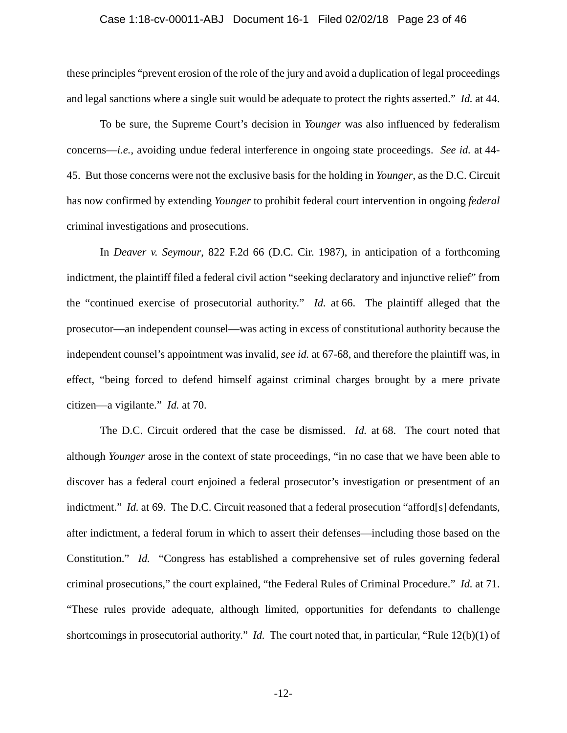these principles "prevent erosion of the role of the jury and avoid a duplication of legal proceedings and legal sanctions where a single suit would be adequate to protect the rights asserted." *Id.* at 44.

To be sure, the Supreme Court's decision in *Younger* was also influenced by federalism concerns—*i.e.*, avoiding undue federal interference in ongoing state proceedings. *See id.* at 44-45. But those concerns were not the exclusive basis for the holding in *Younger*, as the D.C. Circuit has now confirmed by extending *Younger* to prohibit federal court intervention in ongoing *federal* criminal investigations and prosecutions.

In *Deaver v. Seymour*, 822 F.2d 66 (D.C. Cir. 1987), in anticipation of a forthcoming indictment, the plaintiff filed a federal civil action "seeking declaratory and injunctive relief" from the "continued exercise of prosecutorial authority." *Id.* at 66. The plaintiff alleged that the prosecutor—an independent counsel—was acting in excess of constitutional authority because the independent counsel's appointment was invalid, *see id.* at 67-68, and therefore the plaintiff was, in effect, "being forced to defend himself against criminal charges brought by a mere private citizen—a vigilante." *Id.* at 70.

The D.C. Circuit ordered that the case be dismissed. *Id.* at 68. The court noted that although *Younger* arose in the context of state proceedings, "in no case that we have been able to discover has a federal court enjoined a federal prosecutor's investigation or presentment of an indictment." *Id.* at 69. The D.C. Circuit reasoned that a federal prosecution "afford[s] defendants, after indictment, a federal forum in which to assert their defenses—including those based on the Constitution." *Id.* "Congress has established a comprehensive set of rules governing federal criminal prosecutions," the court explained, "the Federal Rules of Criminal Procedure." *Id.* at 71. "These rules provide adequate, although limited, opportunities for defendants to challenge shortcomings in prosecutorial authority." *Id.* The court noted that, in particular, "Rule 12(b)(1) of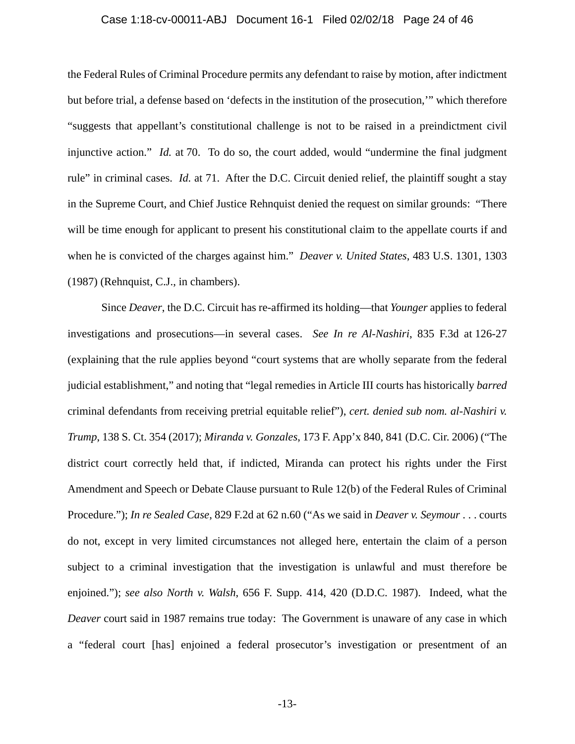the Federal Rules of Criminal Procedure permits any defendant to raise by motion, after indictment but before trial, a defense based on 'defects in the institution of the prosecution,'" which therefore "suggests that appellant's constitutional challenge is not to be raised in a preindictment civil injunctive action." *Id.* at 70. To do so, the court added, would "undermine the final judgment rule" in criminal cases. *Id.* at 71. After the D.C. Circuit denied relief, the plaintiff sought a stay in the Supreme Court, and Chief Justice Rehnquist denied the request on similar grounds: "There will be time enough for applicant to present his constitutional claim to the appellate courts if and when he is convicted of the charges against him." *Deaver v. United States*, 483 U.S. 1301, 1303 (1987) (Rehnquist, C.J., in chambers).

Since *Deaver*, the D.C. Circuit has re-affirmed its holding—that *Younger* applies to federal investigations and prosecutions—in several cases. *See In re Al-Nashiri*, 835 F.3d at 126-27 (explaining that the rule applies beyond "court systems that are wholly separate from the federal judicial establishment," and noting that "legal remedies in Article III courts has historically *barred* criminal defendants from receiving pretrial equitable relief"), *cert. denied sub nom. al-Nashiri v. Trump*, 138 S. Ct. 354 (2017); *Miranda v. Gonzales*, 173 F. App'x 840, 841 (D.C. Cir. 2006) ("The district court correctly held that, if indicted, Miranda can protect his rights under the First Amendment and Speech or Debate Clause pursuant to Rule 12(b) of the Federal Rules of Criminal Procedure."); *In re Sealed Case*, 829 F.2d at 62 n.60 ("As we said in *Deaver v. Seymour* . . . courts do not, except in very limited circumstances not alleged here, entertain the claim of a person subject to a criminal investigation that the investigation is unlawful and must therefore be enjoined."); *see also North v. Walsh*, 656 F. Supp. 414, 420 (D.D.C. 1987). Indeed, what the *Deaver* court said in 1987 remains true today: The Government is unaware of any case in which a "federal court [has] enjoined a federal prosecutor's investigation or presentment of an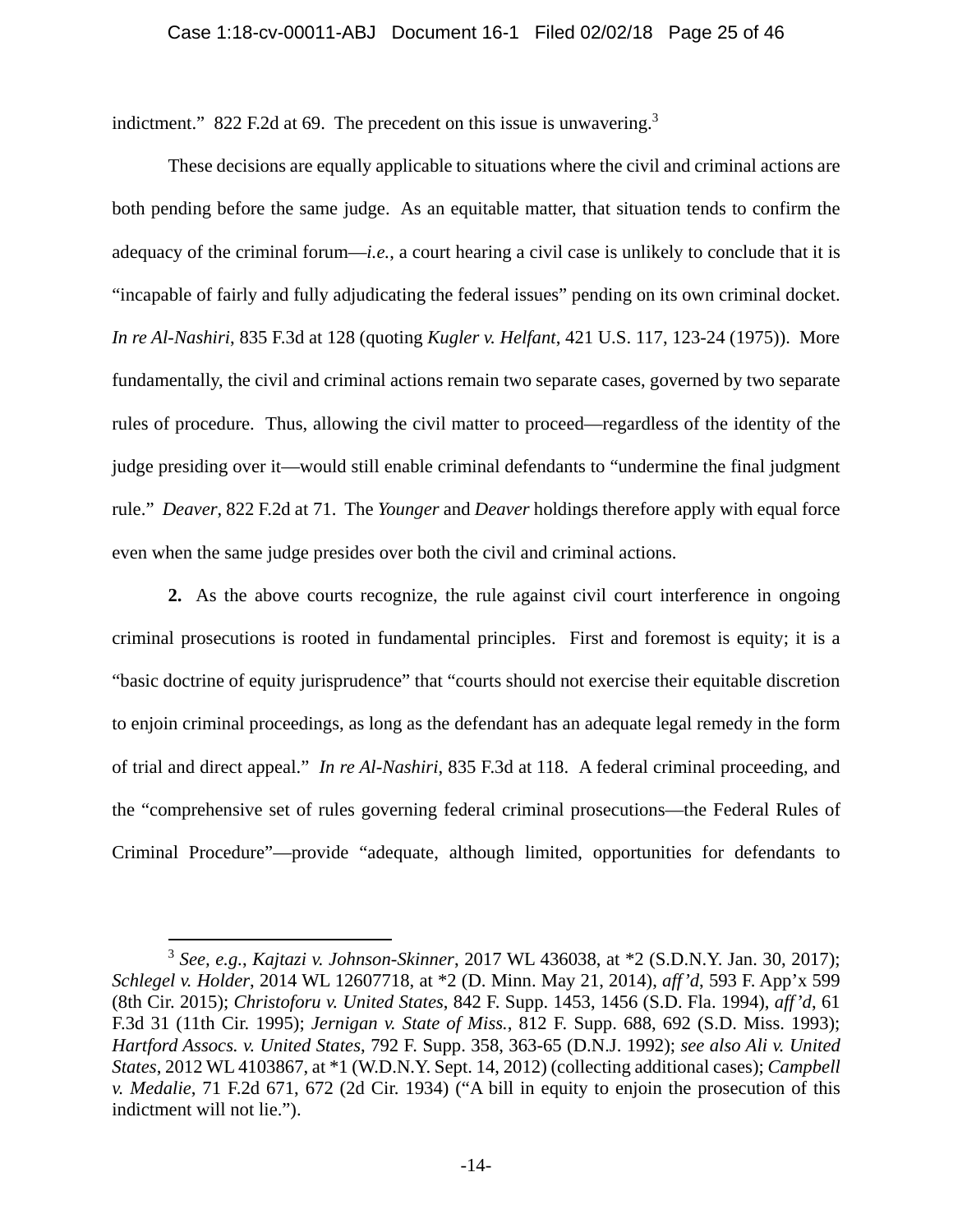indictment." 822 F.2d at 69. The precedent on this issue is unwavering.[3]

These decisions are equally applicable to situations where the civil and criminal actions are both pending before the same judge. As an equitable matter, that situation tends to confirm the adequacy of the criminal forum—*i.e.*, a court hearing a civil case is unlikely to conclude that it is "incapable of fairly and fully adjudicating the federal issues" pending on its own criminal docket. *In re Al-Nashiri*, 835 F.3d at 128 (quoting *Kugler v. Helfant*, 421 U.S. 117, 123-24 (1975)). More fundamentally, the civil and criminal actions remain two separate cases, governed by two separate rules of procedure. Thus, allowing the civil matter to proceed—regardless of the identity of the judge presiding over it—would still enable criminal defendants to "undermine the final judgment rule." *Deaver*, 822 F.2d at 71. The *Younger* and *Deaver* holdings therefore apply with equal force even when the same judge presides over both the civil and criminal actions.

**2.** As the above courts recognize, the rule against civil court interference in ongoing criminal prosecutions is rooted in fundamental principles. First and foremost is equity; it is a "basic doctrine of equity jurisprudence" that "courts should not exercise their equitable discretion to enjoin criminal proceedings, as long as the defendant has an adequate legal remedy in the form of trial and direct appeal." *In re Al-Nashiri*, 835 F.3d at 118. A federal criminal proceeding, and the "comprehensive set of rules governing federal criminal prosecutions—the Federal Rules of Criminal Procedure"—provide "adequate, although limited, opportunities for defendants to

---

[3] *See, e.g.*, *Kajtazi v. Johnson-Skinner*, 2017 WL 436038, at *2 (S.D.N.Y. Jan. 30, 2017); *Schlegel v. Holder*, 2014 WL 12607718, at *2 (D. Minn. May 21, 2014), *aff'd*, 593 F. App'x 599 (8th Cir. 2015); *Christoforu v. United States*, 842 F. Supp. 1453, 1456 (S.D. Fla. 1994), *aff'd*, 61 F.3d 31 (11th Cir. 1995); *Jernigan v. State of Miss.*, 812 F. Supp. 688, 692 (S.D. Miss. 1993); *Hartford Assocs. v. United States*, 792 F. Supp. 358, 363-65 (D.N.J. 1992); *see also Ali v. United States*, 2012 WL 4103867, at *1 (W.D.N.Y. Sept. 14, 2012) (collecting additional cases); *Campbell v. Medalie*, 71 F.2d 671, 672 (2d Cir. 1934) ("A bill in equity to enjoin the prosecution of this indictment will not lie.").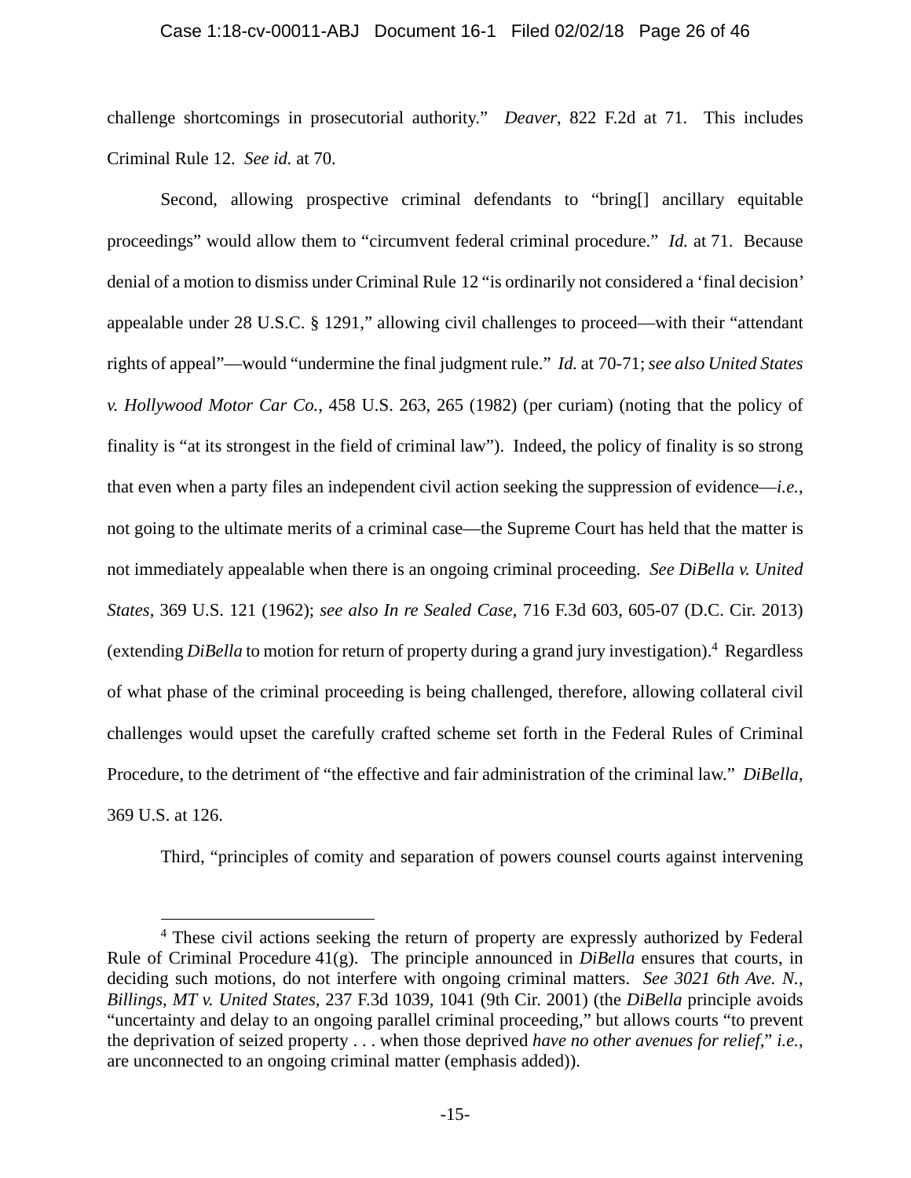challenge shortcomings in prosecutorial authority." *Deaver*, 822 F.2d at 71. This includes Criminal Rule 12. *See id.* at 70.

Second, allowing prospective criminal defendants to "bring[] ancillary equitable proceedings" would allow them to "circumvent federal criminal procedure." *Id.* at 71. Because denial of a motion to dismiss under Criminal Rule 12 "is ordinarily not considered a 'final decision' appealable under 28 U.S.C. § 1291," allowing civil challenges to proceed—with their "attendant rights of appeal"—would "undermine the final judgment rule." *Id.* at 70-71; *see also United States v. Hollywood Motor Car Co.*, 458 U.S. 263, 265 (1982) (per curiam) (noting that the policy of finality is "at its strongest in the field of criminal law"). Indeed, the policy of finality is so strong that even when a party files an independent civil action seeking the suppression of evidence—*i.e.*, not going to the ultimate merits of a criminal case—the Supreme Court has held that the matter is not immediately appealable when there is an ongoing criminal proceeding. *See DiBella v. United States*, 369 U.S. 121 (1962); *see also In re Sealed Case*, 716 F.3d 603, 605-07 (D.C. Cir. 2013) (extending *DiBella* to motion for return of property during a grand jury investigation).[4] Regardless of what phase of the criminal proceeding is being challenged, therefore, allowing collateral civil challenges would upset the carefully crafted scheme set forth in the Federal Rules of Criminal Procedure, to the detriment of "the effective and fair administration of the criminal law." *DiBella*, 369 U.S. at 126.

Third, "principles of comity and separation of powers counsel courts against intervening

---

[4] These civil actions seeking the return of property are expressly authorized by Federal Rule of Criminal Procedure 41(g). The principle announced in *DiBella* ensures that courts, in deciding such motions, do not interfere with ongoing criminal matters. *See 3021 6th Ave. N., Billings, MT v. United States*, 237 F.3d 1039, 1041 (9th Cir. 2001) (the *DiBella* principle avoids "uncertainty and delay to an ongoing parallel criminal proceeding," but allows courts "to prevent the deprivation of seized property . . . when those deprived *have no other avenues for relief*," *i.e.*, are unconnected to an ongoing criminal matter (emphasis added)).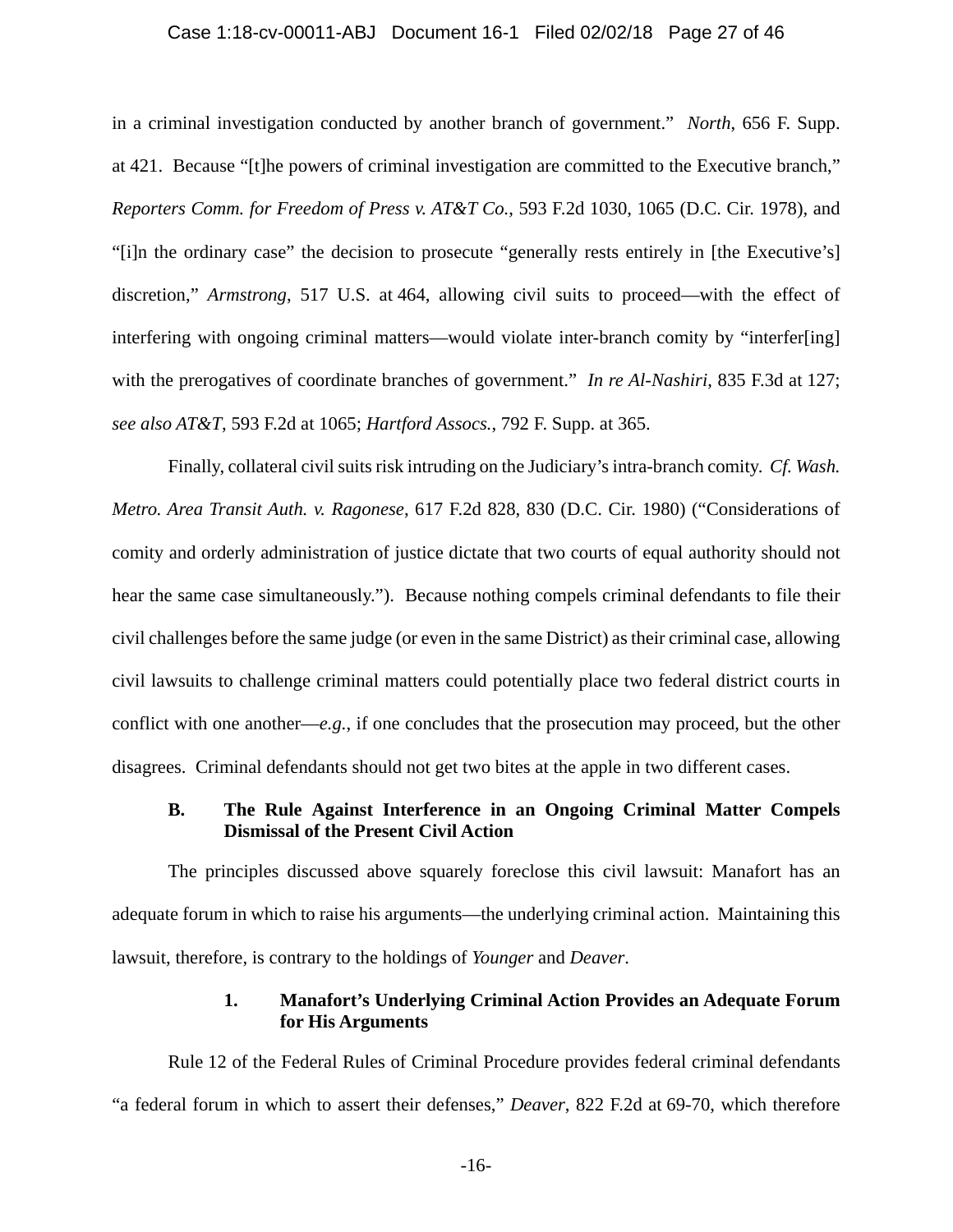in a criminal investigation conducted by another branch of government." *North*, 656 F. Supp. at 421. Because "[t]he powers of criminal investigation are committed to the Executive branch," *Reporters Comm. for Freedom of Press v. AT&T Co.*, 593 F.2d 1030, 1065 (D.C. Cir. 1978), and "[i]n the ordinary case" the decision to prosecute "generally rests entirely in [the Executive's] discretion," *Armstrong*, 517 U.S. at 464, allowing civil suits to proceed—with the effect of interfering with ongoing criminal matters—would violate inter-branch comity by "interfer[ing] with the prerogatives of coordinate branches of government." *In re Al-Nashiri*, 835 F.3d at 127; *see also AT&T*, 593 F.2d at 1065; *Hartford Assocs.*, 792 F. Supp. at 365.

Finally, collateral civil suits risk intruding on the Judiciary's intra-branch comity. *Cf. Wash. Metro. Area Transit Auth. v. Ragonese*, 617 F.2d 828, 830 (D.C. Cir. 1980) ("Considerations of comity and orderly administration of justice dictate that two courts of equal authority should not hear the same case simultaneously."). Because nothing compels criminal defendants to file their civil challenges before the same judge (or even in the same District) as their criminal case, allowing civil lawsuits to challenge criminal matters could potentially place two federal district courts in conflict with one another—*e.g.*, if one concludes that the prosecution may proceed, but the other disagrees. Criminal defendants should not get two bites at the apple in two different cases.

### B. The Rule Against Interference in an Ongoing Criminal Matter Compels Dismissal of the Present Civil Action

The principles discussed above squarely foreclose this civil lawsuit: Manafort has an adequate forum in which to raise his arguments—the underlying criminal action. Maintaining this lawsuit, therefore, is contrary to the holdings of *Younger* and *Deaver*.

#### 1. Manafort's Underlying Criminal Action Provides an Adequate Forum for His Arguments

Rule 12 of the Federal Rules of Criminal Procedure provides federal criminal defendants "a federal forum in which to assert their defenses," *Deaver*, 822 F.2d at 69-70, which therefore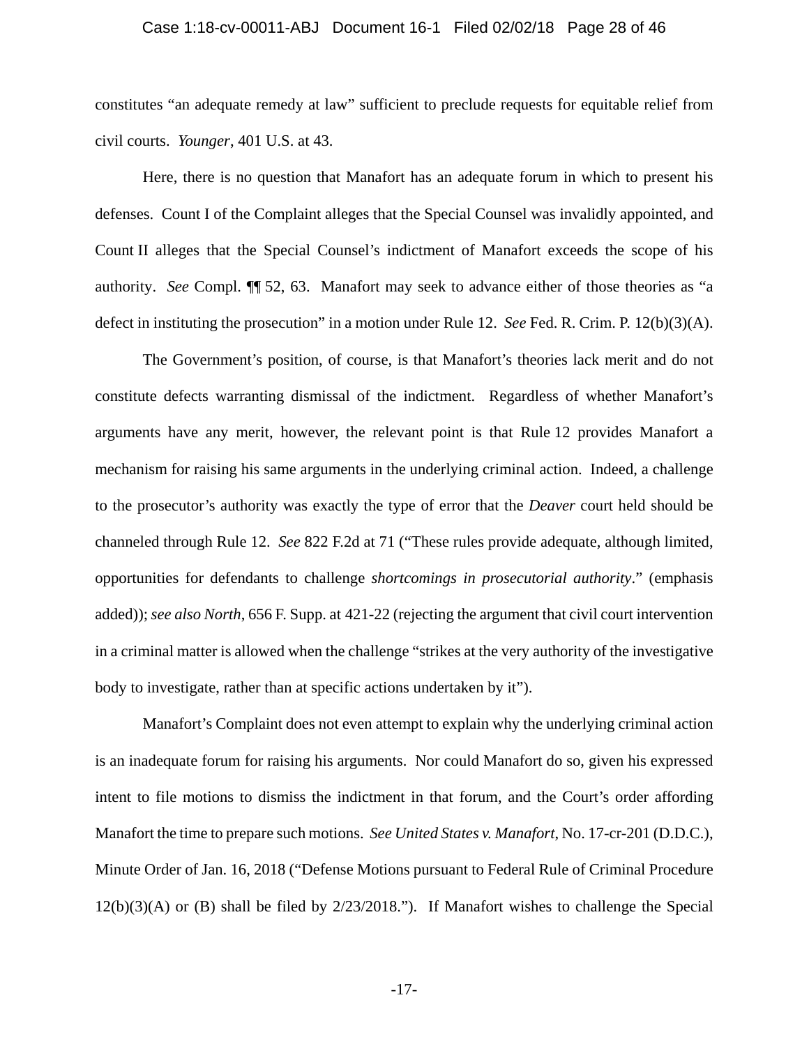constitutes "an adequate remedy at law" sufficient to preclude requests for equitable relief from civil courts. *Younger*, 401 U.S. at 43.

Here, there is no question that Manafort has an adequate forum in which to present his defenses. Count I of the Complaint alleges that the Special Counsel was invalidly appointed, and Count II alleges that the Special Counsel's indictment of Manafort exceeds the scope of his authority. *See* Compl. ¶¶ 52, 63. Manafort may seek to advance either of those theories as "a defect in instituting the prosecution" in a motion under Rule 12. *See* Fed. R. Crim. P. 12(b)(3)(A).

The Government's position, of course, is that Manafort's theories lack merit and do not constitute defects warranting dismissal of the indictment. Regardless of whether Manafort's arguments have any merit, however, the relevant point is that Rule 12 provides Manafort a mechanism for raising his same arguments in the underlying criminal action. Indeed, a challenge to the prosecutor's authority was exactly the type of error that the *Deaver* court held should be channeled through Rule 12. *See* 822 F.2d at 71 ("These rules provide adequate, although limited, opportunities for defendants to challenge *shortcomings in prosecutorial authority*." (emphasis added)); *see also North*, 656 F. Supp. at 421-22 (rejecting the argument that civil court intervention in a criminal matter is allowed when the challenge "strikes at the very authority of the investigative body to investigate, rather than at specific actions undertaken by it").

Manafort's Complaint does not even attempt to explain why the underlying criminal action is an inadequate forum for raising his arguments. Nor could Manafort do so, given his expressed intent to file motions to dismiss the indictment in that forum, and the Court's order affording Manafort the time to prepare such motions. *See United States v. Manafort*, No. 17-cr-201 (D.D.C.), Minute Order of Jan. 16, 2018 ("Defense Motions pursuant to Federal Rule of Criminal Procedure 12(b)(3)(A) or (B) shall be filed by 2/23/2018."). If Manafort wishes to challenge the Special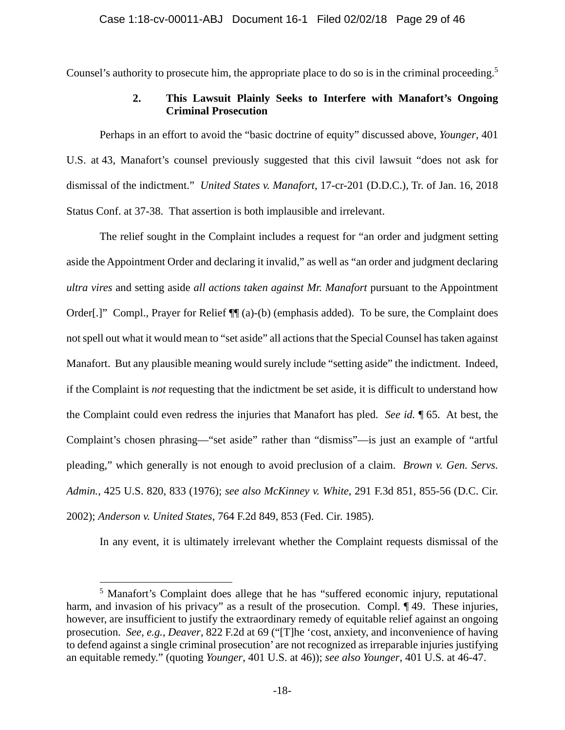Counsel's authority to prosecute him, the appropriate place to do so is in the criminal proceeding.[5]

### 2. This Lawsuit Plainly Seeks to Interfere with Manafort's Ongoing Criminal Prosecution

Perhaps in an effort to avoid the "basic doctrine of equity" discussed above, *Younger*, 401 U.S. at 43, Manafort's counsel previously suggested that this civil lawsuit "does not ask for dismissal of the indictment." *United States v. Manafort*, 17-cr-201 (D.D.C.), Tr. of Jan. 16, 2018 Status Conf. at 37-38. That assertion is both implausible and irrelevant.

The relief sought in the Complaint includes a request for "an order and judgment setting aside the Appointment Order and declaring it invalid," as well as "an order and judgment declaring *ultra vires* and setting aside *all actions taken against Mr. Manafort* pursuant to the Appointment Order[.]" Compl., Prayer for Relief ¶¶ (a)-(b) (emphasis added). To be sure, the Complaint does not spell out what it would mean to "set aside" all actions that the Special Counsel has taken against Manafort. But any plausible meaning would surely include "setting aside" the indictment. Indeed, if the Complaint is *not* requesting that the indictment be set aside, it is difficult to understand how the Complaint could even redress the injuries that Manafort has pled. *See id.* ¶ 65. At best, the Complaint's chosen phrasing—"set aside" rather than "dismiss"—is just an example of "artful pleading," which generally is not enough to avoid preclusion of a claim. *Brown v. Gen. Servs. Admin.*, 425 U.S. 820, 833 (1976); *see also McKinney v. White*, 291 F.3d 851, 855-56 (D.C. Cir. 2002); *Anderson v. United States*, 764 F.2d 849, 853 (Fed. Cir. 1985).

In any event, it is ultimately irrelevant whether the Complaint requests dismissal of the

---

[5] Manafort's Complaint does allege that he has "suffered economic injury, reputational harm, and invasion of his privacy" as a result of the prosecution. Compl. ¶ 49. These injuries, however, are insufficient to justify the extraordinary remedy of equitable relief against an ongoing prosecution. *See, e.g.*, *Deaver*, 822 F.2d at 69 ("[T]he 'cost, anxiety, and inconvenience of having to defend against a single criminal prosecution' are not recognized as irreparable injuries justifying an equitable remedy." (quoting *Younger*, 401 U.S. at 46)); *see also Younger*, 401 U.S. at 46-47.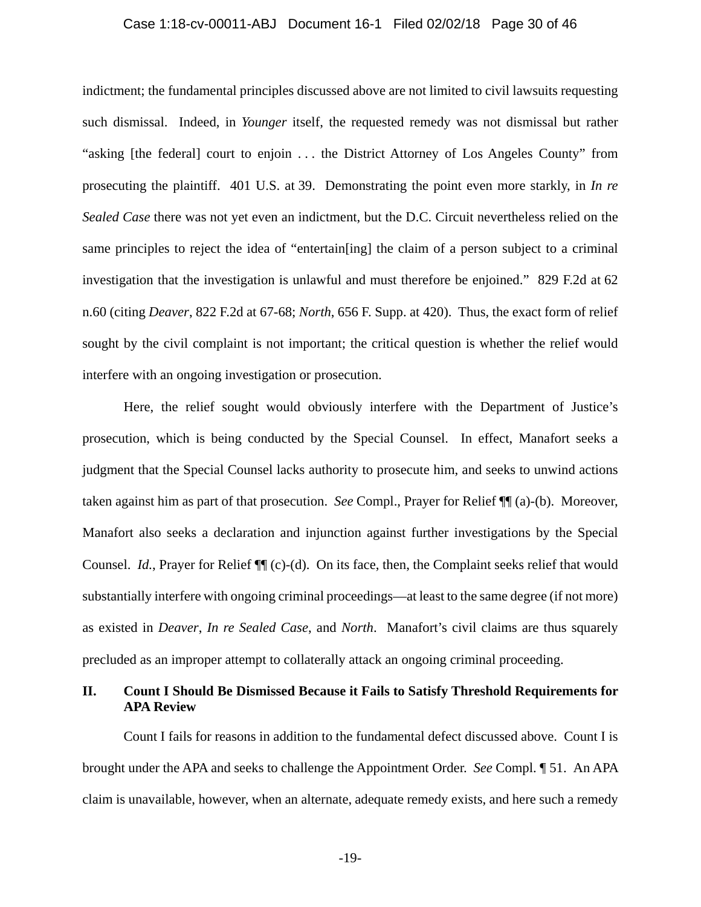indictment; the fundamental principles discussed above are not limited to civil lawsuits requesting such dismissal. Indeed, in *Younger* itself, the requested remedy was not dismissal but rather "asking [the federal] court to enjoin . . . the District Attorney of Los Angeles County" from prosecuting the plaintiff. 401 U.S. at 39. Demonstrating the point even more starkly, in *In re Sealed Case* there was not yet even an indictment, but the D.C. Circuit nevertheless relied on the same principles to reject the idea of "entertain[ing] the claim of a person subject to a criminal investigation that the investigation is unlawful and must therefore be enjoined." 829 F.2d at 62 n.60 (citing *Deaver*, 822 F.2d at 67-68; *North*, 656 F. Supp. at 420). Thus, the exact form of relief sought by the civil complaint is not important; the critical question is whether the relief would interfere with an ongoing investigation or prosecution.

Here, the relief sought would obviously interfere with the Department of Justice's prosecution, which is being conducted by the Special Counsel. In effect, Manafort seeks a judgment that the Special Counsel lacks authority to prosecute him, and seeks to unwind actions taken against him as part of that prosecution. *See* Compl., Prayer for Relief ¶¶ (a)-(b). Moreover, Manafort also seeks a declaration and injunction against further investigations by the Special Counsel. *Id.*, Prayer for Relief ¶¶ (c)-(d). On its face, then, the Complaint seeks relief that would substantially interfere with ongoing criminal proceedings—at least to the same degree (if not more) as existed in *Deaver*, *In re Sealed Case*, and *North*. Manafort's civil claims are thus squarely precluded as an improper attempt to collaterally attack an ongoing criminal proceeding.

## II. Count I Should Be Dismissed Because it Fails to Satisfy Threshold Requirements for APA Review

Count I fails for reasons in addition to the fundamental defect discussed above. Count I is brought under the APA and seeks to challenge the Appointment Order. *See* Compl. ¶ 51. An APA claim is unavailable, however, when an alternate, adequate remedy exists, and here such a remedy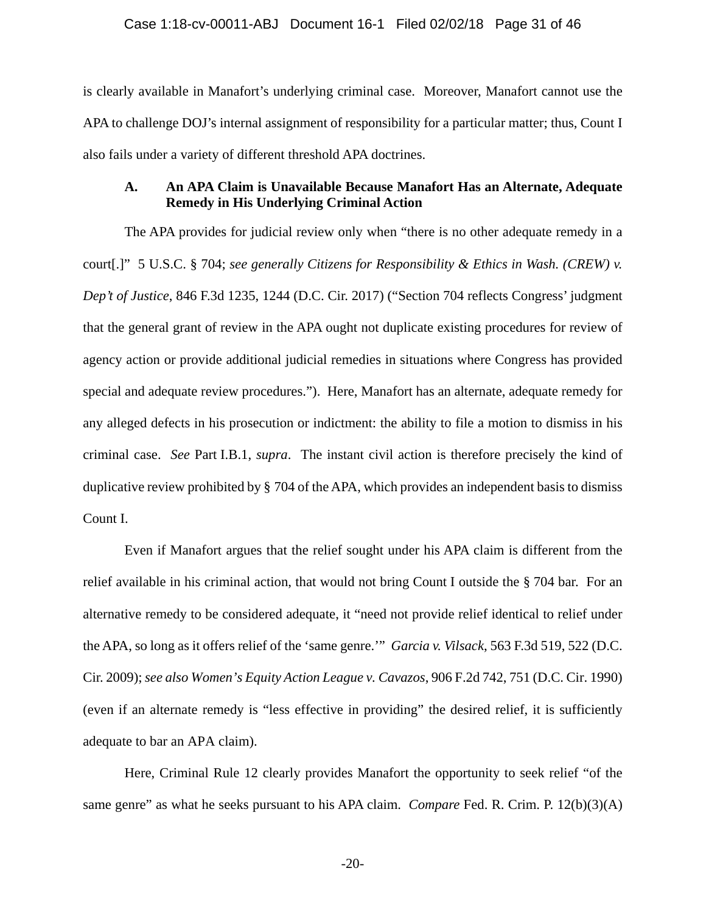is clearly available in Manafort's underlying criminal case. Moreover, Manafort cannot use the APA to challenge DOJ's internal assignment of responsibility for a particular matter; thus, Count I also fails under a variety of different threshold APA doctrines.

### A. An APA Claim is Unavailable Because Manafort Has an Alternate, Adequate Remedy in His Underlying Criminal Action

The APA provides for judicial review only when "there is no other adequate remedy in a court[.]" 5 U.S.C. § 704; *see generally Citizens for Responsibility & Ethics in Wash. (CREW) v. Dep't of Justice*, 846 F.3d 1235, 1244 (D.C. Cir. 2017) ("Section 704 reflects Congress' judgment that the general grant of review in the APA ought not duplicate existing procedures for review of agency action or provide additional judicial remedies in situations where Congress has provided special and adequate review procedures."). Here, Manafort has an alternate, adequate remedy for any alleged defects in his prosecution or indictment: the ability to file a motion to dismiss in his criminal case. *See* Part I.B.1, *supra*. The instant civil action is therefore precisely the kind of duplicative review prohibited by § 704 of the APA, which provides an independent basis to dismiss Count I.

Even if Manafort argues that the relief sought under his APA claim is different from the relief available in his criminal action, that would not bring Count I outside the § 704 bar. For an alternative remedy to be considered adequate, it "need not provide relief identical to relief under the APA, so long as it offers relief of the 'same genre.'" *Garcia v. Vilsack*, 563 F.3d 519, 522 (D.C. Cir. 2009); *see also Women's Equity Action League v. Cavazos*, 906 F.2d 742, 751 (D.C. Cir. 1990) (even if an alternate remedy is "less effective in providing" the desired relief, it is sufficiently adequate to bar an APA claim).

Here, Criminal Rule 12 clearly provides Manafort the opportunity to seek relief "of the same genre" as what he seeks pursuant to his APA claim. *Compare* Fed. R. Crim. P. 12(b)(3)(A)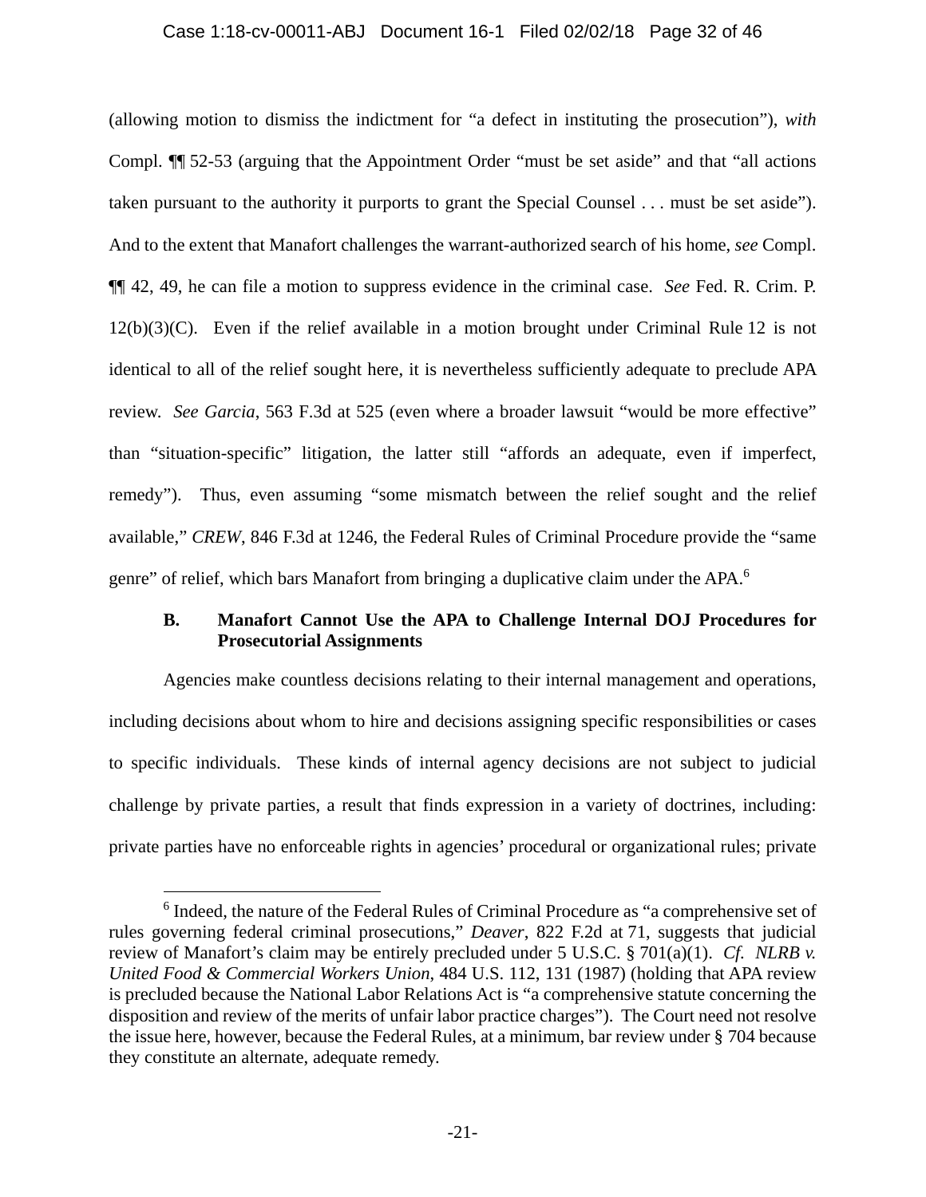(allowing motion to dismiss the indictment for "a defect in instituting the prosecution"), *with* Compl. ¶¶ 52-53 (arguing that the Appointment Order "must be set aside" and that "all actions taken pursuant to the authority it purports to grant the Special Counsel . . . must be set aside"). And to the extent that Manafort challenges the warrant-authorized search of his home, *see* Compl. ¶¶ 42, 49, he can file a motion to suppress evidence in the criminal case. *See* Fed. R. Crim. P. 12(b)(3)(C). Even if the relief available in a motion brought under Criminal Rule 12 is not identical to all of the relief sought here, it is nevertheless sufficiently adequate to preclude APA review. *See Garcia*, 563 F.3d at 525 (even where a broader lawsuit "would be more effective" than "situation-specific" litigation, the latter still "affords an adequate, even if imperfect, remedy"). Thus, even assuming "some mismatch between the relief sought and the relief available," *CREW*, 846 F.3d at 1246, the Federal Rules of Criminal Procedure provide the "same genre" of relief, which bars Manafort from bringing a duplicative claim under the APA.[6]

### B. Manafort Cannot Use the APA to Challenge Internal DOJ Procedures for Prosecutorial Assignments

Agencies make countless decisions relating to their internal management and operations, including decisions about whom to hire and decisions assigning specific responsibilities or cases to specific individuals. These kinds of internal agency decisions are not subject to judicial challenge by private parties, a result that finds expression in a variety of doctrines, including: private parties have no enforceable rights in agencies' procedural or organizational rules; private

---

[6] Indeed, the nature of the Federal Rules of Criminal Procedure as "a comprehensive set of rules governing federal criminal prosecutions," *Deaver*, 822 F.2d at 71, suggests that judicial review of Manafort's claim may be entirely precluded under 5 U.S.C. § 701(a)(1). *Cf. NLRB v. United Food & Commercial Workers Union*, 484 U.S. 112, 131 (1987) (holding that APA review is precluded because the National Labor Relations Act is "a comprehensive statute concerning the disposition and review of the merits of unfair labor practice charges"). The Court need not resolve the issue here, however, because the Federal Rules, at a minimum, bar review under § 704 because they constitute an alternate, adequate remedy.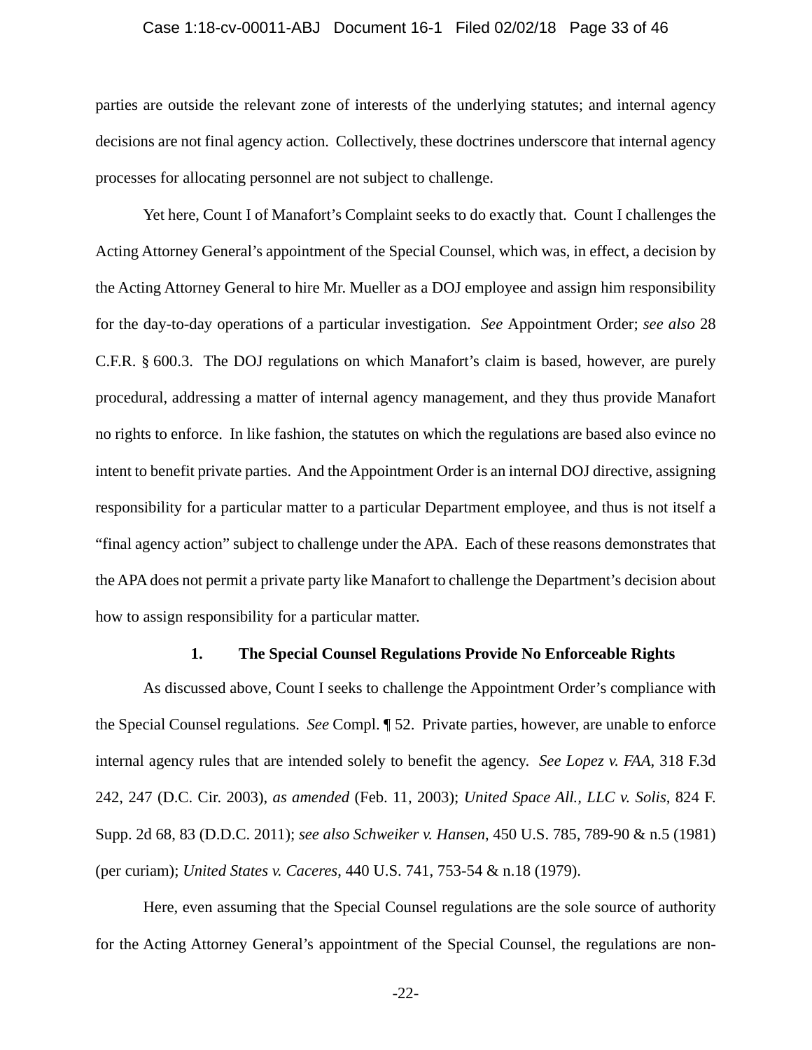parties are outside the relevant zone of interests of the underlying statutes; and internal agency decisions are not final agency action. Collectively, these doctrines underscore that internal agency processes for allocating personnel are not subject to challenge.

Yet here, Count I of Manafort's Complaint seeks to do exactly that. Count I challenges the Acting Attorney General's appointment of the Special Counsel, which was, in effect, a decision by the Acting Attorney General to hire Mr. Mueller as a DOJ employee and assign him responsibility for the day-to-day operations of a particular investigation. *See* Appointment Order; *see also* 28 C.F.R. § 600.3. The DOJ regulations on which Manafort's claim is based, however, are purely procedural, addressing a matter of internal agency management, and they thus provide Manafort no rights to enforce. In like fashion, the statutes on which the regulations are based also evince no intent to benefit private parties. And the Appointment Order is an internal DOJ directive, assigning responsibility for a particular matter to a particular Department employee, and thus is not itself a "final agency action" subject to challenge under the APA. Each of these reasons demonstrates that the APA does not permit a private party like Manafort to challenge the Department's decision about how to assign responsibility for a particular matter.

### 1. The Special Counsel Regulations Provide No Enforceable Rights

As discussed above, Count I seeks to challenge the Appointment Order's compliance with the Special Counsel regulations. *See* Compl. ¶ 52. Private parties, however, are unable to enforce internal agency rules that are intended solely to benefit the agency. *See Lopez v. FAA*, 318 F.3d 242, 247 (D.C. Cir. 2003), *as amended* (Feb. 11, 2003); *United Space All., LLC v. Solis*, 824 F. Supp. 2d 68, 83 (D.D.C. 2011); *see also Schweiker v. Hansen*, 450 U.S. 785, 789-90 & n.5 (1981) (per curiam); *United States v. Caceres*, 440 U.S. 741, 753-54 & n.18 (1979).

Here, even assuming that the Special Counsel regulations are the sole source of authority for the Acting Attorney General's appointment of the Special Counsel, the regulations are non-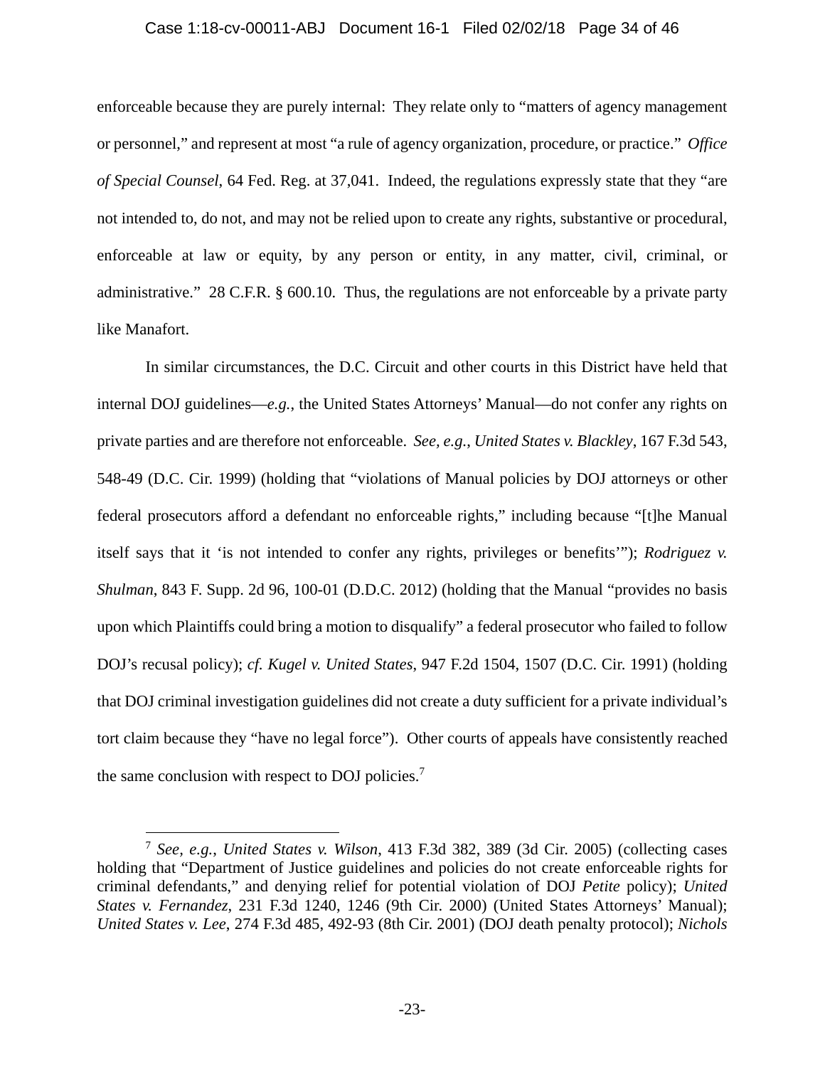enforceable because they are purely internal: They relate only to "matters of agency management or personnel," and represent at most "a rule of agency organization, procedure, or practice." *Office of Special Counsel*, 64 Fed. Reg. at 37,041. Indeed, the regulations expressly state that they "are not intended to, do not, and may not be relied upon to create any rights, substantive or procedural, enforceable at law or equity, by any person or entity, in any matter, civil, criminal, or administrative." 28 C.F.R. § 600.10. Thus, the regulations are not enforceable by a private party like Manafort.

In similar circumstances, the D.C. Circuit and other courts in this District have held that internal DOJ guidelines—*e.g.*, the United States Attorneys' Manual—do not confer any rights on private parties and are therefore not enforceable. *See, e.g.*, *United States v. Blackley*, 167 F.3d 543, 548-49 (D.C. Cir. 1999) (holding that "violations of Manual policies by DOJ attorneys or other federal prosecutors afford a defendant no enforceable rights," including because "[t]he Manual itself says that it 'is not intended to confer any rights, privileges or benefits'"); *Rodriguez v. Shulman*, 843 F. Supp. 2d 96, 100-01 (D.D.C. 2012) (holding that the Manual "provides no basis upon which Plaintiffs could bring a motion to disqualify" a federal prosecutor who failed to follow DOJ's recusal policy); *cf. Kugel v. United States*, 947 F.2d 1504, 1507 (D.C. Cir. 1991) (holding that DOJ criminal investigation guidelines did not create a duty sufficient for a private individual's tort claim because they "have no legal force"). Other courts of appeals have consistently reached the same conclusion with respect to DOJ policies.[7]

---

[7] *See, e.g.*, *United States v. Wilson*, 413 F.3d 382, 389 (3d Cir. 2005) (collecting cases holding that "Department of Justice guidelines and policies do not create enforceable rights for criminal defendants," and denying relief for potential violation of DOJ *Petite* policy); *United States v. Fernandez*, 231 F.3d 1240, 1246 (9th Cir. 2000) (United States Attorneys' Manual); *United States v. Lee*, 274 F.3d 485, 492-93 (8th Cir. 2001) (DOJ death penalty protocol); *Nichols*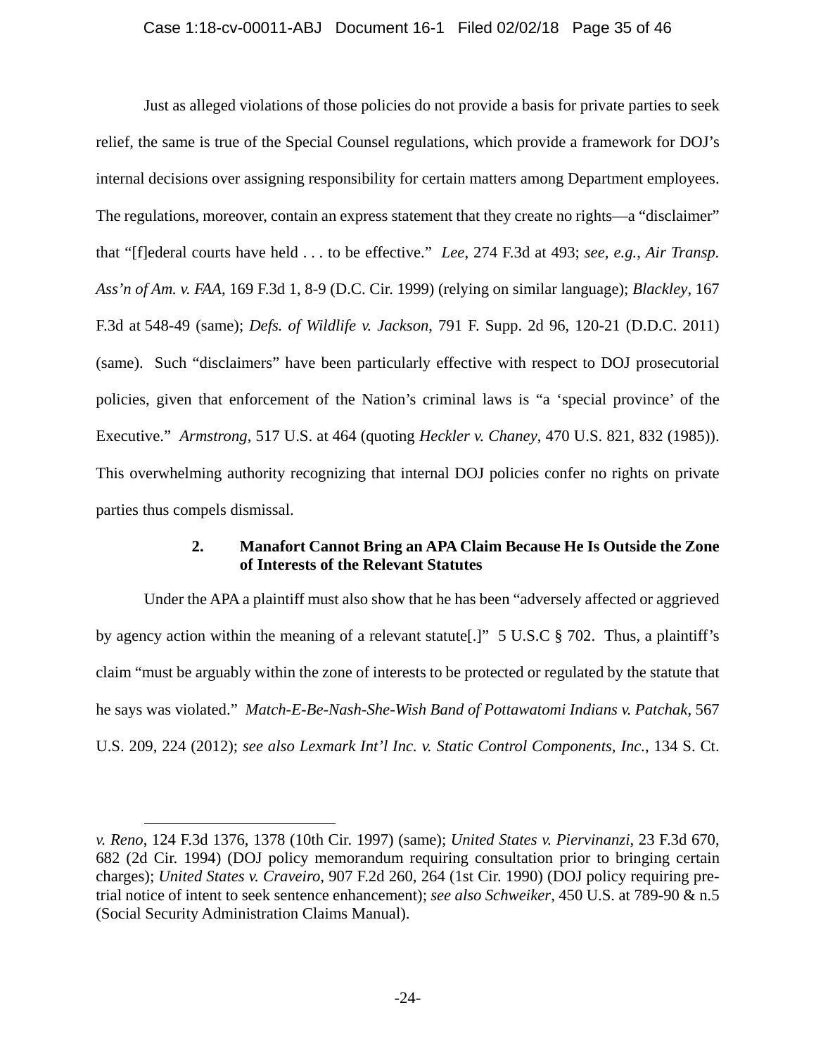Just as alleged violations of those policies do not provide a basis for private parties to seek relief, the same is true of the Special Counsel regulations, which provide a framework for DOJ's internal decisions over assigning responsibility for certain matters among Department employees. The regulations, moreover, contain an express statement that they create no rights—a "disclaimer" that "[f]ederal courts have held . . . to be effective." *Lee*, 274 F.3d at 493; *see, e.g.*, *Air Transp. Ass'n of Am. v. FAA*, 169 F.3d 1, 8-9 (D.C. Cir. 1999) (relying on similar language); *Blackley*, 167 F.3d at 548-49 (same); *Defs. of Wildlife v. Jackson*, 791 F. Supp. 2d 96, 120-21 (D.D.C. 2011) (same). Such "disclaimers" have been particularly effective with respect to DOJ prosecutorial policies, given that enforcement of the Nation's criminal laws is "a 'special province' of the Executive." *Armstrong*, 517 U.S. at 464 (quoting *Heckler v. Chaney*, 470 U.S. 821, 832 (1985)). This overwhelming authority recognizing that internal DOJ policies confer no rights on private parties thus compels dismissal.

### 2. Manafort Cannot Bring an APA Claim Because He Is Outside the Zone of Interests of the Relevant Statutes

Under the APA a plaintiff must also show that he has been "adversely affected or aggrieved by agency action within the meaning of a relevant statute[.]" 5 U.S.C § 702. Thus, a plaintiff's claim "must be arguably within the zone of interests to be protected or regulated by the statute that he says was violated." *Match-E-Be-Nash-She-Wish Band of Pottawatomi Indians v. Patchak*, 567 U.S. 209, 224 (2012); *see also Lexmark Int'l Inc. v. Static Control Components, Inc.*, 134 S. Ct.

---

*v. Reno*, 124 F.3d 1376, 1378 (10th Cir. 1997) (same); *United States v. Piervinanzi*, 23 F.3d 670, 682 (2d Cir. 1994) (DOJ policy memorandum requiring consultation prior to bringing certain charges); *United States v. Craveiro*, 907 F.2d 260, 264 (1st Cir. 1990) (DOJ policy requiring pre-trial notice of intent to seek sentence enhancement); *see also Schweiker*, 450 U.S. at 789-90 & n.5 (Social Security Administration Claims Manual).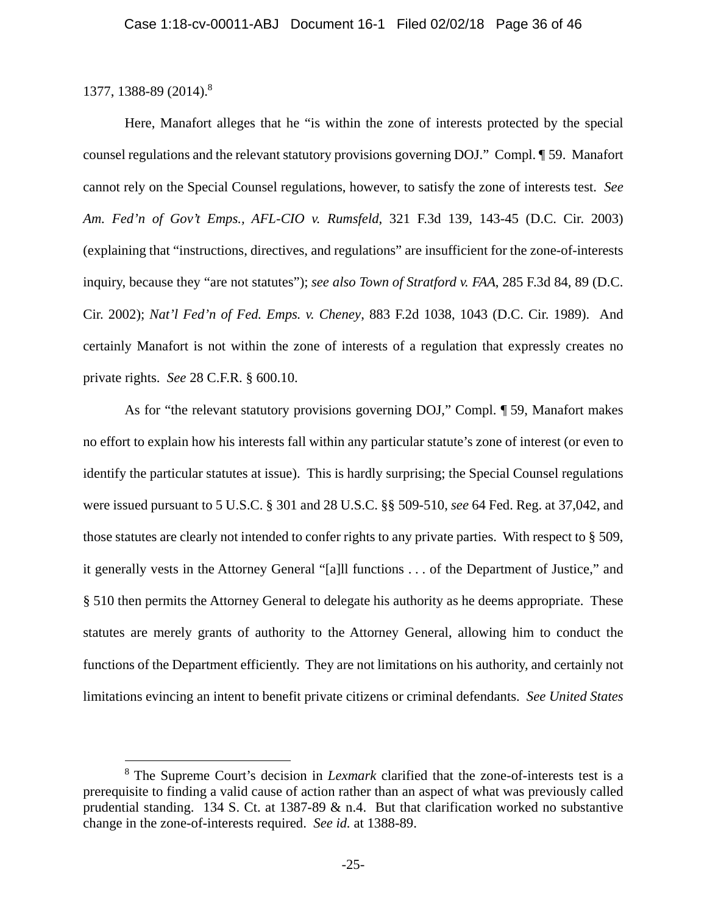1377, 1388-89 (2014).[8]

Here, Manafort alleges that he "is within the zone of interests protected by the special counsel regulations and the relevant statutory provisions governing DOJ." Compl. ¶ 59. Manafort cannot rely on the Special Counsel regulations, however, to satisfy the zone of interests test. *See Am. Fed'n of Gov't Emps., AFL-CIO v. Rumsfeld*, 321 F.3d 139, 143-45 (D.C. Cir. 2003) (explaining that "instructions, directives, and regulations" are insufficient for the zone-of-interests inquiry, because they "are not statutes"); *see also Town of Stratford v. FAA*, 285 F.3d 84, 89 (D.C. Cir. 2002); *Nat'l Fed'n of Fed. Emps. v. Cheney*, 883 F.2d 1038, 1043 (D.C. Cir. 1989). And certainly Manafort is not within the zone of interests of a regulation that expressly creates no private rights. *See* 28 C.F.R. § 600.10.

As for "the relevant statutory provisions governing DOJ," Compl. ¶ 59, Manafort makes no effort to explain how his interests fall within any particular statute's zone of interest (or even to identify the particular statutes at issue). This is hardly surprising; the Special Counsel regulations were issued pursuant to 5 U.S.C. § 301 and 28 U.S.C. §§ 509-510, *see* 64 Fed. Reg. at 37,042, and those statutes are clearly not intended to confer rights to any private parties. With respect to § 509, it generally vests in the Attorney General "[a]ll functions . . . of the Department of Justice," and § 510 then permits the Attorney General to delegate his authority as he deems appropriate. These statutes are merely grants of authority to the Attorney General, allowing him to conduct the functions of the Department efficiently. They are not limitations on his authority, and certainly not limitations evincing an intent to benefit private citizens or criminal defendants. *See United States*

---

[8] The Supreme Court's decision in *Lexmark* clarified that the zone-of-interests test is a prerequisite to finding a valid cause of action rather than an aspect of what was previously called prudential standing. 134 S. Ct. at 1387-89 & n.4. But that clarification worked no substantive change in the zone-of-interests required. *See id.* at 1388-89.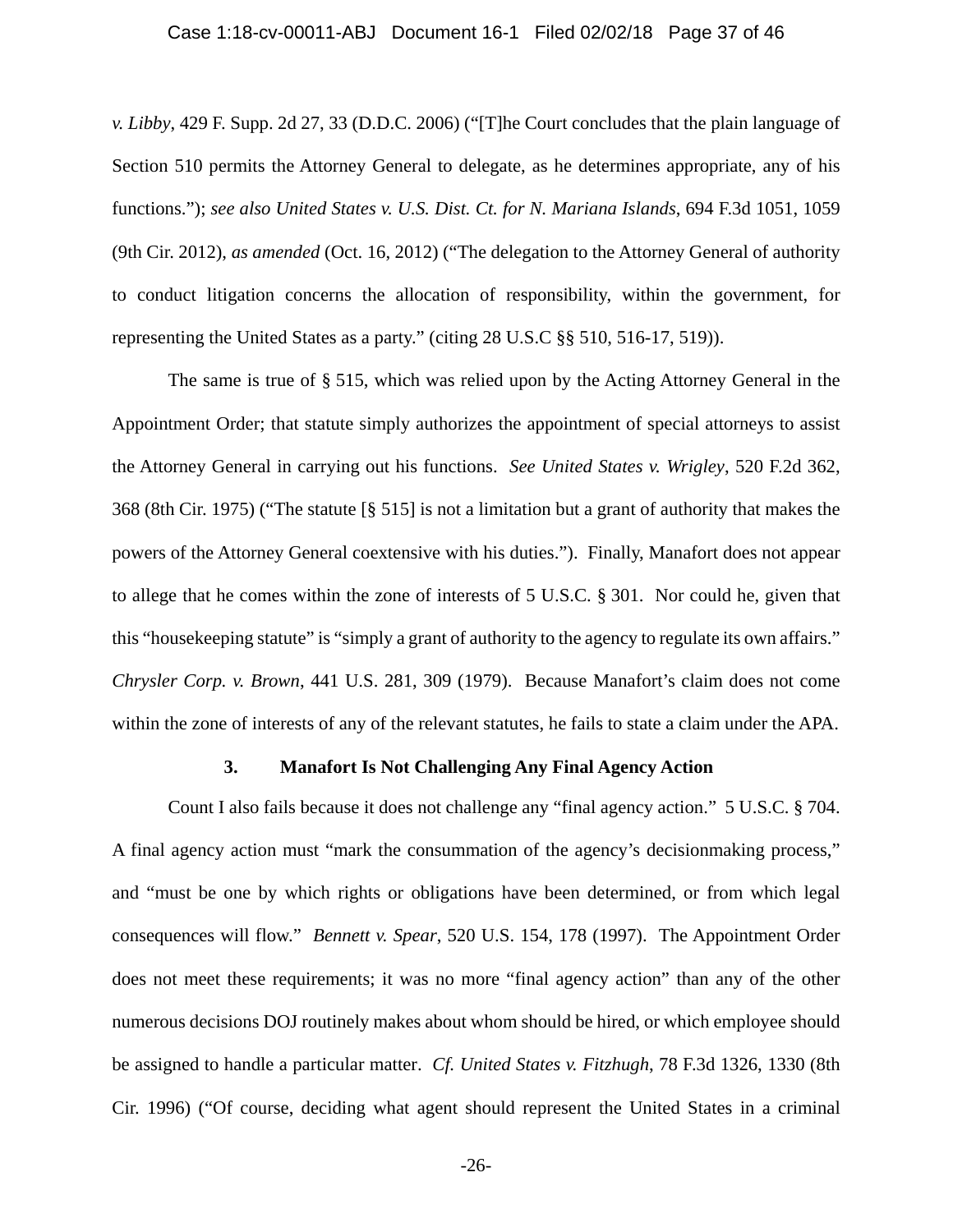*v. Libby*, 429 F. Supp. 2d 27, 33 (D.D.C. 2006) ("[T]he Court concludes that the plain language of Section 510 permits the Attorney General to delegate, as he determines appropriate, any of his functions."); *see also United States v. U.S. Dist. Ct. for N. Mariana Islands*, 694 F.3d 1051, 1059 (9th Cir. 2012), *as amended* (Oct. 16, 2012) ("The delegation to the Attorney General of authority to conduct litigation concerns the allocation of responsibility, within the government, for representing the United States as a party." (citing 28 U.S.C §§ 510, 516-17, 519)).

The same is true of § 515, which was relied upon by the Acting Attorney General in the Appointment Order; that statute simply authorizes the appointment of special attorneys to assist the Attorney General in carrying out his functions. *See United States v. Wrigley*, 520 F.2d 362, 368 (8th Cir. 1975) ("The statute [§ 515] is not a limitation but a grant of authority that makes the powers of the Attorney General coextensive with his duties."). Finally, Manafort does not appear to allege that he comes within the zone of interests of 5 U.S.C. § 301. Nor could he, given that this "housekeeping statute" is "simply a grant of authority to the agency to regulate its own affairs." *Chrysler Corp. v. Brown*, 441 U.S. 281, 309 (1979). Because Manafort's claim does not come within the zone of interests of any of the relevant statutes, he fails to state a claim under the APA.

### 3. Manafort Is Not Challenging Any Final Agency Action

Count I also fails because it does not challenge any "final agency action." 5 U.S.C. § 704. A final agency action must "mark the consummation of the agency's decisionmaking process," and "must be one by which rights or obligations have been determined, or from which legal consequences will flow." *Bennett v. Spear*, 520 U.S. 154, 178 (1997). The Appointment Order does not meet these requirements; it was no more "final agency action" than any of the other numerous decisions DOJ routinely makes about whom should be hired, or which employee should be assigned to handle a particular matter. *Cf. United States v. Fitzhugh*, 78 F.3d 1326, 1330 (8th Cir. 1996) ("Of course, deciding what agent should represent the United States in a criminal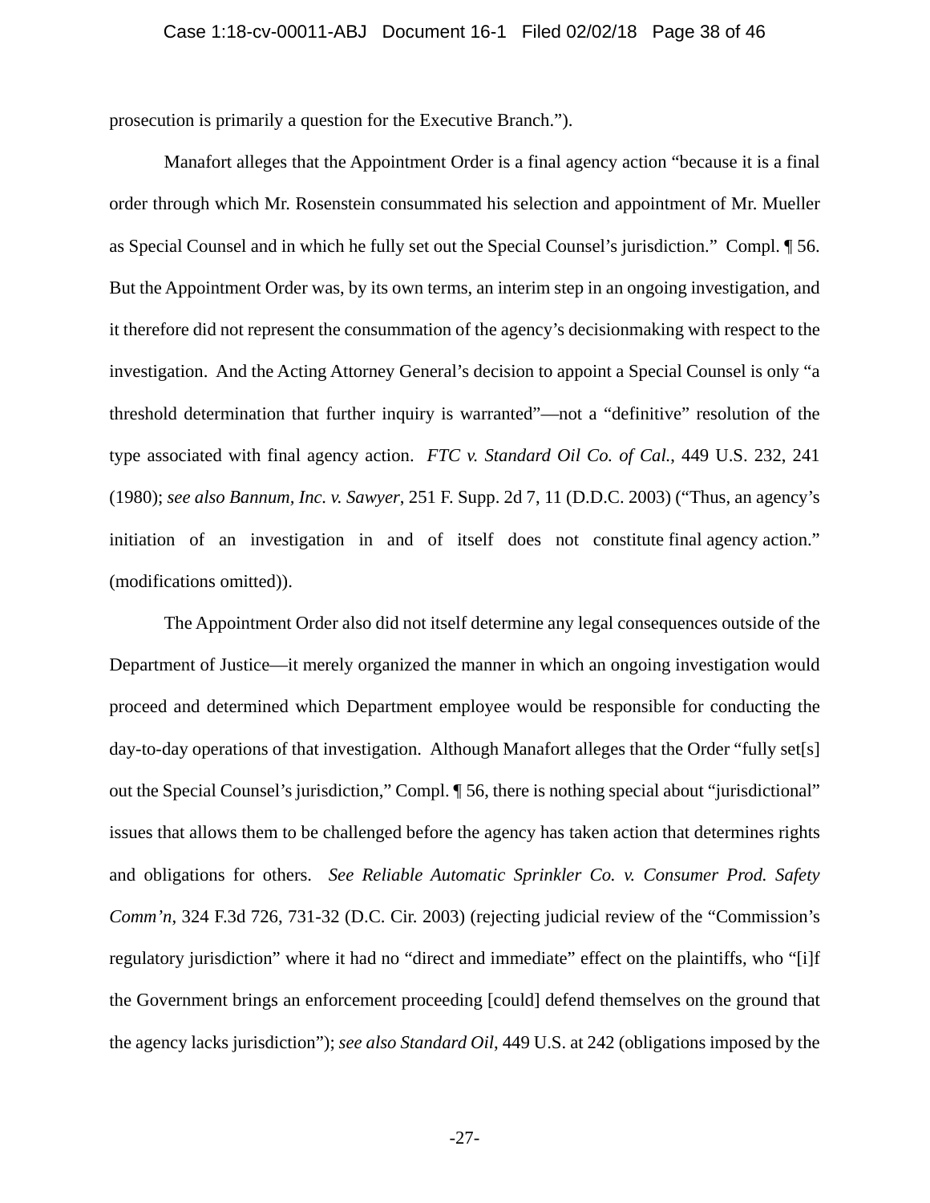prosecution is primarily a question for the Executive Branch.").

Manafort alleges that the Appointment Order is a final agency action "because it is a final order through which Mr. Rosenstein consummated his selection and appointment of Mr. Mueller as Special Counsel and in which he fully set out the Special Counsel's jurisdiction." Compl. ¶ 56. But the Appointment Order was, by its own terms, an interim step in an ongoing investigation, and it therefore did not represent the consummation of the agency's decisionmaking with respect to the investigation. And the Acting Attorney General's decision to appoint a Special Counsel is only "a threshold determination that further inquiry is warranted"—not a "definitive" resolution of the type associated with final agency action. *FTC v. Standard Oil Co. of Cal.*, 449 U.S. 232, 241 (1980); *see also Bannum, Inc. v. Sawyer*, 251 F. Supp. 2d 7, 11 (D.D.C. 2003) ("Thus, an agency's initiation of an investigation in and of itself does not constitute final agency action." (modifications omitted)).

The Appointment Order also did not itself determine any legal consequences outside of the Department of Justice—it merely organized the manner in which an ongoing investigation would proceed and determined which Department employee would be responsible for conducting the day-to-day operations of that investigation. Although Manafort alleges that the Order "fully set[s] out the Special Counsel's jurisdiction," Compl. ¶ 56, there is nothing special about "jurisdictional" issues that allows them to be challenged before the agency has taken action that determines rights and obligations for others. *See Reliable Automatic Sprinkler Co. v. Consumer Prod. Safety Comm'n*, 324 F.3d 726, 731-32 (D.C. Cir. 2003) (rejecting judicial review of the "Commission's regulatory jurisdiction" where it had no "direct and immediate" effect on the plaintiffs, who "[i]f the Government brings an enforcement proceeding [could] defend themselves on the ground that the agency lacks jurisdiction"); *see also Standard Oil*, 449 U.S. at 242 (obligations imposed by the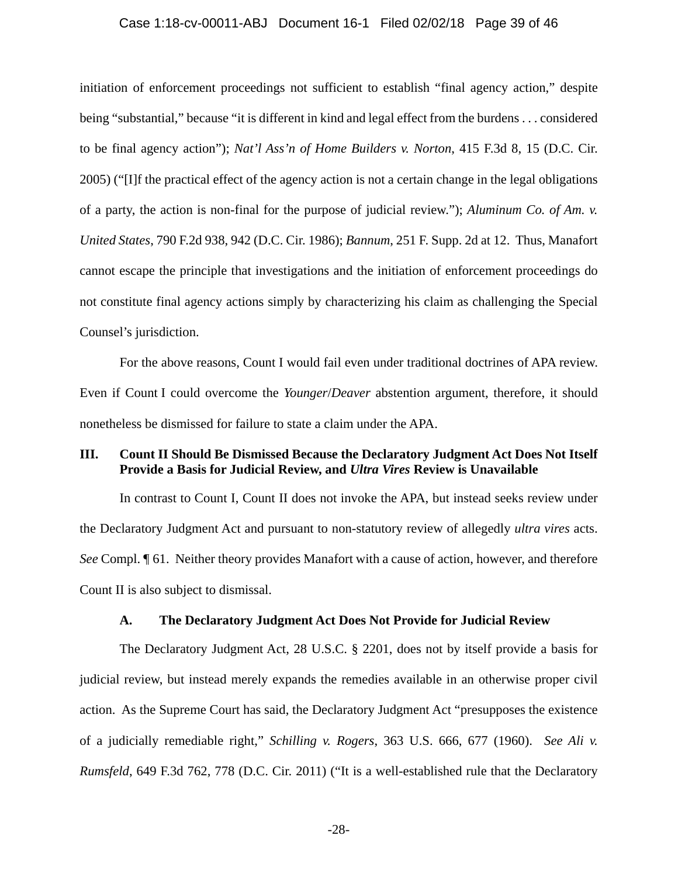initiation of enforcement proceedings not sufficient to establish "final agency action," despite being "substantial," because "it is different in kind and legal effect from the burdens . . . considered to be final agency action"); *Nat'l Ass'n of Home Builders v. Norton*, 415 F.3d 8, 15 (D.C. Cir. 2005) ("[I]f the practical effect of the agency action is not a certain change in the legal obligations of a party, the action is non-final for the purpose of judicial review."); *Aluminum Co. of Am. v. United States*, 790 F.2d 938, 942 (D.C. Cir. 1986); *Bannum*, 251 F. Supp. 2d at 12. Thus, Manafort cannot escape the principle that investigations and the initiation of enforcement proceedings do not constitute final agency actions simply by characterizing his claim as challenging the Special Counsel's jurisdiction.

For the above reasons, Count I would fail even under traditional doctrines of APA review. Even if Count I could overcome the *Younger*/*Deaver* abstention argument, therefore, it should nonetheless be dismissed for failure to state a claim under the APA.

## III. Count II Should Be Dismissed Because the Declaratory Judgment Act Does Not Itself Provide a Basis for Judicial Review, and *Ultra Vires* Review is Unavailable

In contrast to Count I, Count II does not invoke the APA, but instead seeks review under the Declaratory Judgment Act and pursuant to non-statutory review of allegedly *ultra vires* acts. *See* Compl. ¶ 61. Neither theory provides Manafort with a cause of action, however, and therefore Count II is also subject to dismissal.

### A. The Declaratory Judgment Act Does Not Provide for Judicial Review

The Declaratory Judgment Act, 28 U.S.C. § 2201, does not by itself provide a basis for judicial review, but instead merely expands the remedies available in an otherwise proper civil action. As the Supreme Court has said, the Declaratory Judgment Act "presupposes the existence of a judicially remediable right," *Schilling v. Rogers*, 363 U.S. 666, 677 (1960). *See Ali v. Rumsfeld*, 649 F.3d 762, 778 (D.C. Cir. 2011) ("It is a well-established rule that the Declaratory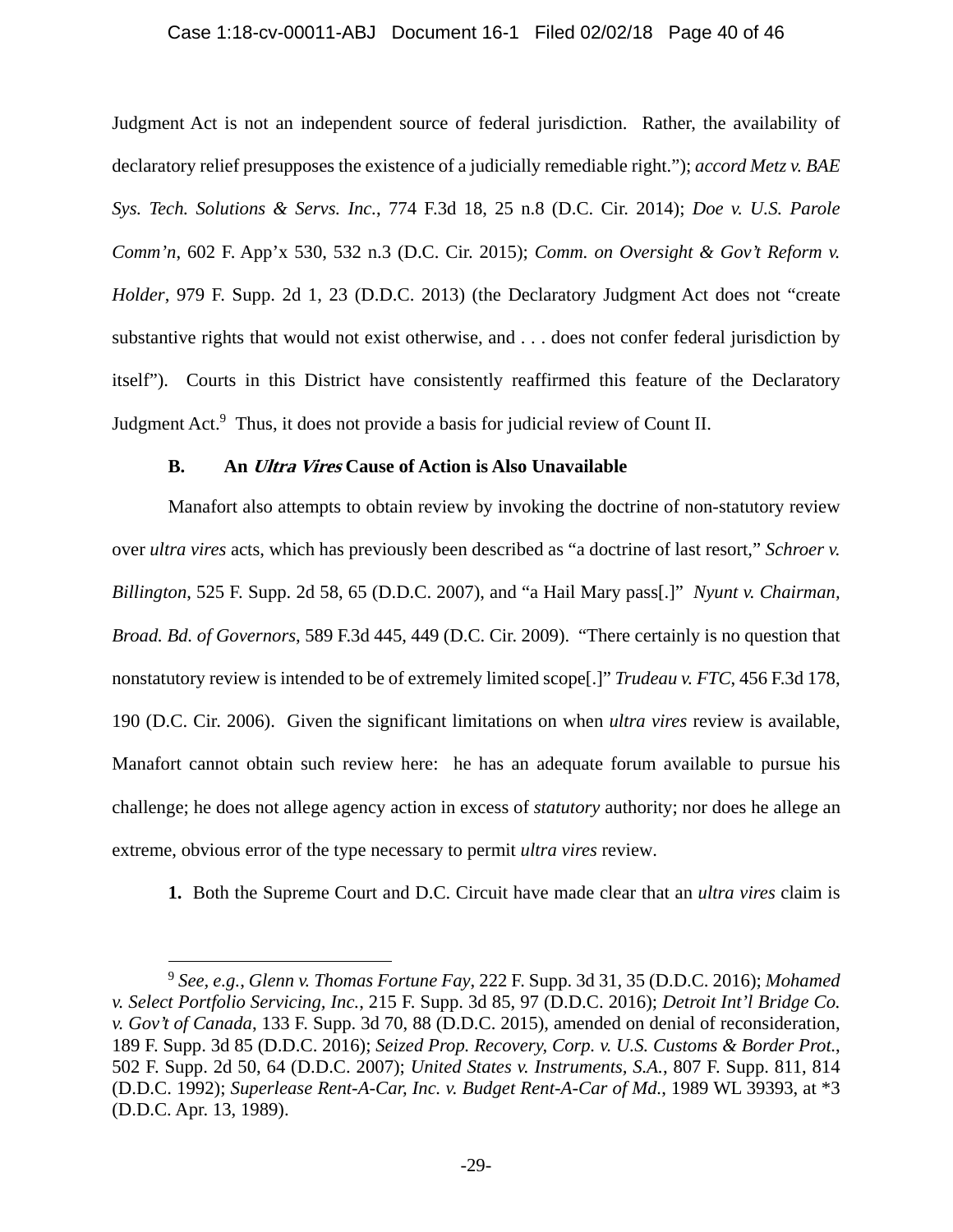Judgment Act is not an independent source of federal jurisdiction. Rather, the availability of declaratory relief presupposes the existence of a judicially remediable right."); *accord Metz v. BAE Sys. Tech. Solutions & Servs. Inc.*, 774 F.3d 18, 25 n.8 (D.C. Cir. 2014); *Doe v. U.S. Parole Comm'n*, 602 F. App'x 530, 532 n.3 (D.C. Cir. 2015); *Comm. on Oversight & Gov't Reform v. Holder*, 979 F. Supp. 2d 1, 23 (D.D.C. 2013) (the Declaratory Judgment Act does not "create substantive rights that would not exist otherwise, and . . . does not confer federal jurisdiction by itself"). Courts in this District have consistently reaffirmed this feature of the Declaratory Judgment Act.[9] Thus, it does not provide a basis for judicial review of Count II.

### B. An *Ultra Vires* Cause of Action is Also Unavailable

Manafort also attempts to obtain review by invoking the doctrine of non-statutory review over *ultra vires* acts, which has previously been described as "a doctrine of last resort," *Schroer v. Billington*, 525 F. Supp. 2d 58, 65 (D.D.C. 2007), and "a Hail Mary pass[.]" *Nyunt v. Chairman, Broad. Bd. of Governors*, 589 F.3d 445, 449 (D.C. Cir. 2009). "There certainly is no question that nonstatutory review is intended to be of extremely limited scope[.]" *Trudeau v. FTC*, 456 F.3d 178, 190 (D.C. Cir. 2006). Given the significant limitations on when *ultra vires* review is available, Manafort cannot obtain such review here: he has an adequate forum available to pursue his challenge; he does not allege agency action in excess of *statutory* authority; nor does he allege an extreme, obvious error of the type necessary to permit *ultra vires* review.

**1.** Both the Supreme Court and D.C. Circuit have made clear that an *ultra vires* claim is

---

[9] *See, e.g.*, *Glenn v. Thomas Fortune Fay*, 222 F. Supp. 3d 31, 35 (D.D.C. 2016); *Mohamed v. Select Portfolio Servicing, Inc.*, 215 F. Supp. 3d 85, 97 (D.D.C. 2016); *Detroit Int'l Bridge Co. v. Gov't of Canada*, 133 F. Supp. 3d 70, 88 (D.D.C. 2015), amended on denial of reconsideration, 189 F. Supp. 3d 85 (D.D.C. 2016); *Seized Prop. Recovery, Corp. v. U.S. Customs & Border Prot.*, 502 F. Supp. 2d 50, 64 (D.D.C. 2007); *United States v. Instruments, S.A.*, 807 F. Supp. 811, 814 (D.D.C. 1992); *Superlease Rent-A-Car, Inc. v. Budget Rent-A-Car of Md.*, 1989 WL 39393, at *3 (D.D.C. Apr. 13, 1989).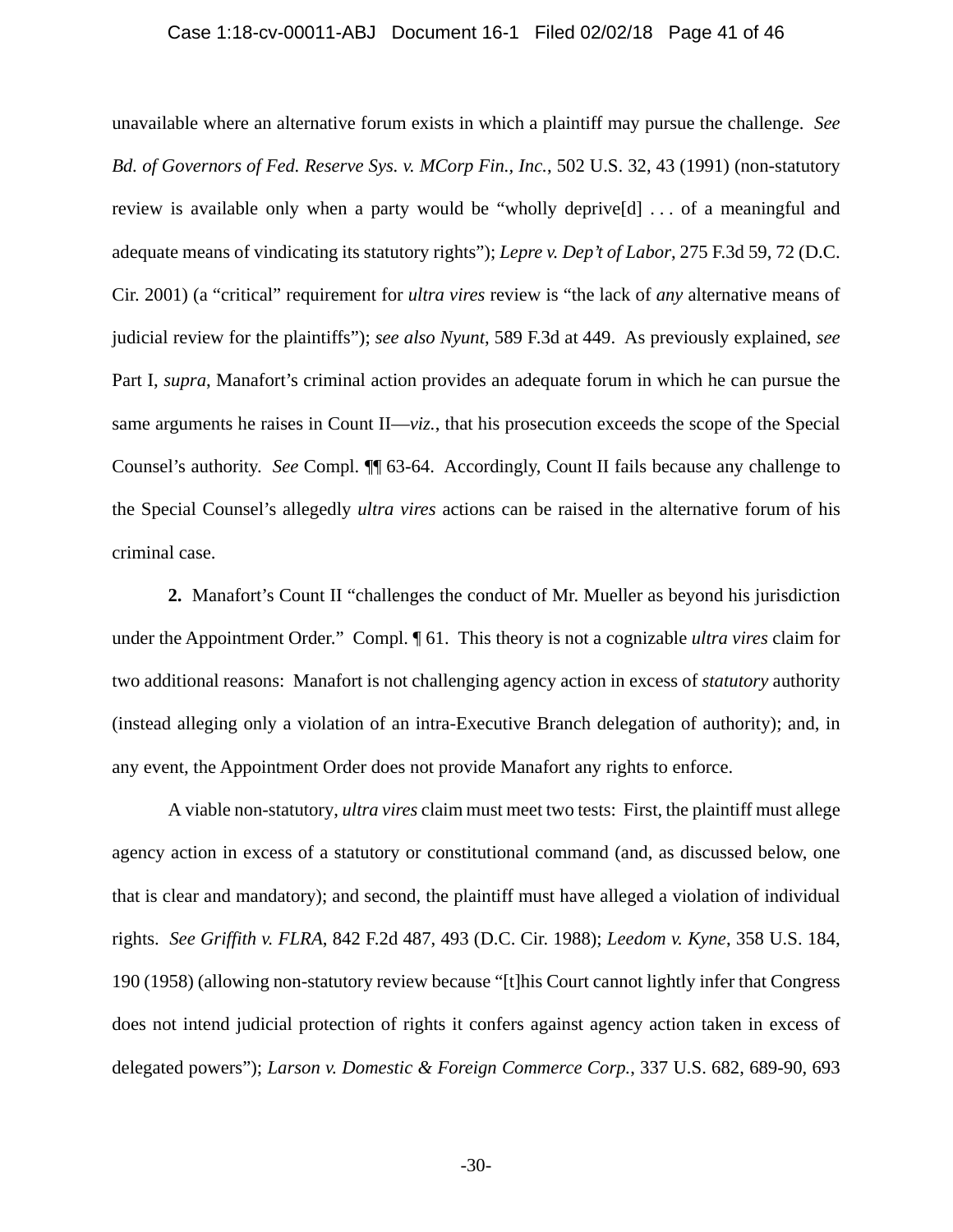unavailable where an alternative forum exists in which a plaintiff may pursue the challenge. *See Bd. of Governors of Fed. Reserve Sys. v. MCorp Fin., Inc.*, 502 U.S. 32, 43 (1991) (non-statutory review is available only when a party would be "wholly deprive[d] . . . of a meaningful and adequate means of vindicating its statutory rights"); *Lepre v. Dep't of Labor*, 275 F.3d 59, 72 (D.C. Cir. 2001) (a "critical" requirement for *ultra vires* review is "the lack of *any* alternative means of judicial review for the plaintiffs"); *see also Nyunt*, 589 F.3d at 449. As previously explained, *see* Part I, *supra*, Manafort's criminal action provides an adequate forum in which he can pursue the same arguments he raises in Count II—*viz.*, that his prosecution exceeds the scope of the Special Counsel's authority. *See* Compl. ¶¶ 63-64. Accordingly, Count II fails because any challenge to the Special Counsel's allegedly *ultra vires* actions can be raised in the alternative forum of his criminal case.

**2.** Manafort's Count II "challenges the conduct of Mr. Mueller as beyond his jurisdiction under the Appointment Order." Compl. ¶ 61. This theory is not a cognizable *ultra vires* claim for two additional reasons: Manafort is not challenging agency action in excess of *statutory* authority (instead alleging only a violation of an intra-Executive Branch delegation of authority); and, in any event, the Appointment Order does not provide Manafort any rights to enforce.

A viable non-statutory, *ultra vires* claim must meet two tests: First, the plaintiff must allege agency action in excess of a statutory or constitutional command (and, as discussed below, one that is clear and mandatory); and second, the plaintiff must have alleged a violation of individual rights. *See Griffith v. FLRA*, 842 F.2d 487, 493 (D.C. Cir. 1988); *Leedom v. Kyne*, 358 U.S. 184, 190 (1958) (allowing non-statutory review because "[t]his Court cannot lightly infer that Congress does not intend judicial protection of rights it confers against agency action taken in excess of delegated powers"); *Larson v. Domestic & Foreign Commerce Corp.*, 337 U.S. 682, 689-90, 693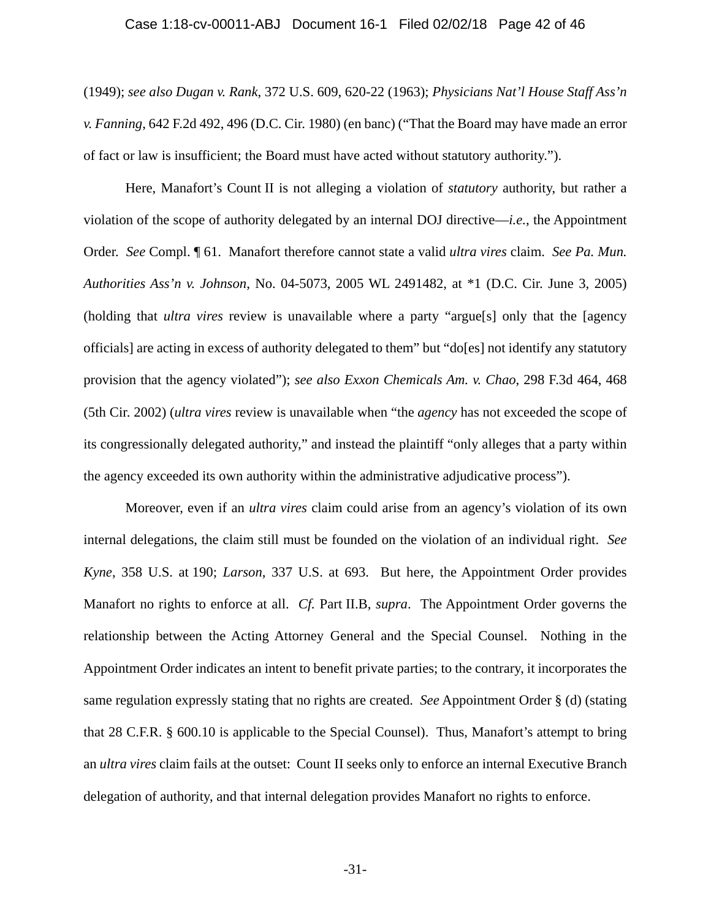(1949); *see also Dugan v. Rank*, 372 U.S. 609, 620-22 (1963); *Physicians Nat'l House Staff Ass'n v. Fanning*, 642 F.2d 492, 496 (D.C. Cir. 1980) (en banc) ("That the Board may have made an error of fact or law is insufficient; the Board must have acted without statutory authority.").

Here, Manafort's Count II is not alleging a violation of *statutory* authority, but rather a violation of the scope of authority delegated by an internal DOJ directive—*i.e.*, the Appointment Order. *See* Compl. ¶ 61. Manafort therefore cannot state a valid *ultra vires* claim. *See Pa. Mun. Authorities Ass'n v. Johnson*, No. 04-5073, 2005 WL 2491482, at *1 (D.C. Cir. June 3, 2005) (holding that *ultra vires* review is unavailable where a party "argue[s] only that the [agency officials] are acting in excess of authority delegated to them" but "do[es] not identify any statutory provision that the agency violated"); *see also Exxon Chemicals Am. v. Chao*, 298 F.3d 464, 468 (5th Cir. 2002) (*ultra vires* review is unavailable when "the *agency* has not exceeded the scope of its congressionally delegated authority," and instead the plaintiff "only alleges that a party within the agency exceeded its own authority within the administrative adjudicative process").

Moreover, even if an *ultra vires* claim could arise from an agency's violation of its own internal delegations, the claim still must be founded on the violation of an individual right. *See Kyne*, 358 U.S. at 190; *Larson*, 337 U.S. at 693. But here, the Appointment Order provides Manafort no rights to enforce at all. *Cf.* Part II.B, *supra*. The Appointment Order governs the relationship between the Acting Attorney General and the Special Counsel. Nothing in the Appointment Order indicates an intent to benefit private parties; to the contrary, it incorporates the same regulation expressly stating that no rights are created. *See* Appointment Order § (d) (stating that 28 C.F.R. § 600.10 is applicable to the Special Counsel). Thus, Manafort's attempt to bring an *ultra vires* claim fails at the outset: Count II seeks only to enforce an internal Executive Branch delegation of authority, and that internal delegation provides Manafort no rights to enforce.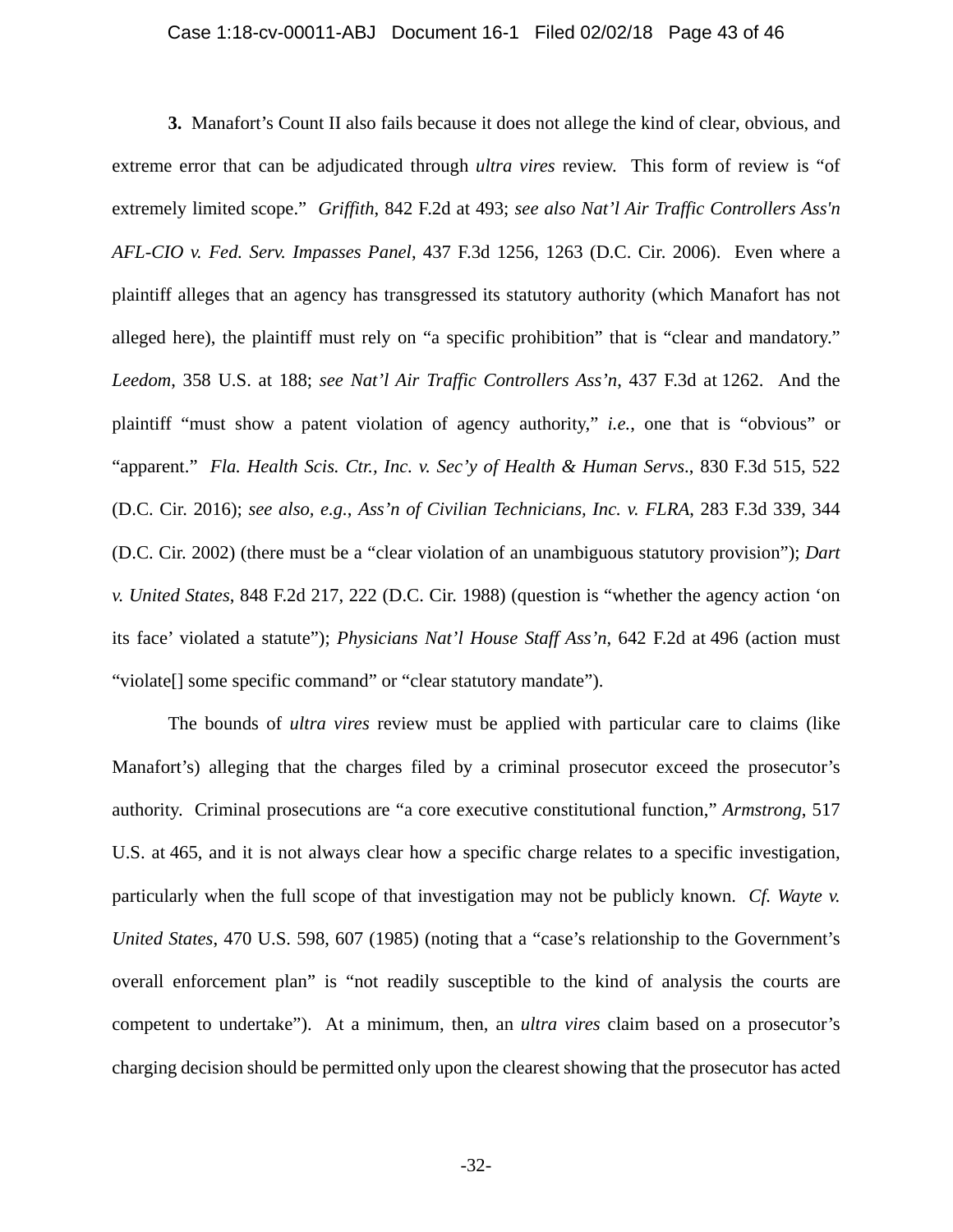**3.** Manafort's Count II also fails because it does not allege the kind of clear, obvious, and extreme error that can be adjudicated through *ultra vires* review. This form of review is "of extremely limited scope." *Griffith*, 842 F.2d at 493; *see also Nat'l Air Traffic Controllers Ass'n AFL-CIO v. Fed. Serv. Impasses Panel*, 437 F.3d 1256, 1263 (D.C. Cir. 2006). Even where a plaintiff alleges that an agency has transgressed its statutory authority (which Manafort has not alleged here), the plaintiff must rely on "a specific prohibition" that is "clear and mandatory." *Leedom*, 358 U.S. at 188; *see Nat'l Air Traffic Controllers Ass'n*, 437 F.3d at 1262. And the plaintiff "must show a patent violation of agency authority," *i.e.*, one that is "obvious" or "apparent." *Fla. Health Scis. Ctr., Inc. v. Sec'y of Health & Human Servs*., 830 F.3d 515, 522 (D.C. Cir. 2016); *see also, e.g.*, *Ass'n of Civilian Technicians, Inc. v. FLRA*, 283 F.3d 339, 344 (D.C. Cir. 2002) (there must be a "clear violation of an unambiguous statutory provision"); *Dart v. United States*, 848 F.2d 217, 222 (D.C. Cir. 1988) (question is "whether the agency action 'on its face' violated a statute"); *Physicians Nat'l House Staff Ass'n*, 642 F.2d at 496 (action must "violate[] some specific command" or "clear statutory mandate").

The bounds of *ultra vires* review must be applied with particular care to claims (like Manafort's) alleging that the charges filed by a criminal prosecutor exceed the prosecutor's authority. Criminal prosecutions are "a core executive constitutional function," *Armstrong*, 517 U.S. at 465, and it is not always clear how a specific charge relates to a specific investigation, particularly when the full scope of that investigation may not be publicly known. *Cf. Wayte v. United States*, 470 U.S. 598, 607 (1985) (noting that a "case's relationship to the Government's overall enforcement plan" is "not readily susceptible to the kind of analysis the courts are competent to undertake"). At a minimum, then, an *ultra vires* claim based on a prosecutor's charging decision should be permitted only upon the clearest showing that the prosecutor has acted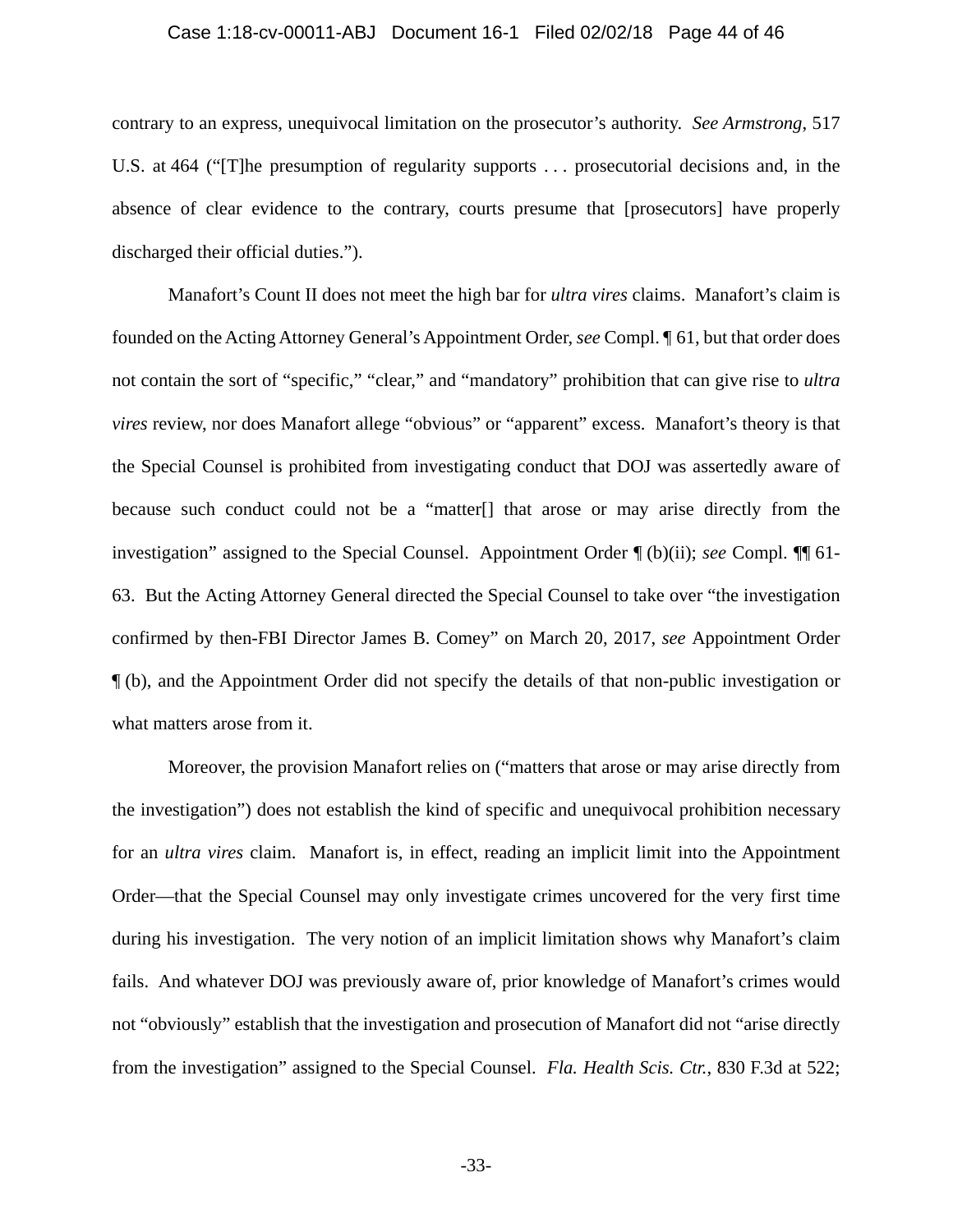contrary to an express, unequivocal limitation on the prosecutor's authority. *See Armstrong*, 517 U.S. at 464 ("[T]he presumption of regularity supports . . . prosecutorial decisions and, in the absence of clear evidence to the contrary, courts presume that [prosecutors] have properly discharged their official duties.").

Manafort's Count II does not meet the high bar for *ultra vires* claims. Manafort's claim is founded on the Acting Attorney General's Appointment Order, *see* Compl. ¶ 61, but that order does not contain the sort of "specific," "clear," and "mandatory" prohibition that can give rise to *ultra vires* review, nor does Manafort allege "obvious" or "apparent" excess. Manafort's theory is that the Special Counsel is prohibited from investigating conduct that DOJ was assertedly aware of because such conduct could not be a "matter[] that arose or may arise directly from the investigation" assigned to the Special Counsel. Appointment Order ¶ (b)(ii); *see* Compl. ¶¶ 61-63. But the Acting Attorney General directed the Special Counsel to take over "the investigation confirmed by then-FBI Director James B. Comey" on March 20, 2017, *see* Appointment Order ¶ (b), and the Appointment Order did not specify the details of that non-public investigation or what matters arose from it.

Moreover, the provision Manafort relies on ("matters that arose or may arise directly from the investigation") does not establish the kind of specific and unequivocal prohibition necessary for an *ultra vires* claim. Manafort is, in effect, reading an implicit limit into the Appointment Order—that the Special Counsel may only investigate crimes uncovered for the very first time during his investigation. The very notion of an implicit limitation shows why Manafort's claim fails. And whatever DOJ was previously aware of, prior knowledge of Manafort's crimes would not "obviously" establish that the investigation and prosecution of Manafort did not "arise directly from the investigation" assigned to the Special Counsel. *Fla. Health Scis. Ctr.*, 830 F.3d at 522;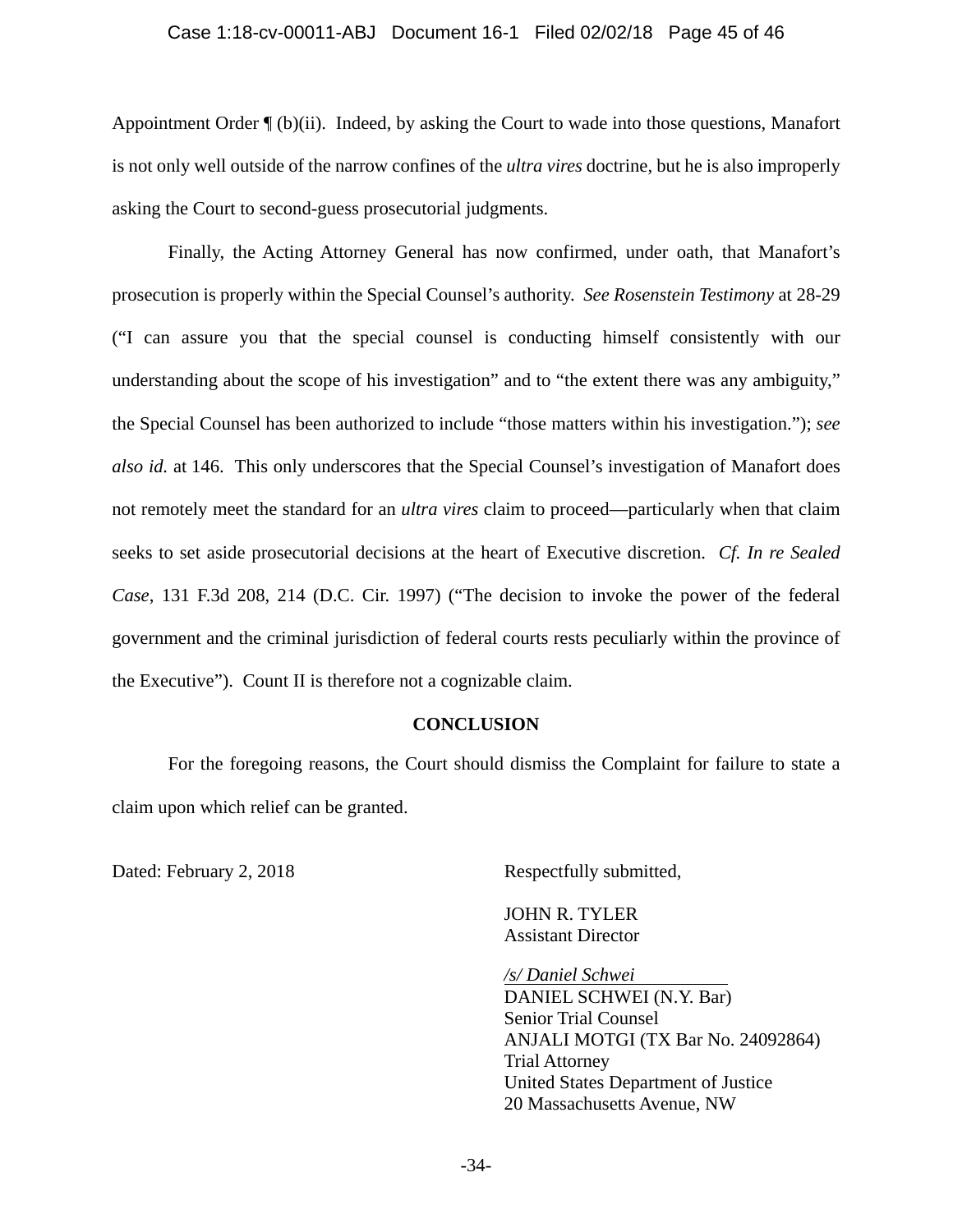Appointment Order ¶ (b)(ii). Indeed, by asking the Court to wade into those questions, Manafort is not only well outside of the narrow confines of the *ultra vires* doctrine, but he is also improperly asking the Court to second-guess prosecutorial judgments.

Finally, the Acting Attorney General has now confirmed, under oath, that Manafort's prosecution is properly within the Special Counsel's authority. *See Rosenstein Testimony* at 28-29 ("I can assure you that the special counsel is conducting himself consistently with our understanding about the scope of his investigation" and to "the extent there was any ambiguity," the Special Counsel has been authorized to include "those matters within his investigation."); *see also id.* at 146. This only underscores that the Special Counsel's investigation of Manafort does not remotely meet the standard for an *ultra vires* claim to proceed—particularly when that claim seeks to set aside prosecutorial decisions at the heart of Executive discretion. *Cf. In re Sealed Case*, 131 F.3d 208, 214 (D.C. Cir. 1997) ("The decision to invoke the power of the federal government and the criminal jurisdiction of federal courts rests peculiarly within the province of the Executive"). Count II is therefore not a cognizable claim.

**CONCLUSION**

For the foregoing reasons, the Court should dismiss the Complaint for failure to state a claim upon which relief can be granted.

Dated: February 2, 2018

Respectfully submitted,

JOHN R. TYLER
Assistant Director

*/s/ Daniel Schwei*
DANIEL SCHWEI (N.Y. Bar)
Senior Trial Counsel
ANJALI MOTGI (TX Bar No. 24092864)
Trial Attorney
United States Department of Justice
20 Massachusetts Avenue, NW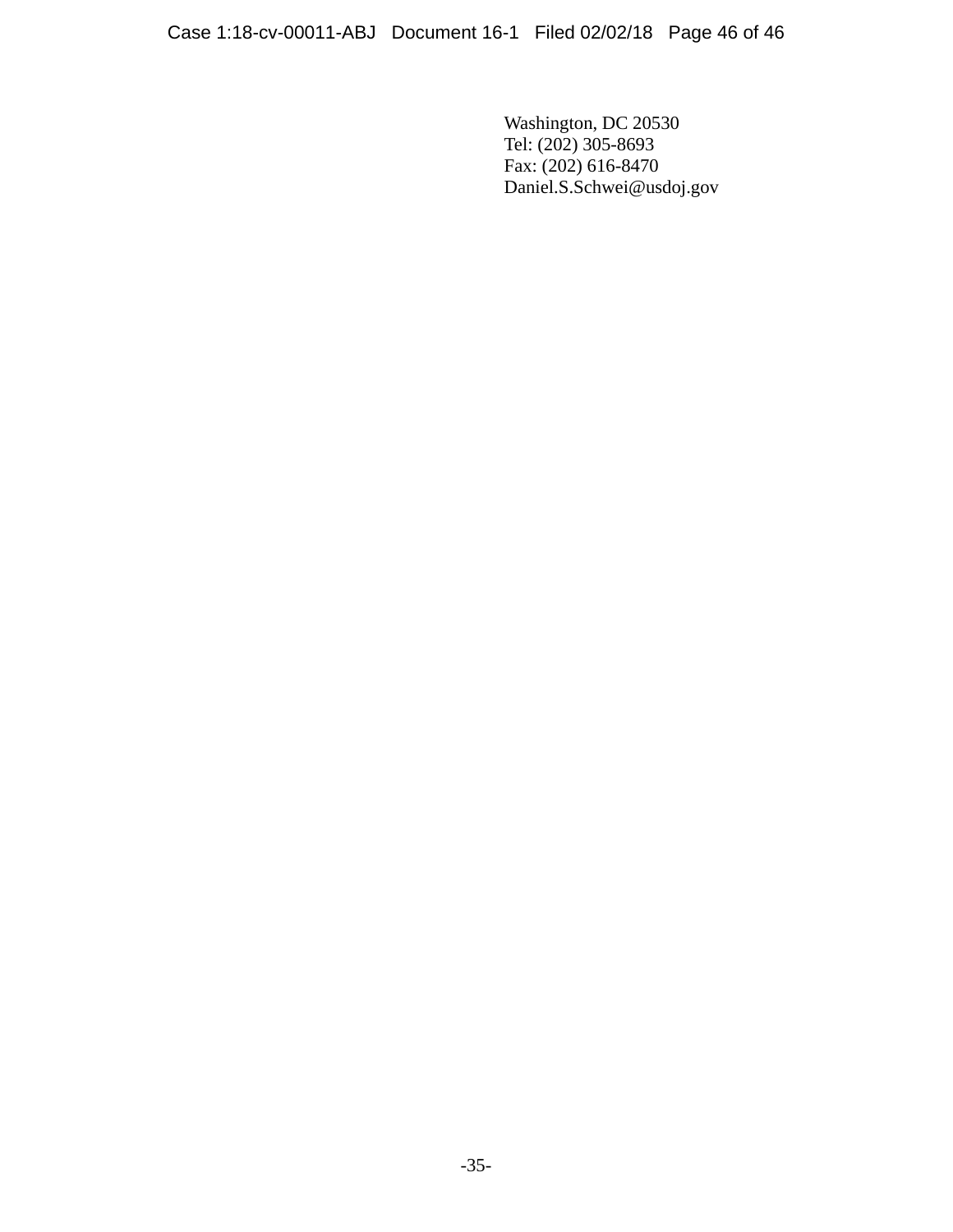Washington, DC 20530
Tel: (202) 305-8693
Fax: (202) 616-8470
Daniel.S.Schwei@usdoj.gov